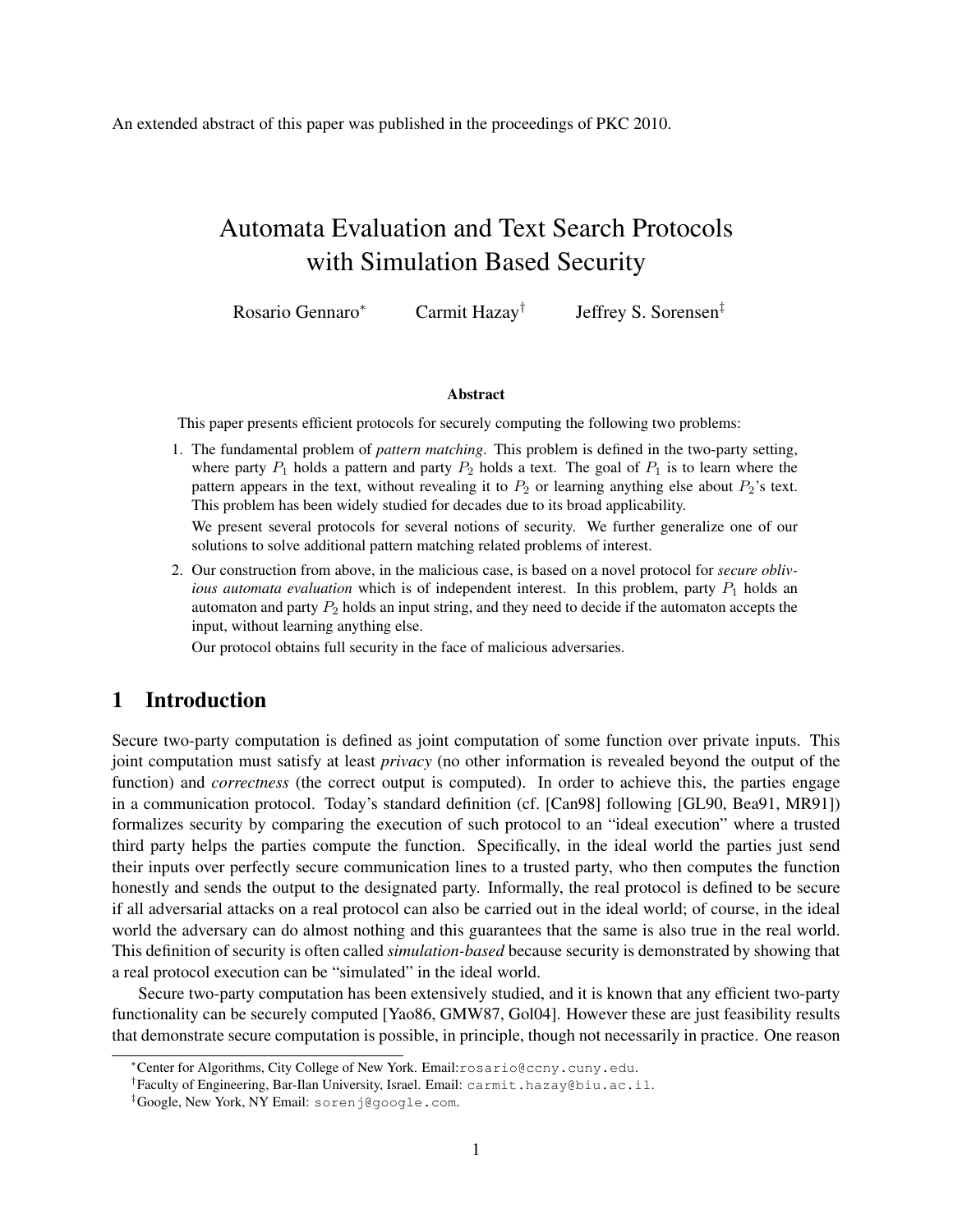An extended abstract of this paper was published in the proceedings of PKC 2010.

# Automata Evaluation and Text Search Protocols with Simulation Based Security

Rosario Gennaro[*] Carmit Hazay[†] Jeffrey S. Sorensen[‡]

### Abstract

This paper presents efficient protocols for securely computing the following two problems:

1. The fundamental problem of *pattern matching*. This problem is defined in the two-party setting, where party $P_1$ holds a pattern and party $P_2$ holds a text. The goal of $P_1$ is to learn where the pattern appears in the text, without revealing it to $P_2$ or learning anything else about $P_2$'s text. This problem has been widely studied for decades due to its broad applicability.

   We present several protocols for several notions of security. We further generalize one of our solutions to solve additional pattern matching related problems of interest.

2. Our construction from above, in the malicious case, is based on a novel protocol for *secure oblivious automata evaluation* which is of independent interest. In this problem, party $P_1$ holds an automaton and party $P_2$ holds an input string, and they need to decide if the automaton accepts the input, without learning anything else.

   Our protocol obtains full security in the face of malicious adversaries.

## 1 Introduction

Secure two-party computation is defined as joint computation of some function over private inputs. This joint computation must satisfy at least *privacy* (no other information is revealed beyond the output of the function) and *correctness* (the correct output is computed). In order to achieve this, the parties engage in a communication protocol. Today's standard definition (cf. [Can98] following [GL90, Bea91, MR91]) formalizes security by comparing the execution of such protocol to an "ideal execution" where a trusted third party helps the parties compute the function. Specifically, in the ideal world the parties just send their inputs over perfectly secure communication lines to a trusted party, who then computes the function honestly and sends the output to the designated party. Informally, the real protocol is defined to be secure if all adversarial attacks on a real protocol can also be carried out in the ideal world; of course, in the ideal world the adversary can do almost nothing and this guarantees that the same is also true in the real world. This definition of security is often called *simulation-based* because security is demonstrated by showing that a real protocol execution can be "simulated" in the ideal world.

Secure two-party computation has been extensively studied, and it is known that any efficient two-party functionality can be securely computed [Yao86, GMW87, Gol04]. However these are just feasibility results that demonstrate secure computation is possible, in principle, though not necessarily in practice. One reason

[*] Center for Algorithms, City College of New York. Email: rosario@ccny.cuny.edu.

[†] Faculty of Engineering, Bar-Ilan University, Israel. Email: carmit.hazay@biu.ac.il.

[‡] Google, New York, NY Email: sorenj@google.com.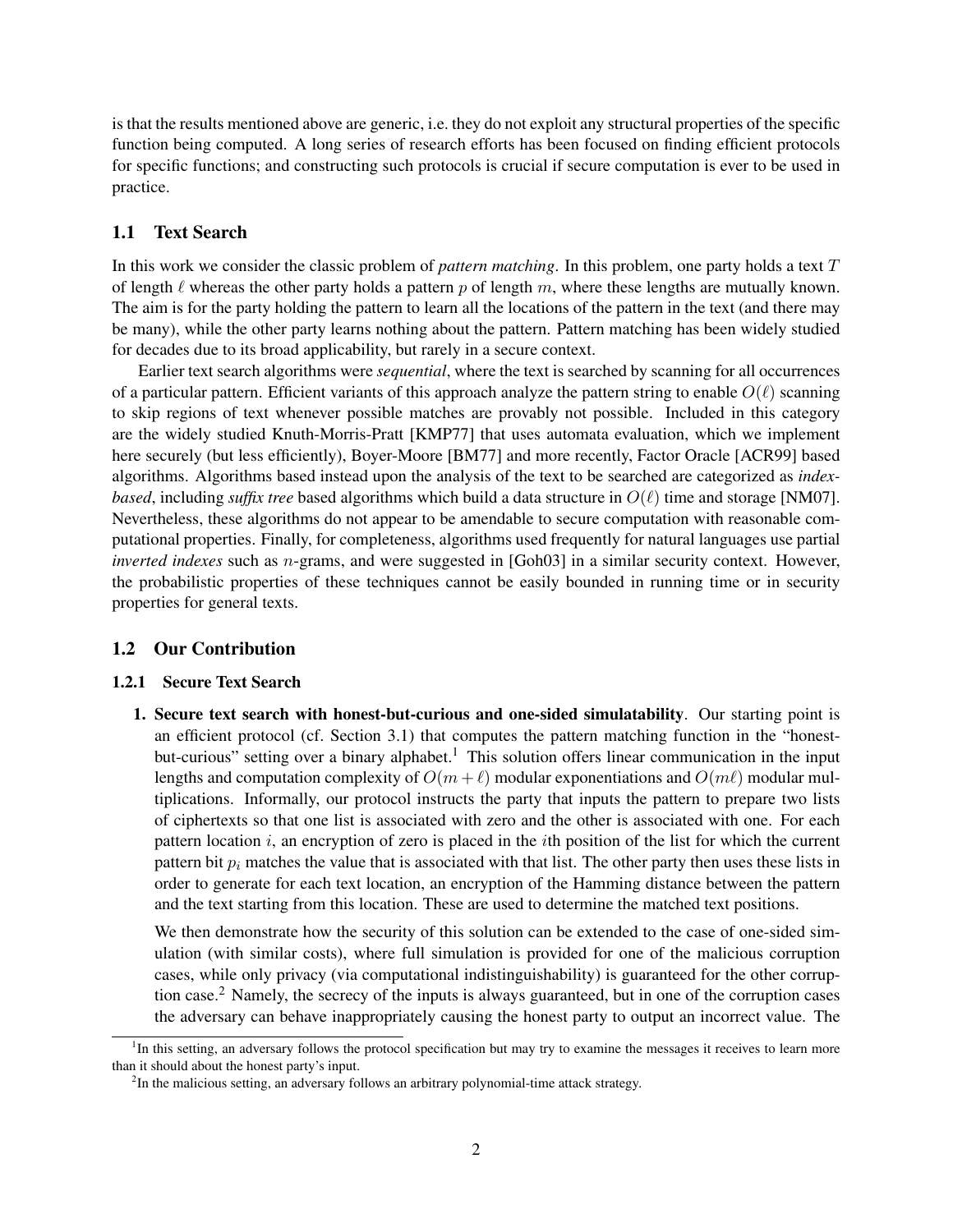is that the results mentioned above are generic, i.e. they do not exploit any structural properties of the specific function being computed. A long series of research efforts has been focused on finding efficient protocols for specific functions; and constructing such protocols is crucial if secure computation is ever to be used in practice.

## 1.1 Text Search

In this work we consider the classic problem of *pattern matching*. In this problem, one party holds a text $T$ of length $\ell$ whereas the other party holds a pattern $p$ of length $m$, where these lengths are mutually known. The aim is for the party holding the pattern to learn all the locations of the pattern in the text (and there may be many), while the other party learns nothing about the pattern. Pattern matching has been widely studied for decades due to its broad applicability, but rarely in a secure context.

Earlier text search algorithms were *sequential*, where the text is searched by scanning for all occurrences of a particular pattern. Efficient variants of this approach analyze the pattern string to enable $O(\ell)$ scanning to skip regions of text whenever possible matches are provably not possible. Included in this category are the widely studied Knuth-Morris-Pratt [KMP77] that uses automata evaluation, which we implement here securely (but less efficiently), Boyer-Moore [BM77] and more recently, Factor Oracle [ACR99] based algorithms. Algorithms based instead upon the analysis of the text to be searched are categorized as *index-based*, including *suffix tree* based algorithms which build a data structure in $O(\ell)$ time and storage [NM07]. Nevertheless, these algorithms do not appear to be amendable to secure computation with reasonable computational properties. Finally, for completeness, algorithms used frequently for natural languages use partial *inverted indexes* such as $n$-grams, and were suggested in [Goh03] in a similar security context. However, the probabilistic properties of these techniques cannot be easily bounded in running time or in security properties for general texts.

## 1.2 Our Contribution

### 1.2.1 Secure Text Search

1. **Secure text search with honest-but-curious and one-sided simulatability**. Our starting point is an efficient protocol (cf. Section 3.1) that computes the pattern matching function in the "honest-but-curious" setting over a binary alphabet.[1] This solution offers linear communication in the input lengths and computation complexity of $O(m + \ell)$ modular exponentiations and $O(m\ell)$ modular multiplications. Informally, our protocol instructs the party that inputs the pattern to prepare two lists of ciphertexts so that one list is associated with zero and the other is associated with one. For each pattern location $i$, an encryption of zero is placed in the $i$th position of the list for which the current pattern bit $p_i$ matches the value that is associated with that list. The other party then uses these lists in order to generate for each text location, an encryption of the Hamming distance between the pattern and the text starting from this location. These are used to determine the matched text positions.

   We then demonstrate how the security of this solution can be extended to the case of one-sided simulation (with similar costs), where full simulation is provided for one of the malicious corruption cases, while only privacy (via computational indistinguishability) is guaranteed for the other corruption case.[2] Namely, the secrecy of the inputs is always guaranteed, but in one of the corruption cases the adversary can behave inappropriately causing the honest party to output an incorrect value. The

[1] In this setting, an adversary follows the protocol specification but may try to examine the messages it receives to learn more than it should about the honest party's input.

[2] In the malicious setting, an adversary follows an arbitrary polynomial-time attack strategy.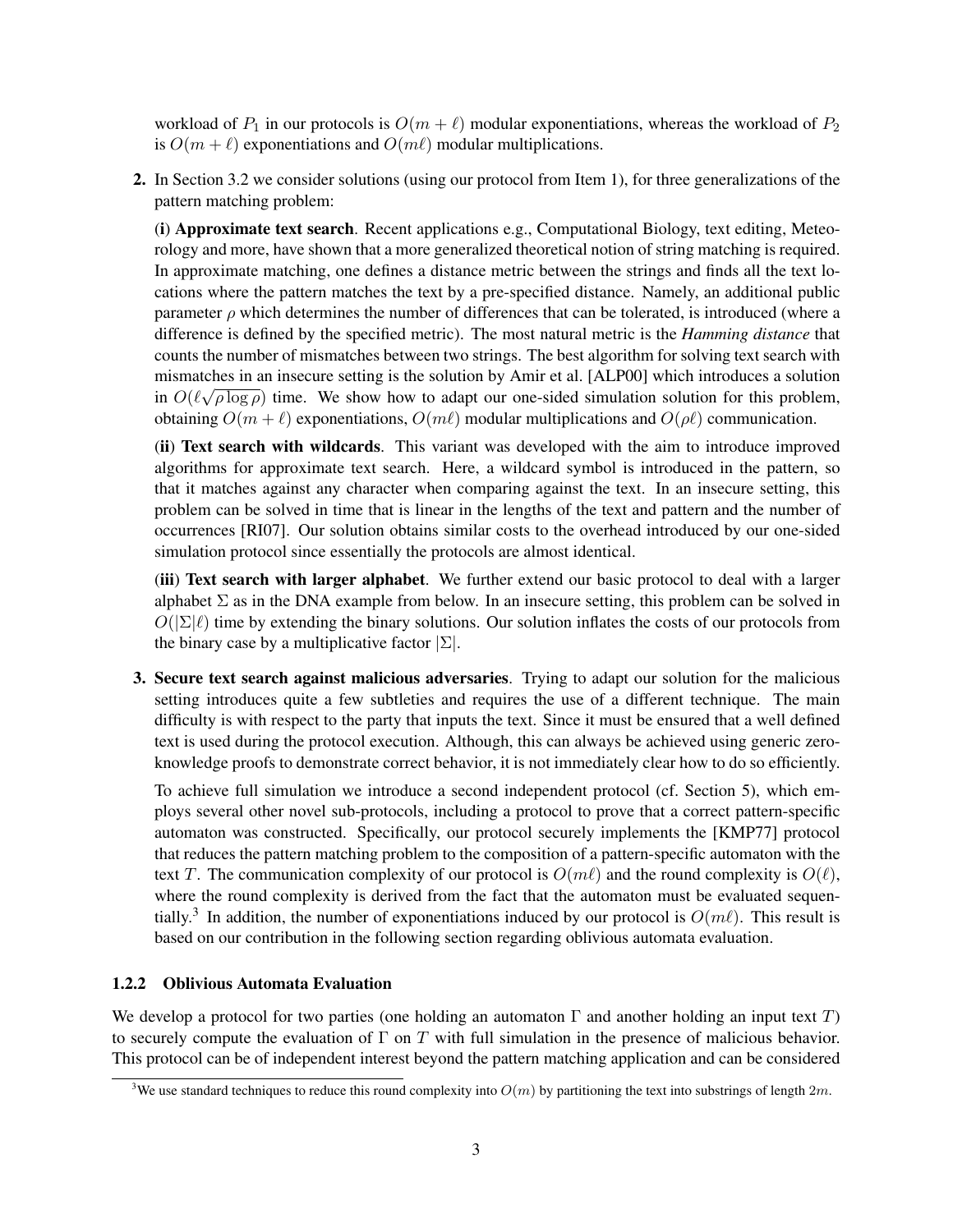workload of $P_1$ in our protocols is $O(m + \ell)$ modular exponentiations, whereas the workload of $P_2$ is $O(m + \ell)$ exponentiations and $O(m\ell)$ modular multiplications.

**2.** In Section 3.2 we consider solutions (using our protocol from Item 1), for three generalizations of the pattern matching problem:

(**i**) **Approximate text search**. Recent applications e.g., Computational Biology, text editing, Meteorology and more, have shown that a more generalized theoretical notion of string matching is required. In approximate matching, one defines a distance metric between the strings and finds all the text locations where the pattern matches the text by a pre-specified distance. Namely, an additional public parameter $\rho$ which determines the number of differences that can be tolerated, is introduced (where a difference is defined by the specified metric). The most natural metric is the ***Hamming distance*** that counts the number of mismatches between two strings. The best algorithm for solving text search with mismatches in an insecure setting is the solution by Amir et al. [ALP00] which introduces a solution in $O(\ell\sqrt{\rho \log \rho})$ time. We show how to adapt our one-sided simulation solution for this problem, obtaining $O(m + \ell)$ exponentiations, $O(m\ell)$ modular multiplications and $O(\rho\ell)$ communication.

(**ii**) **Text search with wildcards**. This variant was developed with the aim to introduce improved algorithms for approximate text search. Here, a wildcard symbol is introduced in the pattern, so that it matches against any character when comparing against the text. In an insecure setting, this problem can be solved in time that is linear in the lengths of the text and pattern and the number of occurrences [RI07]. Our solution obtains similar costs to the overhead introduced by our one-sided simulation protocol since essentially the protocols are almost identical.

(**iii**) **Text search with larger alphabet**. We further extend our basic protocol to deal with a larger alphabet $\Sigma$ as in the DNA example from below. In an insecure setting, this problem can be solved in $O(|\Sigma|\ell)$ time by extending the binary solutions. Our solution inflates the costs of our protocols from the binary case by a multiplicative factor $|\Sigma|$.

**3. Secure text search against malicious adversaries**. Trying to adapt our solution for the malicious setting introduces quite a few subtleties and requires the use of a different technique. The main difficulty is with respect to the party that inputs the text. Since it must be ensured that a well defined text is used during the protocol execution. Although, this can always be achieved using generic zero-knowledge proofs to demonstrate correct behavior, it is not immediately clear how to do so efficiently.

To achieve full simulation we introduce a second independent protocol (cf. Section 5), which employs several other novel sub-protocols, including a protocol to prove that a correct pattern-specific automaton was constructed. Specifically, our protocol securely implements the [KMP77] protocol that reduces the pattern matching problem to the composition of a pattern-specific automaton with the text $T$. The communication complexity of our protocol is $O(m\ell)$ and the round complexity is $O(\ell)$, where the round complexity is derived from the fact that the automaton must be evaluated sequentially.[3] In addition, the number of exponentiations induced by our protocol is $O(m\ell)$. This result is based on our contribution in the following section regarding oblivious automata evaluation.

### 1.2.2 Oblivious Automata Evaluation

We develop a protocol for two parties (one holding an automaton $\Gamma$ and another holding an input text $T$) to securely compute the evaluation of $\Gamma$ on $T$ with full simulation in the presence of malicious behavior. This protocol can be of independent interest beyond the pattern matching application and can be considered

[3] We use standard techniques to reduce this round complexity into $O(m)$ by partitioning the text into substrings of length $2m$.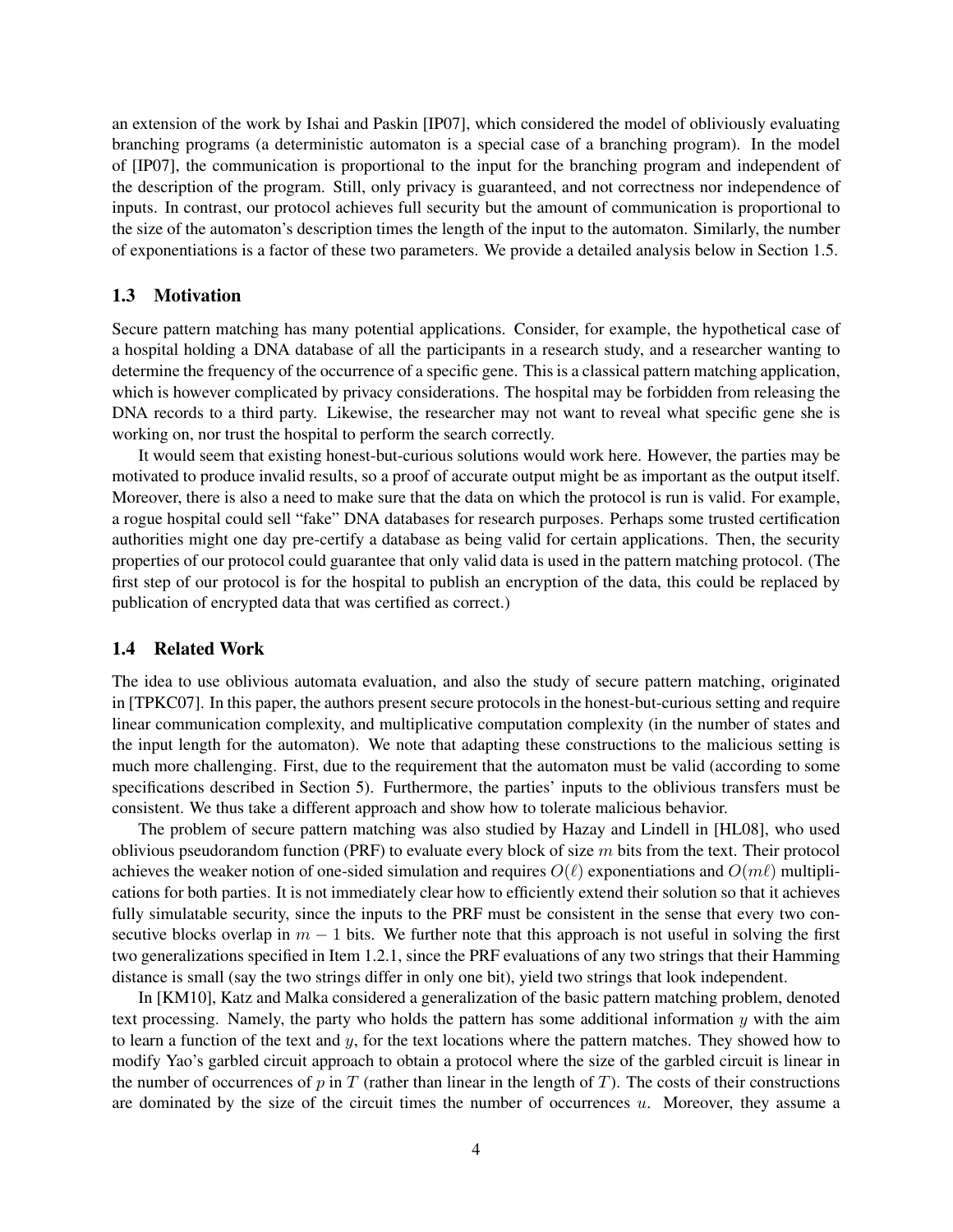an extension of the work by Ishai and Paskin [IP07], which considered the model of obliviously evaluating branching programs (a deterministic automaton is a special case of a branching program). In the model of [IP07], the communication is proportional to the input for the branching program and independent of the description of the program. Still, only privacy is guaranteed, and not correctness nor independence of inputs. In contrast, our protocol achieves full security but the amount of communication is proportional to the size of the automaton's description times the length of the input to the automaton. Similarly, the number of exponentiations is a factor of these two parameters. We provide a detailed analysis below in Section 1.5.

### 1.3 Motivation

Secure pattern matching has many potential applications. Consider, for example, the hypothetical case of a hospital holding a DNA database of all the participants in a research study, and a researcher wanting to determine the frequency of the occurrence of a specific gene. This is a classical pattern matching application, which is however complicated by privacy considerations. The hospital may be forbidden from releasing the DNA records to a third party. Likewise, the researcher may not want to reveal what specific gene she is working on, nor trust the hospital to perform the search correctly.

It would seem that existing honest-but-curious solutions would work here. However, the parties may be motivated to produce invalid results, so a proof of accurate output might be as important as the output itself. Moreover, there is also a need to make sure that the data on which the protocol is run is valid. For example, a rogue hospital could sell "fake" DNA databases for research purposes. Perhaps some trusted certification authorities might one day pre-certify a database as being valid for certain applications. Then, the security properties of our protocol could guarantee that only valid data is used in the pattern matching protocol. (The first step of our protocol is for the hospital to publish an encryption of the data, this could be replaced by publication of encrypted data that was certified as correct.)

### 1.4 Related Work

The idea to use oblivious automata evaluation, and also the study of secure pattern matching, originated in [TPKC07]. In this paper, the authors present secure protocols in the honest-but-curious setting and require linear communication complexity, and multiplicative computation complexity (in the number of states and the input length for the automaton). We note that adapting these constructions to the malicious setting is much more challenging. First, due to the requirement that the automaton must be valid (according to some specifications described in Section 5). Furthermore, the parties' inputs to the oblivious transfers must be consistent. We thus take a different approach and show how to tolerate malicious behavior.

The problem of secure pattern matching was also studied by Hazay and Lindell in [HL08], who used oblivious pseudorandom function (PRF) to evaluate every block of size $m$ bits from the text. Their protocol achieves the weaker notion of one-sided simulation and requires $O(\ell)$ exponentiations and $O(m\ell)$ multiplications for both parties. It is not immediately clear how to efficiently extend their solution so that it achieves fully simulatable security, since the inputs to the PRF must be consistent in the sense that every two consecutive blocks overlap in $m - 1$ bits. We further note that this approach is not useful in solving the first two generalizations specified in Item 1.2.1, since the PRF evaluations of any two strings that their Hamming distance is small (say the two strings differ in only one bit), yield two strings that look independent.

In [KM10], Katz and Malka considered a generalization of the basic pattern matching problem, denoted text processing. Namely, the party who holds the pattern has some additional information $y$ with the aim to learn a function of the text and $y$, for the text locations where the pattern matches. They showed how to modify Yao's garbled circuit approach to obtain a protocol where the size of the garbled circuit is linear in the number of occurrences of $p$ in $T$ (rather than linear in the length of $T$). The costs of their constructions are dominated by the size of the circuit times the number of occurrences $u$. Moreover, they assume a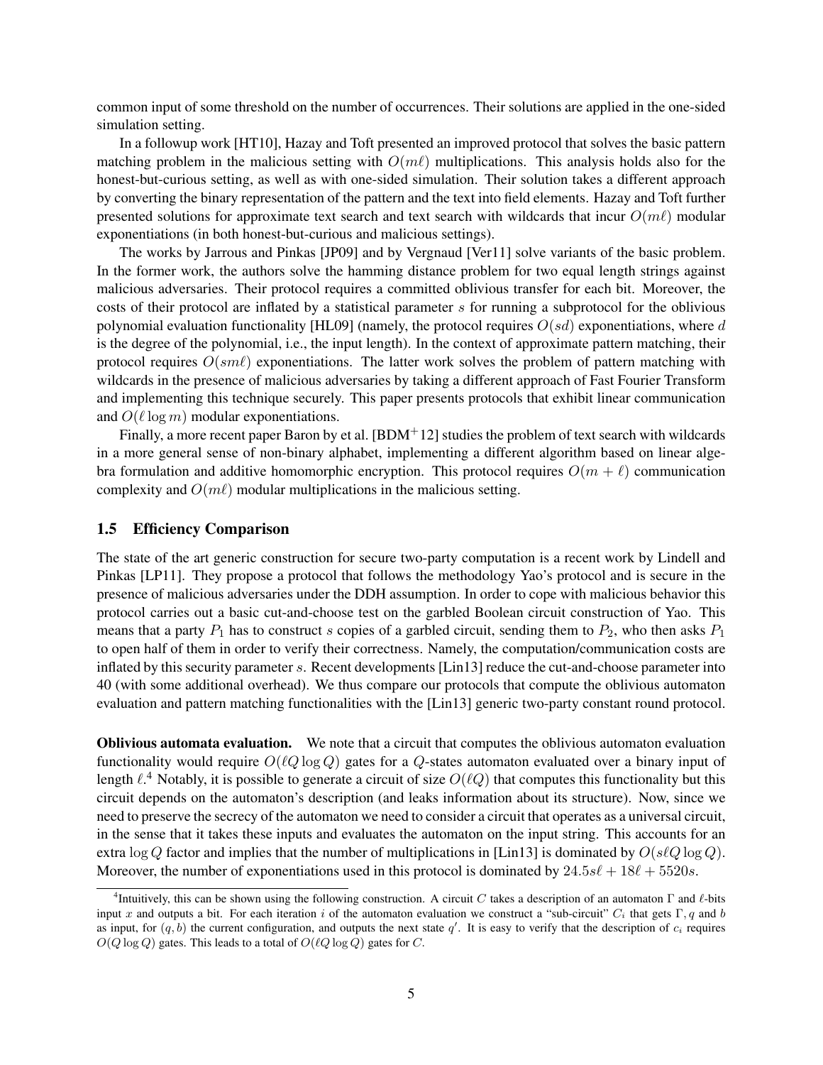common input of some threshold on the number of occurrences. Their solutions are applied in the one-sided simulation setting.

In a followup work [HT10], Hazay and Toft presented an improved protocol that solves the basic pattern matching problem in the malicious setting with $O(m\ell)$ multiplications. This analysis holds also for the honest-but-curious setting, as well as with one-sided simulation. Their solution takes a different approach by converting the binary representation of the pattern and the text into field elements. Hazay and Toft further presented solutions for approximate text search and text search with wildcards that incur $O(m\ell)$ modular exponentiations (in both honest-but-curious and malicious settings).

The works by Jarrous and Pinkas [JP09] and by Vergnaud [Ver11] solve variants of the basic problem. In the former work, the authors solve the hamming distance problem for two equal length strings against malicious adversaries. Their protocol requires a committed oblivious transfer for each bit. Moreover, the costs of their protocol are inflated by a statistical parameter $s$ for running a subprotocol for the oblivious polynomial evaluation functionality [HL09] (namely, the protocol requires $O(sd)$ exponentiations, where $d$ is the degree of the polynomial, i.e., the input length). In the context of approximate pattern matching, their protocol requires $O(sm\ell)$ exponentiations. The latter work solves the problem of pattern matching with wildcards in the presence of malicious adversaries by taking a different approach of Fast Fourier Transform and implementing this technique securely. This paper presents protocols that exhibit linear communication and $O(\ell \log m)$ modular exponentiations.

Finally, a more recent paper Baron by et al. [BDM+12] studies the problem of text search with wildcards in a more general sense of non-binary alphabet, implementing a different algorithm based on linear algebra formulation and additive homomorphic encryption. This protocol requires $O(m + \ell)$ communication complexity and $O(m\ell)$ modular multiplications in the malicious setting.

### 1.5 Efficiency Comparison

The state of the art generic construction for secure two-party computation is a recent work by Lindell and Pinkas [LP11]. They propose a protocol that follows the methodology Yao's protocol and is secure in the presence of malicious adversaries under the DDH assumption. In order to cope with malicious behavior this protocol carries out a basic cut-and-choose test on the garbled Boolean circuit construction of Yao. This means that a party $P_1$ has to construct $s$ copies of a garbled circuit, sending them to $P_2$, who then asks $P_1$ to open half of them in order to verify their correctness. Namely, the computation/communication costs are inflated by this security parameter $s$. Recent developments [Lin13] reduce the cut-and-choose parameter into 40 (with some additional overhead). We thus compare our protocols that compute the oblivious automaton evaluation and pattern matching functionalities with the [Lin13] generic two-party constant round protocol.

**Oblivious automata evaluation.** We note that a circuit that computes the oblivious automaton evaluation functionality would require $O(\ell Q \log Q)$ gates for a $Q$-states automaton evaluated over a binary input of length $\ell$.[4] Notably, it is possible to generate a circuit of size $O(\ell Q)$ that computes this functionality but this circuit depends on the automaton's description (and leaks information about its structure). Now, since we need to preserve the secrecy of the automaton we need to consider a circuit that operates as a universal circuit, in the sense that it takes these inputs and evaluates the automaton on the input string. This accounts for an extra $\log Q$ factor and implies that the number of multiplications in [Lin13] is dominated by $O(s\ell Q \log Q)$. Moreover, the number of exponentiations used in this protocol is dominated by $24.5s\ell + 18\ell + 5520s$.

[4] Intuitively, this can be shown using the following construction. A circuit $C$ takes a description of an automaton $\Gamma$ and $\ell$-bits input $x$ and outputs a bit. For each iteration $i$ of the automaton evaluation we construct a "sub-circuit" $C_i$ that gets $\Gamma, q$ and $b$ as input, for $(q, b)$ the current configuration, and outputs the next state $q'$. It is easy to verify that the description of $c_i$ requires $O(Q \log Q)$ gates. This leads to a total of $O(\ell Q \log Q)$ gates for $C$.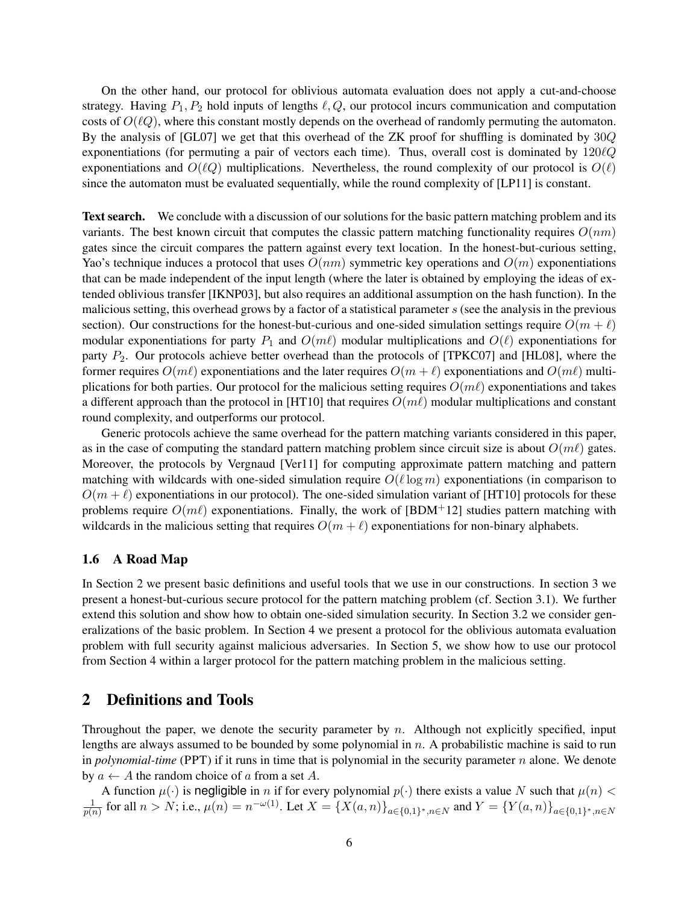On the other hand, our protocol for oblivious automata evaluation does not apply a cut-and-choose strategy. Having $P_1, P_2$ hold inputs of lengths $\ell, Q$, our protocol incurs communication and computation costs of $O(\ell Q)$, where this constant mostly depends on the overhead of randomly permuting the automaton. By the analysis of [GL07] we get that this overhead of the ZK proof for shuffling is dominated by $30Q$ exponentiations (for permuting a pair of vectors each time). Thus, overall cost is dominated by $120\ell Q$ exponentiations and $O(\ell Q)$ multiplications. Nevertheless, the round complexity of our protocol is $O(\ell)$ since the automaton must be evaluated sequentially, while the round complexity of [LP11] is constant.

**Text search.** We conclude with a discussion of our solutions for the basic pattern matching problem and its variants. The best known circuit that computes the classic pattern matching functionality requires $O(nm)$ gates since the circuit compares the pattern against every text location. In the honest-but-curious setting, Yao's technique induces a protocol that uses $O(nm)$ symmetric key operations and $O(m)$ exponentiations that can be made independent of the input length (where the later is obtained by employing the ideas of extended oblivious transfer [IKNP03], but also requires an additional assumption on the hash function). In the malicious setting, this overhead grows by a factor of a statistical parameter $s$ (see the analysis in the previous section). Our constructions for the honest-but-curious and one-sided simulation settings require $O(m + \ell)$ modular exponentiations for party $P_1$ and $O(m\ell)$ modular multiplications and $O(\ell)$ exponentiations for party $P_2$. Our protocols achieve better overhead than the protocols of [TPKC07] and [HL08], where the former requires $O(m\ell)$ exponentiations and the later requires $O(m + \ell)$ exponentiations and $O(m\ell)$ multiplications for both parties. Our protocol for the malicious setting requires $O(m\ell)$ exponentiations and takes a different approach than the protocol in [HT10] that requires $O(m\ell)$ modular multiplications and constant round complexity, and outperforms our protocol.

Generic protocols achieve the same overhead for the pattern matching variants considered in this paper, as in the case of computing the standard pattern matching problem since circuit size is about $O(m\ell)$ gates. Moreover, the protocols by Vergnaud [Ver11] for computing approximate pattern matching and pattern matching with wildcards with one-sided simulation require $O(\ell \log m)$ exponentiations (in comparison to $O(m + \ell)$ exponentiations in our protocol). The one-sided simulation variant of [HT10] protocols for these problems require $O(m\ell)$ exponentiations. Finally, the work of [BDM+12] studies pattern matching with wildcards in the malicious setting that requires $O(m + \ell)$ exponentiations for non-binary alphabets.

### 1.6 A Road Map

In Section 2 we present basic definitions and useful tools that we use in our constructions. In section 3 we present a honest-but-curious secure protocol for the pattern matching problem (cf. Section 3.1). We further extend this solution and show how to obtain one-sided simulation security. In Section 3.2 we consider generalizations of the basic problem. In Section 4 we present a protocol for the oblivious automata evaluation problem with full security against malicious adversaries. In Section 5, we show how to use our protocol from Section 4 within a larger protocol for the pattern matching problem in the malicious setting.

## 2 Definitions and Tools

Throughout the paper, we denote the security parameter by $n$. Although not explicitly specified, input lengths are always assumed to be bounded by some polynomial in $n$. A probabilistic machine is said to run in *polynomial-time* (PPT) if it runs in time that is polynomial in the security parameter $n$ alone. We denote by $a \leftarrow A$ the random choice of $a$ from a set $A$.

A function $\mu(\cdot)$ is negligible in $n$ if for every polynomial $p(\cdot)$ there exists a value $N$ such that $\mu(n) < \frac{1}{p(n)}$ for all $n > N$; i.e., $\mu(n) = n^{-\omega(1)}$. Let $X = \{X(a, n)\}_{a \in \{0,1\}^*, n \in N}$ and $Y = \{Y(a, n)\}_{a \in \{0,1\}^*, n \in N}$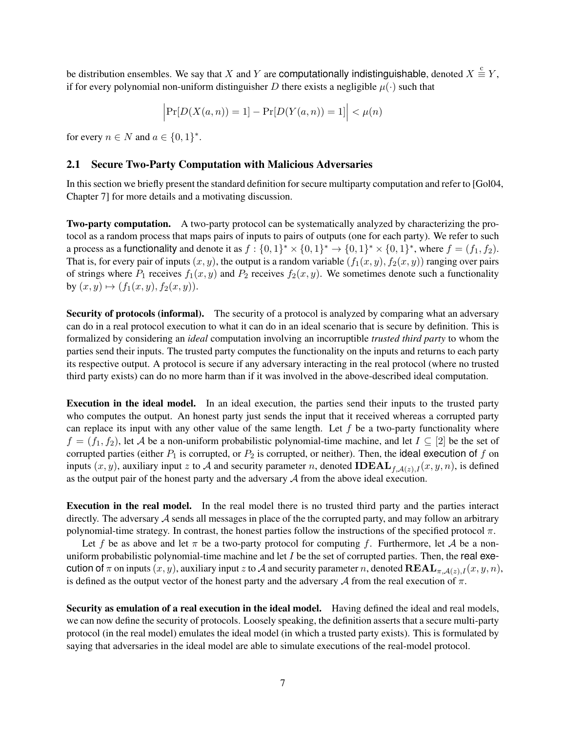be distribution ensembles. We say that $X$ and $Y$ are computationally indistinguishable, denoted $X \stackrel{c}{\equiv} Y$, if for every polynomial non-uniform distinguisher $D$ there exists a negligible $\mu(\cdot)$ such that

$$\Big|\Pr[D(X(a,n))=1]-\Pr[D(Y(a,n))=1]\Big| < \mu(n)$$

for every $n \in N$ and $a \in \{0,1\}^*$.

## 2.1 Secure Two-Party Computation with Malicious Adversaries

In this section we briefly present the standard definition for secure multiparty computation and refer to [Gol04, Chapter 7] for more details and a motivating discussion.

**Two-party computation.** A two-party protocol can be systematically analyzed by characterizing the protocol as a random process that maps pairs of inputs to pairs of outputs (one for each party). We refer to such a process as a functionality and denote it as $f : \{0,1\}^* \times \{0,1\}^* \to \{0,1\}^* \times \{0,1\}^*$, where $f = (f_1, f_2)$. That is, for every pair of inputs $(x, y)$, the output is a random variable $(f_1(x, y), f_2(x, y))$ ranging over pairs of strings where $P_1$ receives $f_1(x, y)$ and $P_2$ receives $f_2(x, y)$. We sometimes denote such a functionality by $(x, y) \mapsto (f_1(x, y), f_2(x, y))$.

**Security of protocols (informal).** The security of a protocol is analyzed by comparing what an adversary can do in a real protocol execution to what it can do in an ideal scenario that is secure by definition. This is formalized by considering an *ideal* computation involving an incorruptible *trusted third party* to whom the parties send their inputs. The trusted party computes the functionality on the inputs and returns to each party its respective output. A protocol is secure if any adversary interacting in the real protocol (where no trusted third party exists) can do no more harm than if it was involved in the above-described ideal computation.

**Execution in the ideal model.** In an ideal execution, the parties send their inputs to the trusted party who computes the output. An honest party just sends the input that it received whereas a corrupted party can replace its input with any other value of the same length. Let $f$ be a two-party functionality where $f = (f_1, f_2)$, let $\mathcal{A}$ be a non-uniform probabilistic polynomial-time machine, and let $I \subseteq [2]$ be the set of corrupted parties (either $P_1$ is corrupted, or $P_2$ is corrupted, or neither). Then, the ideal execution of $f$ on inputs $(x, y)$, auxiliary input $z$ to $\mathcal{A}$ and security parameter $n$, denoted $\mathbf{IDEAL}_{f,\mathcal{A}(z),I}(x, y, n)$, is defined as the output pair of the honest party and the adversary $\mathcal{A}$ from the above ideal execution.

**Execution in the real model.** In the real model there is no trusted third party and the parties interact directly. The adversary $\mathcal{A}$ sends all messages in place of the the corrupted party, and may follow an arbitrary polynomial-time strategy. In contrast, the honest parties follow the instructions of the specified protocol $\pi$.

Let $f$ be as above and let $\pi$ be a two-party protocol for computing $f$. Furthermore, let $\mathcal{A}$ be a non-uniform probabilistic polynomial-time machine and let $I$ be the set of corrupted parties. Then, the real execution of $\pi$ on inputs $(x, y)$, auxiliary input $z$ to $\mathcal{A}$ and security parameter $n$, denoted $\mathbf{REAL}_{\pi,\mathcal{A}(z),I}(x, y, n)$, is defined as the output vector of the honest party and the adversary $\mathcal{A}$ from the real execution of $\pi$.

**Security as emulation of a real execution in the ideal model.** Having defined the ideal and real models, we can now define the security of protocols. Loosely speaking, the definition asserts that a secure multi-party protocol (in the real model) emulates the ideal model (in which a trusted party exists). This is formulated by saying that adversaries in the ideal model are able to simulate executions of the real-model protocol.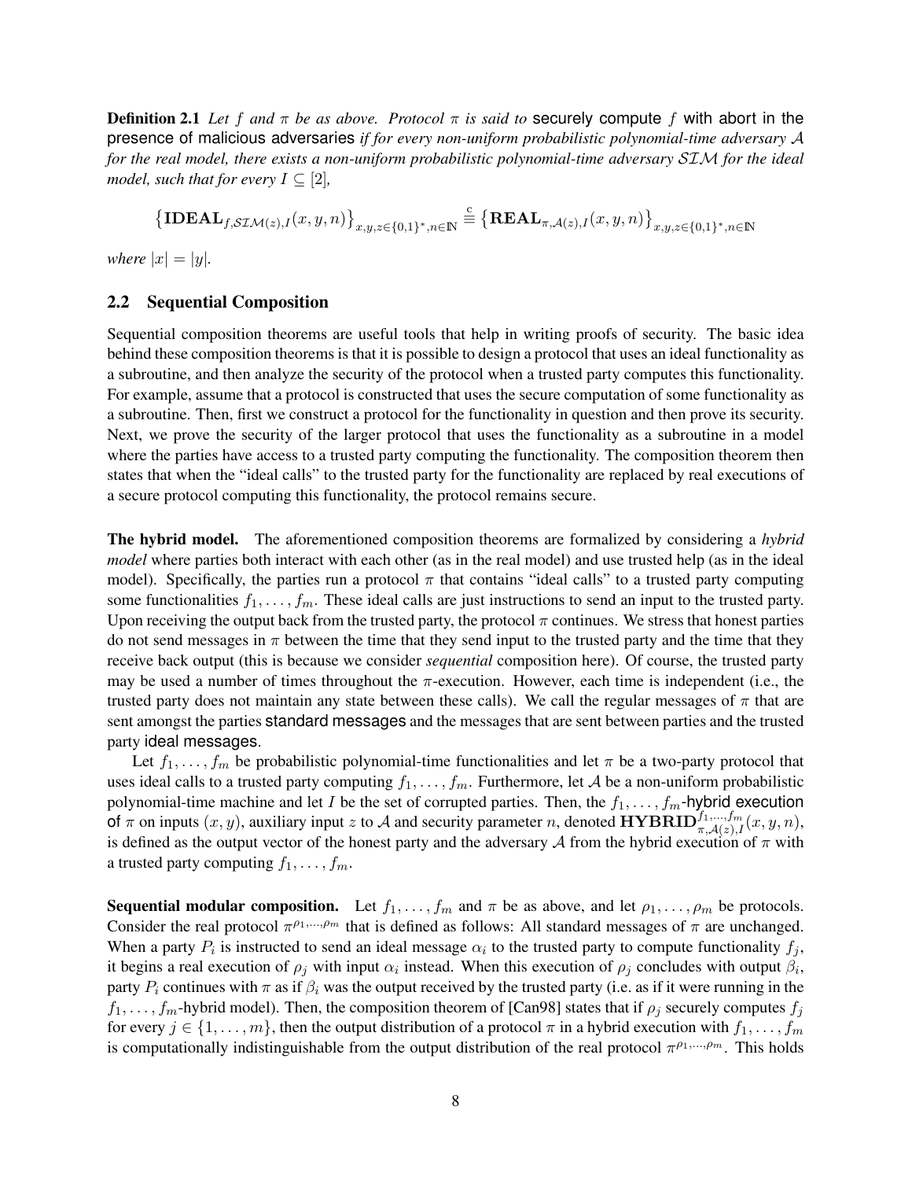**Definition 2.1** *Let $f$ and $\pi$ be as above. Protocol $\pi$ is said to* securely compute $f$ with abort in the presence of malicious adversaries *if for every non-uniform probabilistic polynomial-time adversary $\mathcal{A}$ for the real model, there exists a non-uniform probabilistic polynomial-time adversary $\mathcal{SIM}$ for the ideal model, such that for every $I \subseteq [2]$,*

$$\left\{\mathbf{IDEAL}_{f,\mathcal{SIM}(z),I}(x,y,n)\right\}_{x,y,z\in\{0,1\}^*,n\in\mathbb{N}} \stackrel{\rm c}{\equiv} \left\{\mathbf{REAL}_{\pi,\mathcal{A}(z),I}(x,y,n)\right\}_{x,y,z\in\{0,1\}^*,n\in\mathbb{N}}$$

*where $|x| = |y|$.*

## 2.2 Sequential Composition

Sequential composition theorems are useful tools that help in writing proofs of security. The basic idea behind these composition theorems is that it is possible to design a protocol that uses an ideal functionality as a subroutine, and then analyze the security of the protocol when a trusted party computes this functionality. For example, assume that a protocol is constructed that uses the secure computation of some functionality as a subroutine. Then, first we construct a protocol for the functionality in question and then prove its security. Next, we prove the security of the larger protocol that uses the functionality as a subroutine in a model where the parties have access to a trusted party computing the functionality. The composition theorem then states that when the "ideal calls" to the trusted party for the functionality are replaced by real executions of a secure protocol computing this functionality, the protocol remains secure.

**The hybrid model.** The aforementioned composition theorems are formalized by considering a *hybrid model* where parties both interact with each other (as in the real model) and use trusted help (as in the ideal model). Specifically, the parties run a protocol $\pi$ that contains "ideal calls" to a trusted party computing some functionalities $f_1,\ldots,f_m$. These ideal calls are just instructions to send an input to the trusted party. Upon receiving the output back from the trusted party, the protocol $\pi$ continues. We stress that honest parties do not send messages in $\pi$ between the time that they send input to the trusted party and the time that they receive back output (this is because we consider *sequential* composition here). Of course, the trusted party may be used a number of times throughout the $\pi$-execution. However, each time is independent (i.e., the trusted party does not maintain any state between these calls). We call the regular messages of $\pi$ that are sent amongst the parties standard messages and the messages that are sent between parties and the trusted party ideal messages.

Let $f_1,\ldots,f_m$ be probabilistic polynomial-time functionalities and let $\pi$ be a two-party protocol that uses ideal calls to a trusted party computing $f_1,\ldots,f_m$. Furthermore, let $\mathcal{A}$ be a non-uniform probabilistic polynomial-time machine and let $I$ be the set of corrupted parties. Then, the $f_1,\ldots,f_m$-hybrid execution of $\pi$ on inputs $(x,y)$, auxiliary input $z$ to $\mathcal{A}$ and security parameter $n$, denoted $\mathbf{HYBRID}^{f_1,\ldots,f_m}_{\pi,\mathcal{A}(z),I}(x,y,n)$, is defined as the output vector of the honest party and the adversary $\mathcal{A}$ from the hybrid execution of $\pi$ with a trusted party computing $f_1,\ldots,f_m$.

**Sequential modular composition.** Let $f_1,\ldots,f_m$ and $\pi$ be as above, and let $\rho_1,\ldots,\rho_m$ be protocols. Consider the real protocol $\pi^{\rho_1,\ldots,\rho_m}$ that is defined as follows: All standard messages of $\pi$ are unchanged. When a party $P_i$ is instructed to send an ideal message $\alpha_i$ to the trusted party to compute functionality $f_j$, it begins a real execution of $\rho_j$ with input $\alpha_i$ instead. When this execution of $\rho_j$ concludes with output $\beta_i$, party $P_i$ continues with $\pi$ as if $\beta_i$ was the output received by the trusted party (i.e. as if it were running in the $f_1,\ldots,f_m$-hybrid model). Then, the composition theorem of [Can98] states that if $\rho_j$ securely computes $f_j$ for every $j \in \{1,\ldots,m\}$, then the output distribution of a protocol $\pi$ in a hybrid execution with $f_1,\ldots,f_m$ is computationally indistinguishable from the output distribution of the real protocol $\pi^{\rho_1,\ldots,\rho_m}$. This holds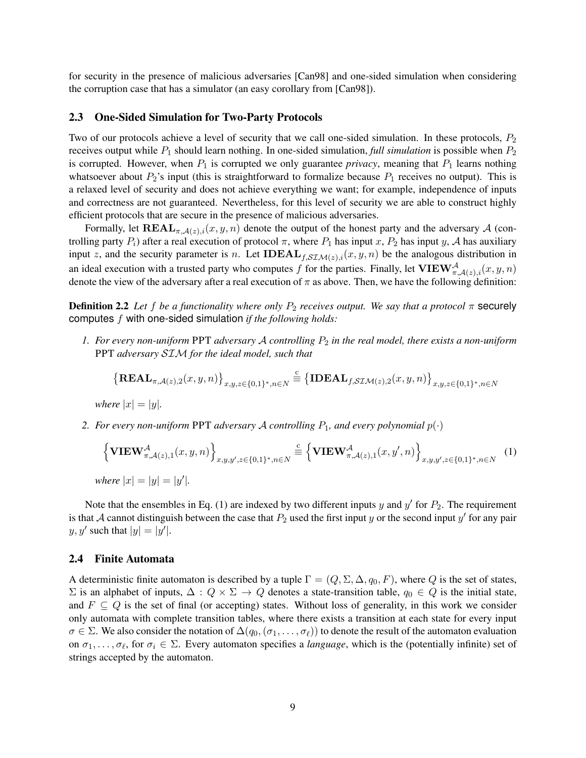for security in the presence of malicious adversaries [Can98] and one-sided simulation when considering the corruption case that has a simulator (an easy corollary from [Can98]).

### 2.3 One-Sided Simulation for Two-Party Protocols

Two of our protocols achieve a level of security that we call one-sided simulation. In these protocols, $P_2$ receives output while $P_1$ should learn nothing. In one-sided simulation, *full simulation* is possible when $P_2$ is corrupted. However, when $P_1$ is corrupted we only guarantee *privacy*, meaning that $P_1$ learns nothing whatsoever about $P_2$'s input (this is straightforward to formalize because $P_1$ receives no output). This is a relaxed level of security and does not achieve everything we want; for example, independence of inputs and correctness are not guaranteed. Nevertheless, for this level of security we are able to construct highly efficient protocols that are secure in the presence of malicious adversaries.

Formally, let $\mathbf{REAL}_{\pi,\mathcal{A}(z),i}(x, y, n)$ denote the output of the honest party and the adversary $\mathcal{A}$ (controlling party $P_i$) after a real execution of protocol $\pi$, where $P_1$ has input $x$, $P_2$ has input $y$, $\mathcal{A}$ has auxiliary input $z$, and the security parameter is $n$. Let $\mathbf{IDEAL}_{f,\mathcal{SIM}(z),i}(x, y, n)$ be the analogous distribution in an ideal execution with a trusted party who computes $f$ for the parties. Finally, let $\mathbf{VIEW}^{\mathcal{A}}_{\pi,\mathcal{A}(z),i}(x, y, n)$ denote the view of the adversary after a real execution of $\pi$ as above. Then, we have the following definition:

**Definition 2.2** *Let $f$ be a functionality where only $P_2$ receives output. We say that a protocol $\pi$* securely computes $f$ with one-sided simulation *if the following holds:*

1. *For every non-uniform* PPT *adversary $\mathcal{A}$ controlling $P_2$ in the real model, there exists a non-uniform* PPT *adversary $\mathcal{SIM}$ for the ideal model, such that*

$$\left\{\mathbf{REAL}_{\pi,\mathcal{A}(z),2}(x, y, n)\right\}_{x,y,z\in\{0,1\}^*,n\in N} \stackrel{\rm c}{\equiv} \left\{\mathbf{IDEAL}_{f,\mathcal{SIM}(z),2}(x, y, n)\right\}_{x,y,z\in\{0,1\}^*,n\in N}$$

   *where $|x| = |y|$.*

2. *For every non-uniform* PPT *adversary $\mathcal{A}$ controlling $P_1$, and every polynomial $p(\cdot)$*

$$\left\{\mathbf{VIEW}^{\mathcal{A}}_{\pi,\mathcal{A}(z),1}(x, y, n)\right\}_{x,y,y',z\in\{0,1\}^*,n\in N} \stackrel{\rm c}{\equiv} \left\{\mathbf{VIEW}^{\mathcal{A}}_{\pi,\mathcal{A}(z),1}(x, y', n)\right\}_{x,y,y',z\in\{0,1\}^*,n\in N} \quad (1)$$

   *where $|x| = |y| = |y'|$.*

Note that the ensembles in Eq. (1) are indexed by two different inputs $y$ and $y'$ for $P_2$. The requirement is that $\mathcal{A}$ cannot distinguish between the case that $P_2$ used the first input $y$ or the second input $y'$ for any pair $y, y'$ such that $|y| = |y'|$.

### 2.4 Finite Automata

A deterministic finite automaton is described by a tuple $\Gamma = (Q, \Sigma, \Delta, q_0, F)$, where $Q$ is the set of states, $\Sigma$ is an alphabet of inputs, $\Delta : Q \times \Sigma \rightarrow Q$ denotes a state-transition table, $q_0 \in Q$ is the initial state, and $F \subseteq Q$ is the set of final (or accepting) states. Without loss of generality, in this work we consider only automata with complete transition tables, where there exists a transition at each state for every input $\sigma \in \Sigma$. We also consider the notation of $\Delta(q_0, (\sigma_1, \ldots, \sigma_\ell))$ to denote the result of the automaton evaluation on $\sigma_1, \ldots, \sigma_\ell$, for $\sigma_i \in \Sigma$. Every automaton specifies a *language*, which is the (potentially infinite) set of strings accepted by the automaton.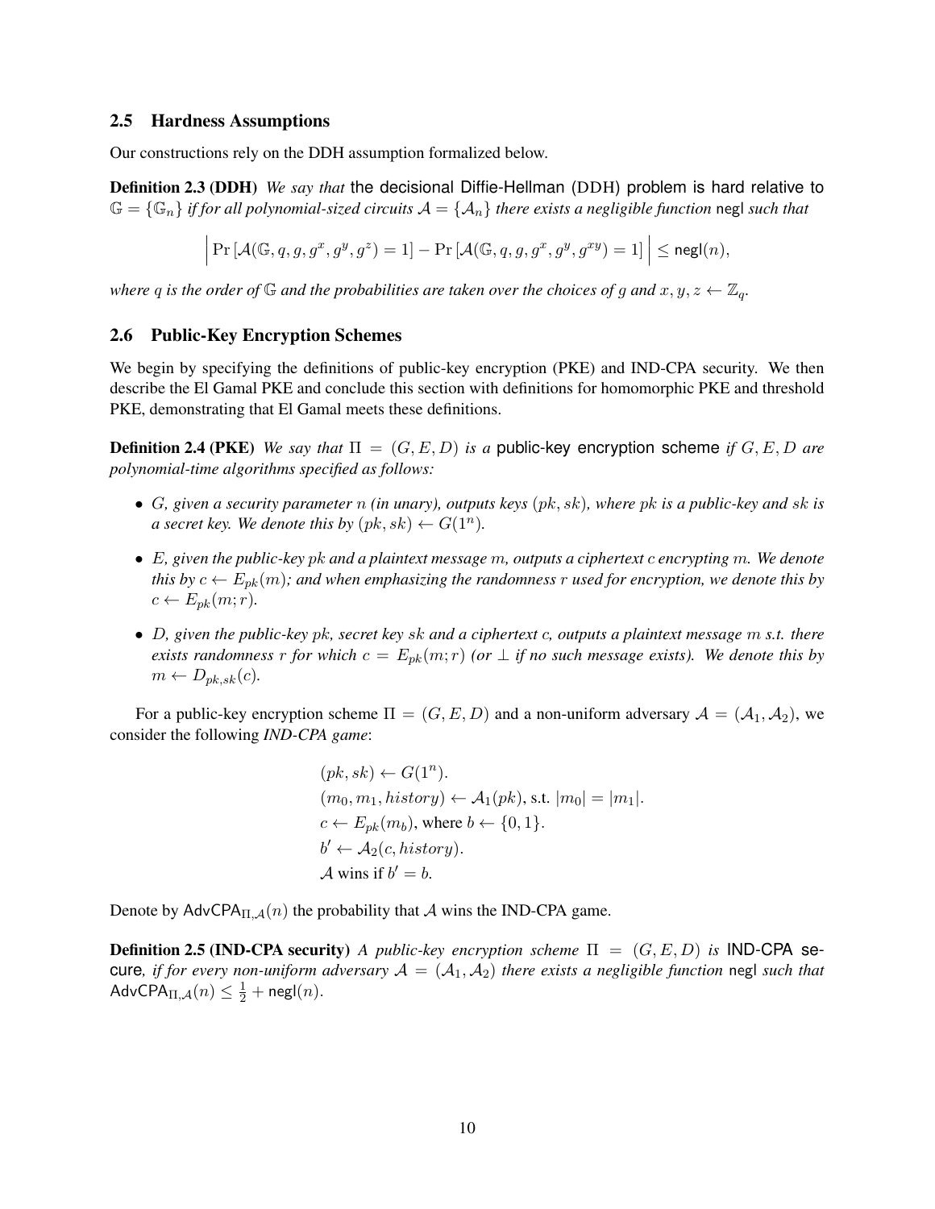### 2.5 Hardness Assumptions

Our constructions rely on the DDH assumption formalized below.

**Definition 2.3 (DDH)** *We say that* the decisional Diffie-Hellman (DDH) problem is hard relative to $\mathbb{G} = \{\mathbb{G}_n\}$ *if for all polynomial-sized circuits* $\mathcal{A} = \{\mathcal{A}_n\}$ *there exists a negligible function* $\mathsf{negl}$ *such that*

$$\left| \Pr\left[\mathcal{A}(\mathbb{G}, q, g, g^x, g^y, g^z) = 1\right] - \Pr\left[\mathcal{A}(\mathbb{G}, q, g, g^x, g^y, g^{xy}) = 1\right] \right| \leq \mathsf{negl}(n),$$

*where* $q$ *is the order of* $\mathbb{G}$ *and the probabilities are taken over the choices of* $g$ *and* $x, y, z \leftarrow \mathbb{Z}_q$.

### 2.6 Public-Key Encryption Schemes

We begin by specifying the definitions of public-key encryption (PKE) and IND-CPA security. We then describe the El Gamal PKE and conclude this section with definitions for homomorphic PKE and threshold PKE, demonstrating that El Gamal meets these definitions.

**Definition 2.4 (PKE)** *We say that* $\Pi = (G, E, D)$ *is a* public-key encryption scheme *if* $G, E, D$ *are polynomial-time algorithms specified as follows:*

- $G$*, given a security parameter* $n$ *(in unary), outputs keys* $(pk, sk)$*, where* $pk$ *is a public-key and* $sk$ *is a secret key. We denote this by* $(pk, sk) \leftarrow G(1^n)$.
- $E$*, given the public-key* $pk$ *and a plaintext message* $m$*, outputs a ciphertext* $c$ *encrypting* $m$*. We denote this by* $c \leftarrow E_{pk}(m)$*; and when emphasizing the randomness* $r$ *used for encryption, we denote this by* $c \leftarrow E_{pk}(m; r)$.
- $D$*, given the public-key* $pk$*, secret key* $sk$ *and a ciphertext* $c$*, outputs a plaintext message* $m$ *s.t. there exists randomness* $r$ *for which* $c = E_{pk}(m; r)$ *(or* $\perp$ *if no such message exists). We denote this by* $m \leftarrow D_{pk,sk}(c)$.

For a public-key encryption scheme $\Pi = (G, E, D)$ and a non-uniform adversary $\mathcal{A} = (\mathcal{A}_1, \mathcal{A}_2)$, we consider the following *IND-CPA game*:

$$\begin{aligned}
&(pk, sk) \leftarrow G(1^n).\\
&(m_0, m_1, history) \leftarrow \mathcal{A}_1(pk), \text{ s.t. } |m_0| = |m_1|.\\
&c \leftarrow E_{pk}(m_b), \text{ where } b \leftarrow \{0, 1\}.\\
&b' \leftarrow \mathcal{A}_2(c, history).\\
&\mathcal{A} \text{ wins if } b' = b.
\end{aligned}$$

Denote by $\mathsf{AdvCPA}_{\Pi,\mathcal{A}}(n)$ the probability that $\mathcal{A}$ wins the IND-CPA game.

**Definition 2.5 (IND-CPA security)** *A public-key encryption scheme* $\Pi = (G, E, D)$ *is* IND-CPA secure*, if for every non-uniform adversary* $\mathcal{A} = (\mathcal{A}_1, \mathcal{A}_2)$ *there exists a negligible function* $\mathsf{negl}$ *such that* $\mathsf{AdvCPA}_{\Pi,\mathcal{A}}(n) \leq \frac{1}{2} + \mathsf{negl}(n)$.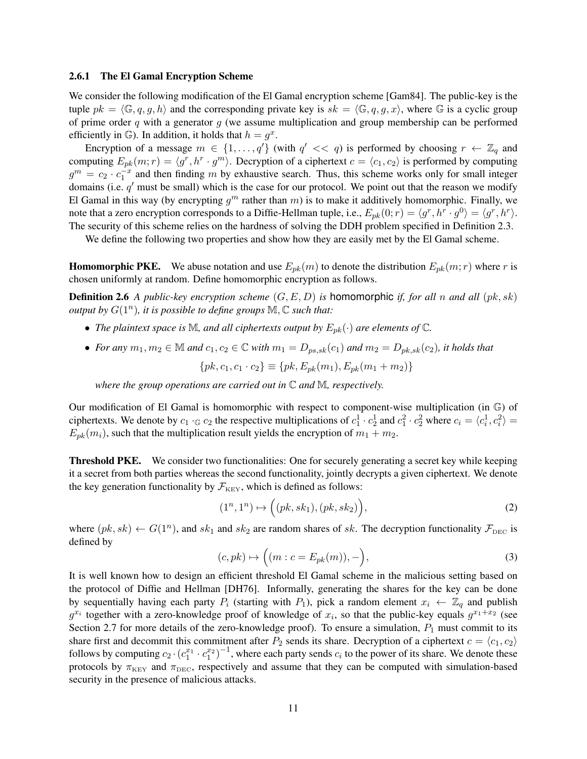### 2.6.1 The El Gamal Encryption Scheme

We consider the following modification of the El Gamal encryption scheme [Gam84]. The public-key is the tuple $pk = \langle \mathbb{G}, q, g, h \rangle$ and the corresponding private key is $sk = \langle \mathbb{G}, q, g, x \rangle$, where $\mathbb{G}$ is a cyclic group of prime order $q$ with a generator $g$ (we assume multiplication and group membership can be performed efficiently in $\mathbb{G}$). In addition, it holds that $h = g^x$.

Encryption of a message $m \in \{1, \ldots, q'\}$ (with $q' << q$) is performed by choosing $r \leftarrow \mathbb{Z}_q$ and computing $E_{pk}(m; r) = \langle g^r, h^r \cdot g^m \rangle$. Decryption of a ciphertext $c = \langle c_1, c_2 \rangle$ is performed by computing $g^m = c_2 \cdot c_1^{-x}$ and then finding $m$ by exhaustive search. Thus, this scheme works only for small integer domains (i.e. $q'$ must be small) which is the case for our protocol. We point out that the reason we modify El Gamal in this way (by encrypting $g^m$ rather than $m$) is to make it additively homomorphic. Finally, we note that a zero encryption corresponds to a Diffie-Hellman tuple, i.e., $E_{pk}(0; r) = \langle g^r, h^r \cdot g^0 \rangle = \langle g^r, h^r \rangle$. The security of this scheme relies on the hardness of solving the DDH problem specified in Definition 2.3.

We define the following two properties and show how they are easily met by the El Gamal scheme.

**Homomorphic PKE.** We abuse notation and use $E_{pk}(m)$ to denote the distribution $E_{pk}(m; r)$ where $r$ is chosen uniformly at random. Define homomorphic encryption as follows.

**Definition 2.6** *A public-key encryption scheme $(G, E, D)$ is* homomorphic *if, for all $n$ and all $(pk, sk)$ output by $G(1^n)$, it is possible to define groups $\mathbb{M}, \mathbb{C}$ such that:*

- *The plaintext space is $\mathbb{M}$, and all ciphertexts output by $E_{pk}(\cdot)$ are elements of $\mathbb{C}$.*
- *For any $m_1, m_2 \in \mathbb{M}$ and $c_1, c_2 \in \mathbb{C}$ with $m_1 = D_{ps,sk}(c_1)$ and $m_2 = D_{pk,sk}(c_2)$, it holds that*

$$\{pk, c_1, c_1 \cdot c_2\} \equiv \{pk, E_{pk}(m_1), E_{pk}(m_1 + m_2)\}$$

  *where the group operations are carried out in $\mathbb{C}$ and $\mathbb{M}$, respectively.*

Our modification of El Gamal is homomorphic with respect to component-wise multiplication (in $\mathbb{G}$) of ciphertexts. We denote by $c_1 \cdot_{\mathbb{G}} c_2$ the respective multiplications of $c_1^1 \cdot c_2^1$ and $c_1^2 \cdot c_2^2$ where $c_i = \langle c_i^1, c_i^2 \rangle = E_{pk}(m_i)$, such that the multiplication result yields the encryption of $m_1 + m_2$.

**Threshold PKE.** We consider two functionalities: One for securely generating a secret key while keeping it a secret from both parties whereas the second functionality, jointly decrypts a given ciphertext. We denote the key generation functionality by $\mathcal{F}_{\text{KEY}}$, which is defined as follows:

$$(1^n, 1^n) \mapsto \Big((pk, sk_1), (pk, sk_2)\Big), \tag{2}$$

where $(pk, sk) \leftarrow G(1^n)$, and $sk_1$ and $sk_2$ are random shares of $sk$. The decryption functionality $\mathcal{F}_{\text{DEC}}$ is defined by

$$(c, pk) \mapsto \Big((m : c = E_{pk}(m)), -\Big), \tag{3}$$

It is well known how to design an efficient threshold El Gamal scheme in the malicious setting based on the protocol of Diffie and Hellman [DH76]. Informally, generating the shares for the key can be done by sequentially having each party $P_i$ (starting with $P_1$), pick a random element $x_i \leftarrow \mathbb{Z}_q$ and publish $g^{x_i}$ together with a zero-knowledge proof of knowledge of $x_i$, so that the public-key equals $g^{x_1+x_2}$ (see Section 2.7 for more details of the zero-knowledge proof). To ensure a simulation, $P_1$ must commit to its share first and decommit this commitment after $P_2$ sends its share. Decryption of a ciphertext $c = \langle c_1, c_2 \rangle$ follows by computing $c_2 \cdot (c_1^{x_1} \cdot c_1^{x_2})^{-1}$, where each party sends $c_i$ to the power of its share. We denote these protocols by $\pi_{\text{KEY}}$ and $\pi_{\text{DEC}}$, respectively and assume that they can be computed with simulation-based security in the presence of malicious attacks.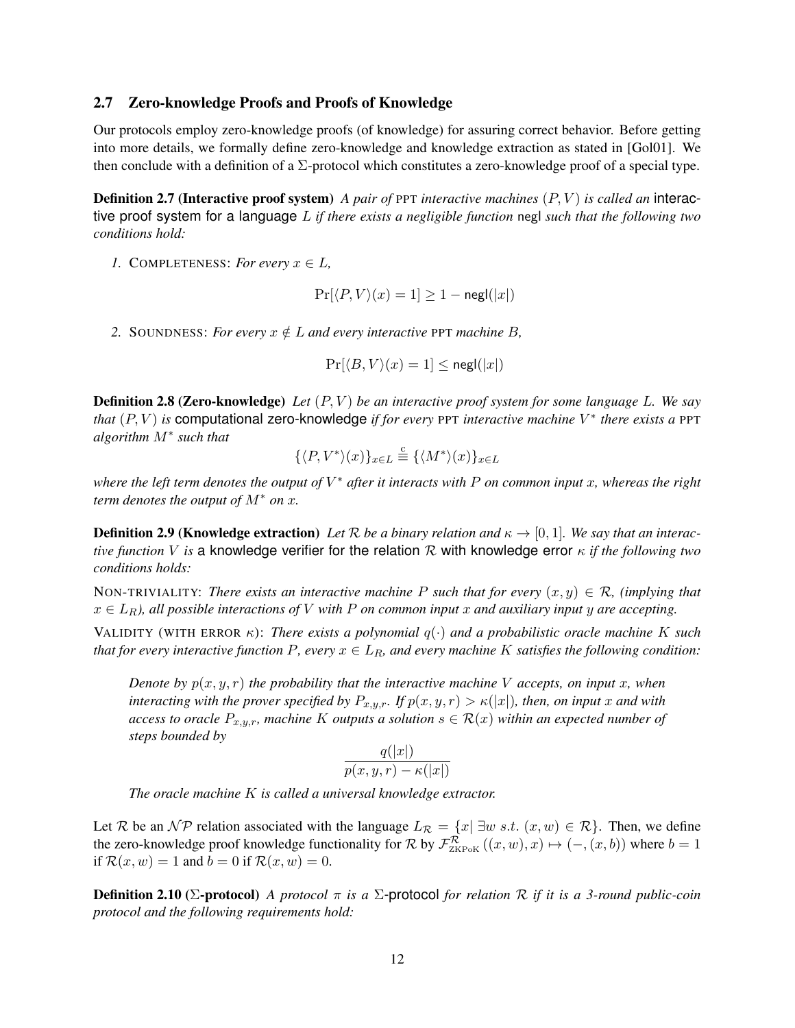### 2.7 Zero-knowledge Proofs and Proofs of Knowledge

Our protocols employ zero-knowledge proofs (of knowledge) for assuring correct behavior. Before getting into more details, we formally define zero-knowledge and knowledge extraction as stated in [Gol01]. We then conclude with a definition of a $\Sigma$-protocol which constitutes a zero-knowledge proof of a special type.

**Definition 2.7 (Interactive proof system)** *A pair of* PPT *interactive machines* $(P, V)$ *is called an* interactive proof system for a language $L$ *if there exists a negligible function* negl *such that the following two conditions hold:*

1. COMPLETENESS: *For every* $x \in L$,

$$\Pr[\langle P, V \rangle(x) = 1] \geq 1 - \mathsf{negl}(|x|)$$

2. SOUNDNESS: *For every* $x \notin L$ *and every interactive* PPT *machine* $B$,

$$\Pr[\langle B, V \rangle(x) = 1] \leq \mathsf{negl}(|x|)$$

**Definition 2.8 (Zero-knowledge)** *Let* $(P, V)$ *be an interactive proof system for some language* $L$*. We say that* $(P, V)$ *is* computational zero-knowledge *if for every* PPT *interactive machine* $V^*$ *there exists a* PPT *algorithm* $M^*$ *such that*

$$\{\langle P, V^* \rangle(x)\}_{x \in L} \stackrel{\text{c}}{\equiv} \{\langle M^* \rangle(x)\}_{x \in L}$$

*where the left term denotes the output of* $V^*$ *after it interacts with* $P$ *on common input* $x$*, whereas the right term denotes the output of* $M^*$ *on* $x$*.*

**Definition 2.9 (Knowledge extraction)** *Let* $\mathcal{R}$ *be a binary relation and* $\kappa \to [0, 1]$*. We say that an interactive function* $V$ *is* a knowledge verifier for the relation $\mathcal{R}$ with knowledge error $\kappa$ *if the following two conditions holds:*

NON-TRIVIALITY: *There exists an interactive machine* $P$ *such that for every* $(x, y) \in \mathcal{R}$*, (implying that* $x \in L_R$*), all possible interactions of* $V$ *with* $P$ *on common input* $x$ *and auxiliary input* $y$ *are accepting.*

VALIDITY (WITH ERROR $\kappa$): *There exists a polynomial* $q(\cdot)$ *and a probabilistic oracle machine* $K$ *such that for every interactive function* $P$*, every* $x \in L_R$*, and every machine* $K$ *satisfies the following condition:*

> *Denote by* $p(x, y, r)$ *the probability that the interactive machine* $V$ *accepts, on input* $x$*, when interacting with the prover specified by* $P_{x,y,r}$*. If* $p(x, y, r) > \kappa(|x|)$*, then, on input* $x$ *and with access to oracle* $P_{x,y,r}$*, machine* $K$ *outputs a solution* $s \in \mathcal{R}(x)$ *within an expected number of steps bounded by*
>
> $$\frac{q(|x|)}{p(x, y, r) - \kappa(|x|)}$$
>
> *The oracle machine* $K$ *is called a universal knowledge extractor.*

Let $\mathcal{R}$ be an $\mathcal{NP}$ relation associated with the language $L_{\mathcal{R}} = \{x | \exists w \; s.t. \; (x, w) \in \mathcal{R}\}$. Then, we define the zero-knowledge proof knowledge functionality for $\mathcal{R}$ by $\mathcal{F}^{\mathcal{R}}_{\text{ZKPoK}}((x, w), x) \mapsto (-, (x, b))$ where $b = 1$ if $\mathcal{R}(x, w) = 1$ and $b = 0$ if $\mathcal{R}(x, w) = 0$.

**Definition 2.10 ($\Sigma$-protocol)** *A protocol* $\pi$ *is a* $\Sigma$-protocol *for relation* $\mathcal{R}$ *if it is a 3-round public-coin protocol and the following requirements hold:*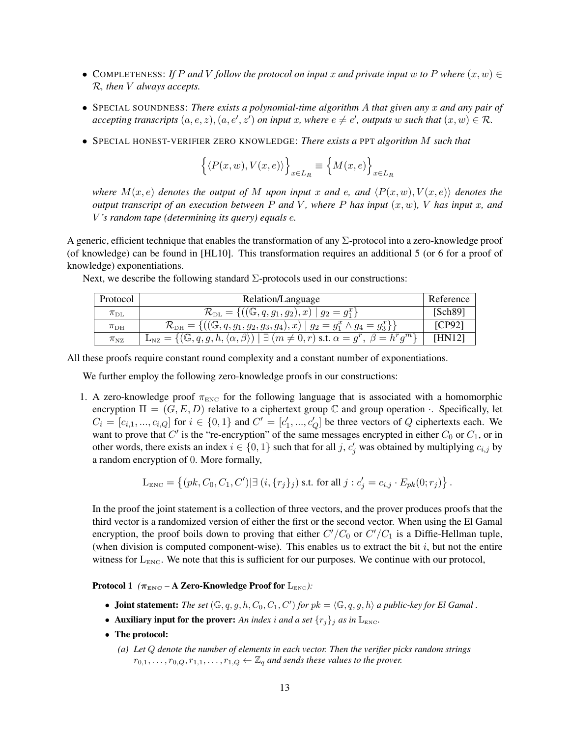- COMPLETENESS: *If $P$ and $V$ follow the protocol on input $x$ and private input $w$ to $P$ where $(x, w) \in \mathcal{R}$, then $V$ always accepts.*

- SPECIAL SOUNDNESS: *There exists a polynomial-time algorithm $A$ that given any $x$ and any pair of accepting transcripts $(a, e, z), (a, e', z')$ on input $x$, where $e \neq e'$, outputs $w$ such that $(x, w) \in \mathcal{R}$.*

- SPECIAL HONEST-VERIFIER ZERO KNOWLEDGE: *There exists a* PPT *algorithm $M$ such that*

$$\left\{\langle P(x,w), V(x,e)\rangle\right\}_{x \in L_R} \equiv \left\{M(x,e)\right\}_{x \in L_R}$$

*where $M(x, e)$ denotes the output of $M$ upon input $x$ and $e$, and $\langle P(x, w), V(x, e)\rangle$ denotes the output transcript of an execution between $P$ and $V$, where $P$ has input $(x, w)$, $V$ has input $x$, and $V$'s random tape (determining its query) equals $e$.*

A generic, efficient technique that enables the transformation of any $\Sigma$-protocol into a zero-knowledge proof (of knowledge) can be found in [HL10]. This transformation requires an additional 5 (or 6 for a proof of knowledge) exponentiations.

Next, we describe the following standard $\Sigma$-protocols used in our constructions:

| Protocol | Relation/Language | Reference |
|---|---|---|
| $\pi_{\text{DL}}$ | $\mathcal{R}_{\text{DL}} = \{((\mathbb{G}, q, g_1, g_2), x) \mid g_2 = g_1^x\}$ | [Sch89] |
| $\pi_{\text{DH}}$ | $\mathcal{R}_{\text{DH}} = \{((\mathbb{G}, q, g_1, g_2, g_3, g_4), x) \mid g_2 = g_1^x \wedge g_4 = g_3^x\}$ | [CP92] |
| $\pi_{\text{NZ}}$ | $\text{L}_{\text{NZ}} = \{(\mathbb{G}, q, g, h, \langle\alpha, \beta\rangle) \mid \exists\, (m \neq 0, r) \text{ s.t. } \alpha = g^r,\ \beta = h^r g^m\}$ | [HN12] |

All these proofs require constant round complexity and a constant number of exponentiations.

We further employ the following zero-knowledge proofs in our constructions:

1. A zero-knowledge proof $\pi_{\text{ENC}}$ for the following language that is associated with a homomorphic encryption $\Pi = (G, E, D)$ relative to a ciphertext group $\mathbb{C}$ and group operation $\cdot$. Specifically, let $C_i = [c_{i,1}, ..., c_{i,Q}]$ for $i \in \{0, 1\}$ and $C' = [c'_1, ..., c'_Q]$ be three vectors of $Q$ ciphertexts each. We want to prove that $C'$ is the "re-encryption" of the same messages encrypted in either $C_0$ or $C_1$, or in other words, there exists an index $i \in \{0, 1\}$ such that for all $j$, $c'_j$ was obtained by multiplying $c_{i,j}$ by a random encryption of 0. More formally,

$$\text{L}_{\text{ENC}} = \left\{(pk, C_0, C_1, C') | \exists\, (i, \{r_j\}_j) \text{ s.t. for all } j : c'_j = c_{i,j} \cdot E_{pk}(0; r_j)\right\}.$$

In the proof the joint statement is a collection of three vectors, and the prover produces proofs that the third vector is a randomized version of either the first or the second vector. When using the El Gamal encryption, the proof boils down to proving that either $C'/C_0$ or $C'/C_1$ is a Diffie-Hellman tuple, (when division is computed component-wise). This enables us to extract the bit $i$, but not the entire witness for $\text{L}_{\text{ENC}}$. We note that this is sufficient for our purposes. We continue with our protocol,

**Protocol 1** *($\boldsymbol{\pi_{\text{ENC}}}$ – **A Zero-Knowledge Proof for** $\text{L}_{\text{ENC}}$):*

- **Joint statement:** *The set $(\mathbb{G}, q, g, h, C_0, C_1, C')$ for $pk = \langle \mathbb{G}, q, g, h\rangle$ a public-key for El Gamal .*
- **Auxiliary input for the prover:** *An index $i$ and a set $\{r_j\}_j$ as in $\text{L}_{\text{ENC}}$.*
- **The protocol:**
  - *(a) Let $Q$ denote the number of elements in each vector. Then the verifier picks random strings $r_{0,1}, \ldots, r_{0,Q}, r_{1,1}, \ldots, r_{1,Q} \leftarrow \mathbb{Z}_q$ and sends these values to the prover.*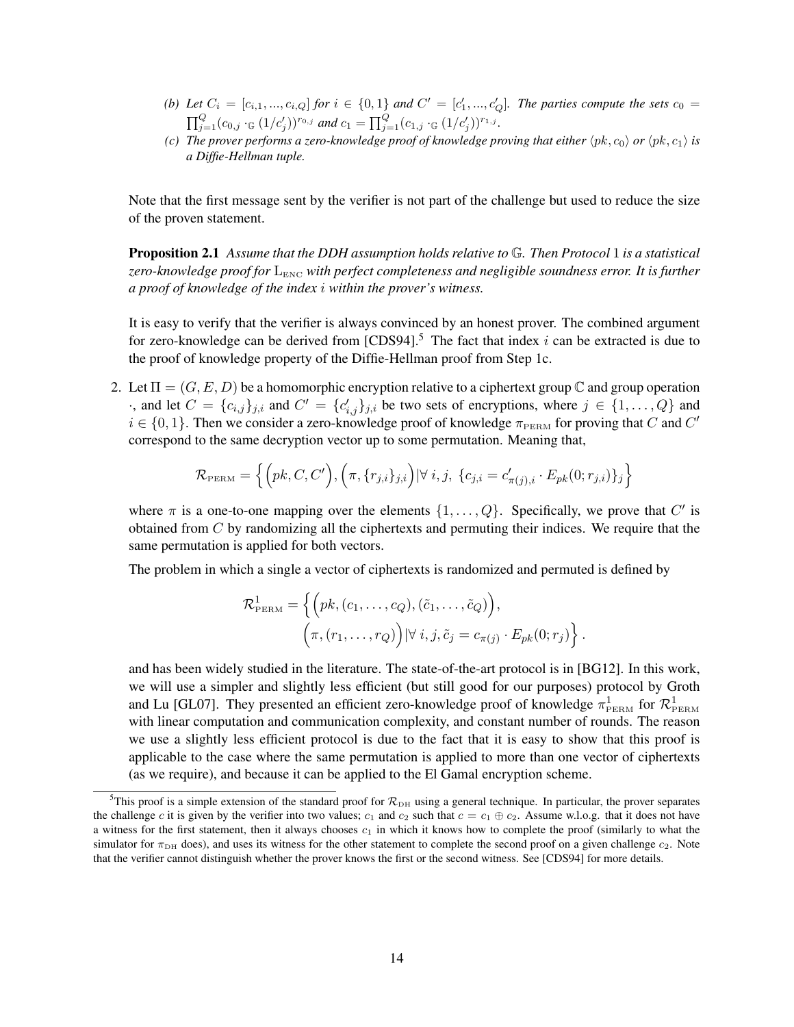(b) *Let $C_i = [c_{i,1}, ..., c_{i,Q}]$ for $i \in \{0,1\}$ and $C' = [c'_1, ..., c'_Q]$. The parties compute the sets $c_0 = \prod_{j=1}^{Q}(c_{0,j} \cdot_{\mathbb{G}} (1/c'_j))^{r_{0,j}}$ and $c_1 = \prod_{j=1}^{Q}(c_{1,j} \cdot_{\mathbb{G}} (1/c'_j))^{r_{1,j}}$.*

   (c) *The prover performs a zero-knowledge proof of knowledge proving that either $\langle pk, c_0 \rangle$ or $\langle pk, c_1 \rangle$ is a Diffie-Hellman tuple.*

Note that the first message sent by the verifier is not part of the challenge but used to reduce the size of the proven statement.

**Proposition 2.1** *Assume that the DDH assumption holds relative to $\mathbb{G}$. Then Protocol 1 is a statistical zero-knowledge proof for $\mathrm{L}_{\text{ENC}}$ with perfect completeness and negligible soundness error. It is further a proof of knowledge of the index $i$ within the prover's witness.*

It is easy to verify that the verifier is always convinced by an honest prover. The combined argument for zero-knowledge can be derived from [CDS94].[5] The fact that index $i$ can be extracted is due to the proof of knowledge property of the Diffie-Hellman proof from Step 1c.

2. Let $\Pi = (G, E, D)$ be a homomorphic encryption relative to a ciphertext group $\mathbb{C}$ and group operation $\cdot$, and let $C = \{c_{i,j}\}_{j,i}$ and $C' = \{c'_{i,j}\}_{j,i}$ be two sets of encryptions, where $j \in \{1, \ldots, Q\}$ and $i \in \{0,1\}$. Then we consider a zero-knowledge proof of knowledge $\pi_{\text{PERM}}$ for proving that $C$ and $C'$ correspond to the same decryption vector up to some permutation. Meaning that,

$$\mathcal{R}_{\text{PERM}} = \Big\{ \Big(pk, C, C'\Big), \Big(\pi, \{r_{j,i}\}_{j,i}\Big) | \forall\ i,j,\ \{c_{j,i} = c'_{\pi(j),i} \cdot E_{pk}(0; r_{j,i})\}_j \Big\}$$

where $\pi$ is a one-to-one mapping over the elements $\{1, \ldots, Q\}$. Specifically, we prove that $C'$ is obtained from $C$ by randomizing all the ciphertexts and permuting their indices. We require that the same permutation is applied for both vectors.

The problem in which a single a vector of ciphertexts is randomized and permuted is defined by

$$\mathcal{R}^1_{\text{PERM}} = \Big\{ \Big(pk, (c_1, \ldots, c_Q), (\tilde{c}_1, \ldots, \tilde{c}_Q)\Big), \Big(\pi, (r_1, \ldots, r_Q)\Big) | \forall\ i,j, \tilde{c}_j = c_{\pi(j)} \cdot E_{pk}(0; r_j) \Big\}.$$

and has been widely studied in the literature. The state-of-the-art protocol is in [BG12]. In this work, we will use a simpler and slightly less efficient (but still good for our purposes) protocol by Groth and Lu [GL07]. They presented an efficient zero-knowledge proof of knowledge $\pi^1_{\text{PERM}}$ for $\mathcal{R}^1_{\text{PERM}}$ with linear computation and communication complexity, and constant number of rounds. The reason we use a slightly less efficient protocol is due to the fact that it is easy to show that this proof is applicable to the case where the same permutation is applied to more than one vector of ciphertexts (as we require), and because it can be applied to the El Gamal encryption scheme.

[5] This proof is a simple extension of the standard proof for $\mathcal{R}_{\text{DH}}$ using a general technique. In particular, the prover separates the challenge $c$ it is given by the verifier into two values; $c_1$ and $c_2$ such that $c = c_1 \oplus c_2$. Assume w.l.o.g. that it does not have a witness for the first statement, then it always chooses $c_1$ in which it knows how to complete the proof (similarly to what the simulator for $\pi_{\text{DH}}$ does), and uses its witness for the other statement to complete the second proof on a given challenge $c_2$. Note that the verifier cannot distinguish whether the prover knows the first or the second witness. See [CDS94] for more details.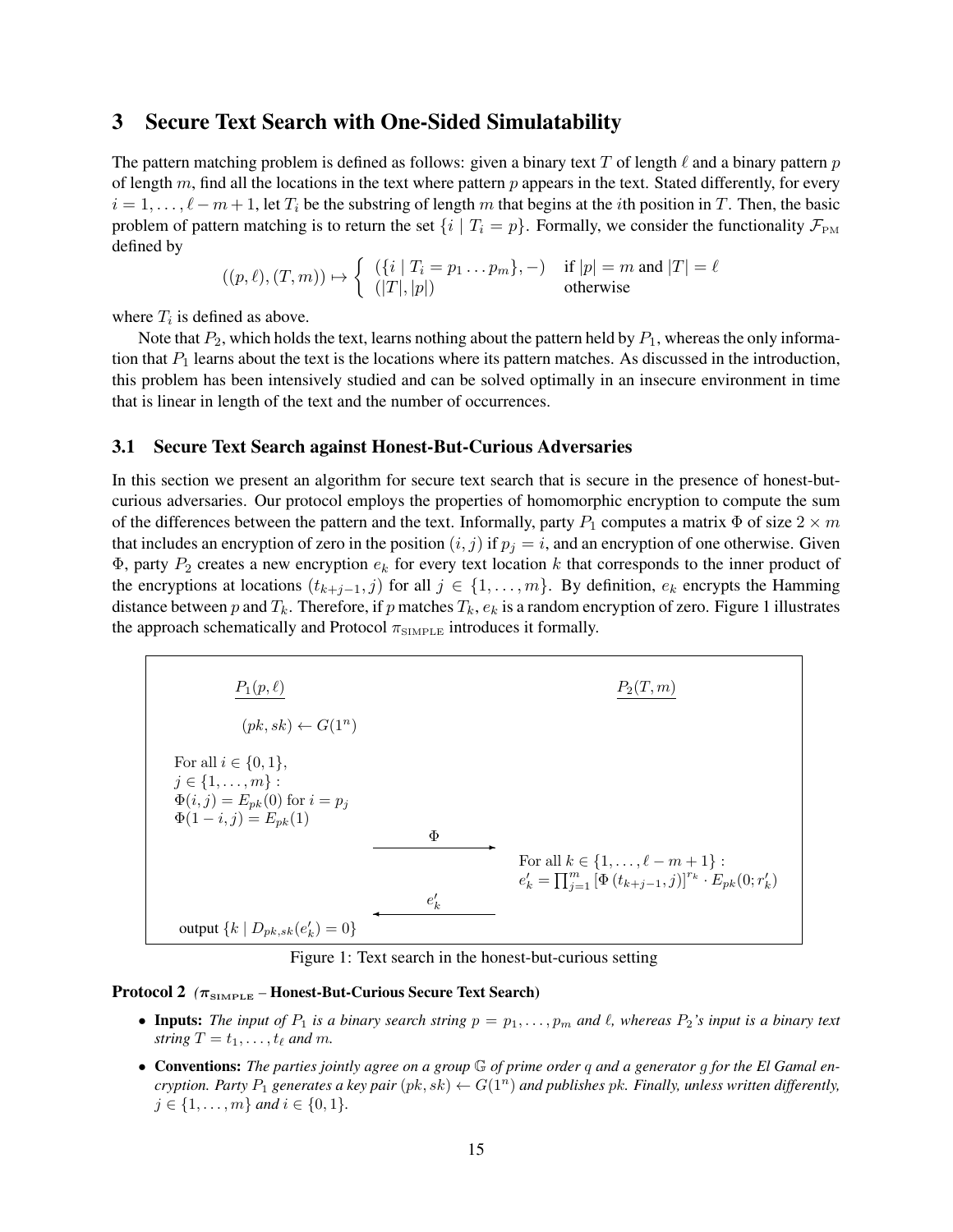## 3 Secure Text Search with One-Sided Simulatability

The pattern matching problem is defined as follows: given a binary text $T$ of length $\ell$ and a binary pattern $p$ of length $m$, find all the locations in the text where pattern $p$ appears in the text. Stated differently, for every $i = 1, \ldots, \ell - m + 1$, let $T_i$ be the substring of length $m$ that begins at the $i$th position in $T$. Then, the basic problem of pattern matching is to return the set $\{i \mid T_i = p\}$. Formally, we consider the functionality $\mathcal{F}_{\text{PM}}$ defined by

$$((p, \ell), (T, m)) \mapsto \begin{cases} (\{i \mid T_i = p_1 \ldots p_m\}, -) & \text{if } |p| = m \text{ and } |T| = \ell \\ (|T|, |p|) & \text{otherwise} \end{cases}$$

where $T_i$ is defined as above.

Note that $P_2$, which holds the text, learns nothing about the pattern held by $P_1$, whereas the only information that $P_1$ learns about the text is the locations where its pattern matches. As discussed in the introduction, this problem has been intensively studied and can be solved optimally in an insecure environment in time that is linear in length of the text and the number of occurrences.

### 3.1 Secure Text Search against Honest-But-Curious Adversaries

In this section we present an algorithm for secure text search that is secure in the presence of honest-but-curious adversaries. Our protocol employs the properties of homomorphic encryption to compute the sum of the differences between the pattern and the text. Informally, party $P_1$ computes a matrix $\Phi$ of size $2 \times m$ that includes an encryption of zero in the position $(i, j)$ if $p_j = i$, and an encryption of one otherwise. Given $\Phi$, party $P_2$ creates a new encryption $e_k$ for every text location $k$ that corresponds to the inner product of the encryptions at locations $(t_{k+j-1}, j)$ for all $j \in \{1, \ldots, m\}$. By definition, $e_k$ encrypts the Hamming distance between $p$ and $T_k$. Therefore, if $p$ matches $T_k$, $e_k$ is a random encryption of zero. Figure 1 illustrates the approach schematically and Protocol $\pi_{\text{SIMPLE}}$ introduces it formally.

| $P_1(p, \ell)$ | | $P_2(T, m)$ |
|---|---|---|
| $(pk, sk) \leftarrow G(1^n)$ | | |
| For all $i \in \{0, 1\}$, $j \in \{1, \ldots, m\}$ : $\Phi(i, j) = E_{pk}(0)$ for $i = p_j$, $\Phi(1 - i, j) = E_{pk}(1)$ | | |
| | $\Phi$ $\longrightarrow$ | |
| | | For all $k \in \{1, \ldots, \ell - m + 1\}$ : $e'_k = \prod_{j=1}^{m} [\Phi(t_{k+j-1}, j)]^{r_k} \cdot E_{pk}(0; r'_k)$ |
| | $\longleftarrow$ $e'_k$ | |
| output $\{k \mid D_{pk,sk}(e'_k) = 0\}$ | | |

Figure 1: Text search in the honest-but-curious setting

**Protocol 2** *($\pi_{\text{SIMPLE}}$ – Honest-But-Curious Secure Text Search)*

- **Inputs:** *The input of $P_1$ is a binary search string $p = p_1, \ldots, p_m$ and $\ell$, whereas $P_2$'s input is a binary text string $T = t_1, \ldots, t_\ell$ and $m$.*
- **Conventions:** *The parties jointly agree on a group $\mathbb{G}$ of prime order $q$ and a generator $g$ for the El Gamal encryption. Party $P_1$ generates a key pair $(pk, sk) \leftarrow G(1^n)$ and publishes $pk$. Finally, unless written differently, $j \in \{1, \ldots, m\}$ and $i \in \{0, 1\}$.*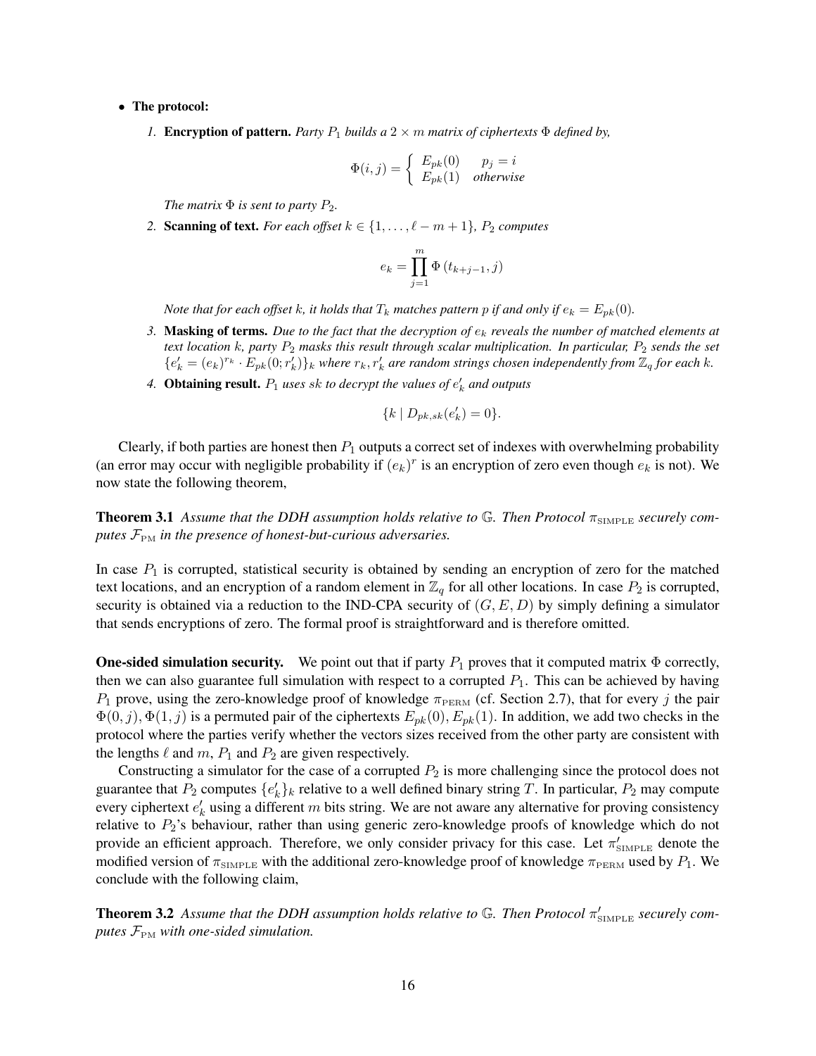- **The protocol:**

  1. **Encryption of pattern.** *Party $P_1$ builds a $2 \times m$ matrix of ciphertexts $\Phi$ defined by,*

  $$\Phi(i,j) = \begin{cases} E_{pk}(0) & p_j = i \\ E_{pk}(1) & \textit{otherwise} \end{cases}$$

  *The matrix $\Phi$ is sent to party $P_2$.*

  2. **Scanning of text.** *For each offset $k \in \{1, \ldots, \ell - m + 1\}$, $P_2$ computes*

  $$e_k = \prod_{j=1}^{m} \Phi\left(t_{k+j-1}, j\right)$$

  *Note that for each offset $k$, it holds that $T_k$ matches pattern $p$ if and only if $e_k = E_{pk}(0)$.*

  3. **Masking of terms.** *Due to the fact that the decryption of $e_k$ reveals the number of matched elements at text location $k$, party $P_2$ masks this result through scalar multiplication. In particular, $P_2$ sends the set $\{e'_k = (e_k)^{r_k} \cdot E_{pk}(0; r'_k)\}_k$ where $r_k, r'_k$ are random strings chosen independently from $\mathbb{Z}_q$ for each $k$.*

  4. **Obtaining result.** *$P_1$ uses $sk$ to decrypt the values of $e'_k$ and outputs*

  $$\{k \mid D_{pk,sk}(e'_k) = 0\}.$$

Clearly, if both parties are honest then $P_1$ outputs a correct set of indexes with overwhelming probability (an error may occur with negligible probability if $(e_k)^r$ is an encryption of zero even though $e_k$ is not). We now state the following theorem,

**Theorem 3.1** *Assume that the DDH assumption holds relative to $\mathbb{G}$. Then Protocol $\pi_{\text{SIMPLE}}$ securely computes $\mathcal{F}_{\text{PM}}$ in the presence of honest-but-curious adversaries.*

In case $P_1$ is corrupted, statistical security is obtained by sending an encryption of zero for the matched text locations, and an encryption of a random element in $\mathbb{Z}_q$ for all other locations. In case $P_2$ is corrupted, security is obtained via a reduction to the IND-CPA security of $(G, E, D)$ by simply defining a simulator that sends encryptions of zero. The formal proof is straightforward and is therefore omitted.

**One-sided simulation security.** We point out that if party $P_1$ proves that it computed matrix $\Phi$ correctly, then we can also guarantee full simulation with respect to a corrupted $P_1$. This can be achieved by having $P_1$ prove, using the zero-knowledge proof of knowledge $\pi_{\text{PERM}}$ (cf. Section 2.7), that for every $j$ the pair $\Phi(0,j), \Phi(1,j)$ is a permuted pair of the ciphertexts $E_{pk}(0), E_{pk}(1)$. In addition, we add two checks in the protocol where the parties verify whether the vectors sizes received from the other party are consistent with the lengths $\ell$ and $m$, $P_1$ and $P_2$ are given respectively.

Constructing a simulator for the case of a corrupted $P_2$ is more challenging since the protocol does not guarantee that $P_2$ computes $\{e'_k\}_k$ relative to a well defined binary string $T$. In particular, $P_2$ may compute every ciphertext $e'_k$ using a different $m$ bits string. We are not aware any alternative for proving consistency relative to $P_2$'s behaviour, rather than using generic zero-knowledge proofs of knowledge which do not provide an efficient approach. Therefore, we only consider privacy for this case. Let $\pi'_{\text{SIMPLE}}$ denote the modified version of $\pi_{\text{SIMPLE}}$ with the additional zero-knowledge proof of knowledge $\pi_{\text{PERM}}$ used by $P_1$. We conclude with the following claim,

**Theorem 3.2** *Assume that the DDH assumption holds relative to $\mathbb{G}$. Then Protocol $\pi'_{\text{SIMPLE}}$ securely computes $\mathcal{F}_{\text{PM}}$ with one-sided simulation.*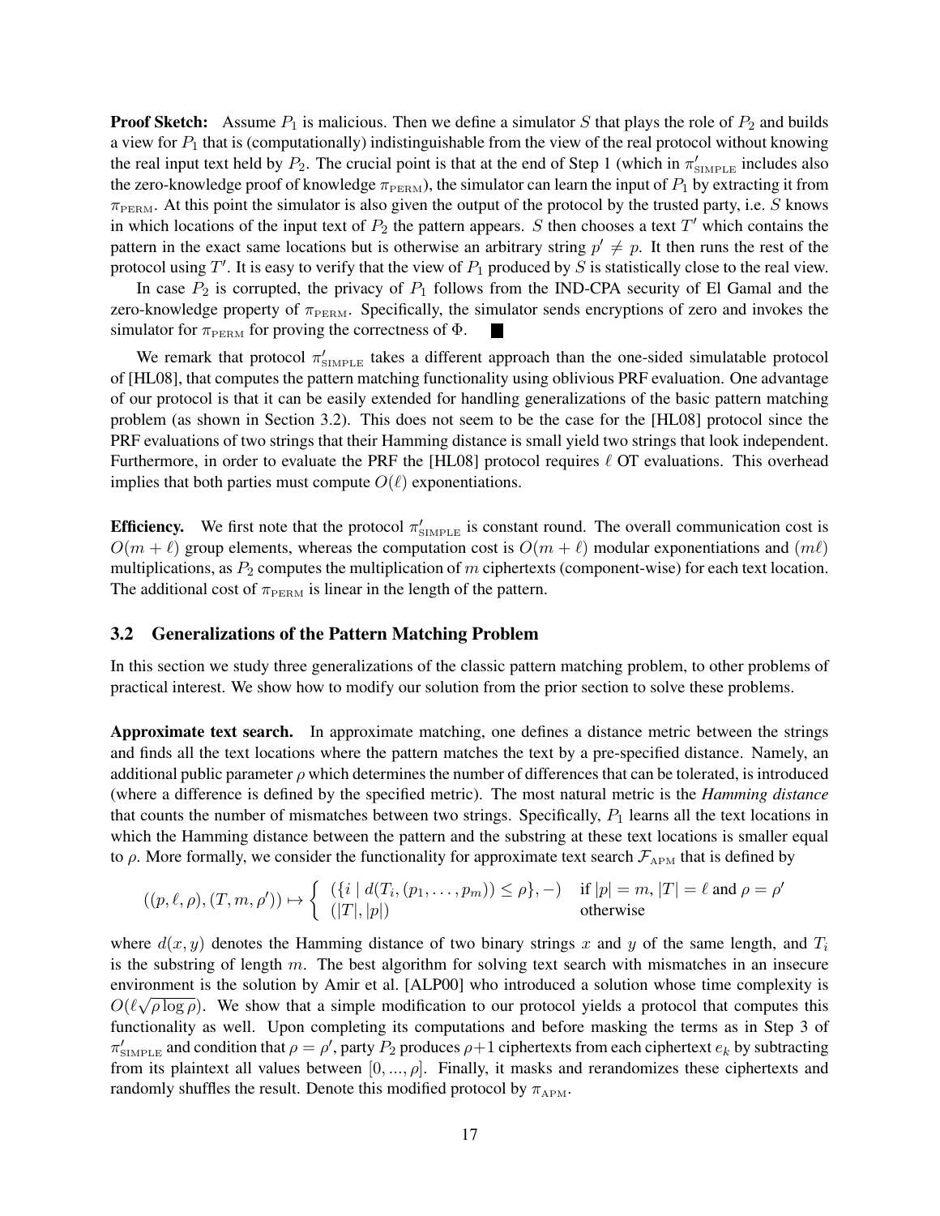**Proof Sketch:** Assume $P_1$ is malicious. Then we define a simulator $S$ that plays the role of $P_2$ and builds a view for $P_1$ that is (computationally) indistinguishable from the view of the real protocol without knowing the real input text held by $P_2$. The crucial point is that at the end of Step 1 (which in $\pi'_{\text{SIMPLE}}$ includes also the zero-knowledge proof of knowledge $\pi_{\text{PERM}}$), the simulator can learn the input of $P_1$ by extracting it from $\pi_{\text{PERM}}$. At this point the simulator is also given the output of the protocol by the trusted party, i.e. $S$ knows in which locations of the input text of $P_2$ the pattern appears. $S$ then chooses a text $T'$ which contains the pattern in the exact same locations but is otherwise an arbitrary string $p' \neq p$. It then runs the rest of the protocol using $T'$. It is easy to verify that the view of $P_1$ produced by $S$ is statistically close to the real view.

In case $P_2$ is corrupted, the privacy of $P_1$ follows from the IND-CPA security of El Gamal and the zero-knowledge property of $\pi_{\text{PERM}}$. Specifically, the simulator sends encryptions of zero and invokes the simulator for $\pi_{\text{PERM}}$ for proving the correctness of $\Phi$. ∎

We remark that protocol $\pi'_{\text{SIMPLE}}$ takes a different approach than the one-sided simulatable protocol of [HL08], that computes the pattern matching functionality using oblivious PRF evaluation. One advantage of our protocol is that it can be easily extended for handling generalizations of the basic pattern matching problem (as shown in Section 3.2). This does not seem to be the case for the [HL08] protocol since the PRF evaluations of two strings that their Hamming distance is small yield two strings that look independent. Furthermore, in order to evaluate the PRF the [HL08] protocol requires $\ell$ OT evaluations. This overhead implies that both parties must compute $O(\ell)$ exponentiations.

**Efficiency.** We first note that the protocol $\pi'_{\text{SIMPLE}}$ is constant round. The overall communication cost is $O(m + \ell)$ group elements, whereas the computation cost is $O(m + \ell)$ modular exponentiations and $(m\ell)$ multiplications, as $P_2$ computes the multiplication of $m$ ciphertexts (component-wise) for each text location. The additional cost of $\pi_{\text{PERM}}$ is linear in the length of the pattern.

### 3.2 Generalizations of the Pattern Matching Problem

In this section we study three generalizations of the classic pattern matching problem, to other problems of practical interest. We show how to modify our solution from the prior section to solve these problems.

**Approximate text search.** In approximate matching, one defines a distance metric between the strings and finds all the text locations where the pattern matches the text by a pre-specified distance. Namely, an additional public parameter $\rho$ which determines the number of differences that can be tolerated, is introduced (where a difference is defined by the specified metric). The most natural metric is the ***Hamming distance*** that counts the number of mismatches between two strings. Specifically, $P_1$ learns all the text locations in which the Hamming distance between the pattern and the substring at these text locations is smaller equal to $\rho$. More formally, we consider the functionality for approximate text search $\mathcal{F}_{\text{APM}}$ that is defined by

$$((p, \ell, \rho), (T, m, \rho')) \mapsto \begin{cases} (\{i \mid d(T_i, (p_1, \ldots, p_m)) \leq \rho\}, -) & \text{if } |p| = m, |T| = \ell \text{ and } \rho = \rho' \\ (|T|, |p|) & \text{otherwise} \end{cases}$$

where $d(x, y)$ denotes the Hamming distance of two binary strings $x$ and $y$ of the same length, and $T_i$ is the substring of length $m$. The best algorithm for solving text search with mismatches in an insecure environment is the solution by Amir et al. [ALP00] who introduced a solution whose time complexity is $O(\ell\sqrt{\rho \log \rho})$. We show that a simple modification to our protocol yields a protocol that computes this functionality as well. Upon completing its computations and before masking the terms as in Step 3 of $\pi'_{\text{SIMPLE}}$ and condition that $\rho = \rho'$, party $P_2$ produces $\rho+1$ ciphertexts from each ciphertext $e_k$ by subtracting from its plaintext all values between $[0, ..., \rho]$. Finally, it masks and rerandomizes these ciphertexts and randomly shuffles the result. Denote this modified protocol by $\pi_{\text{APM}}$.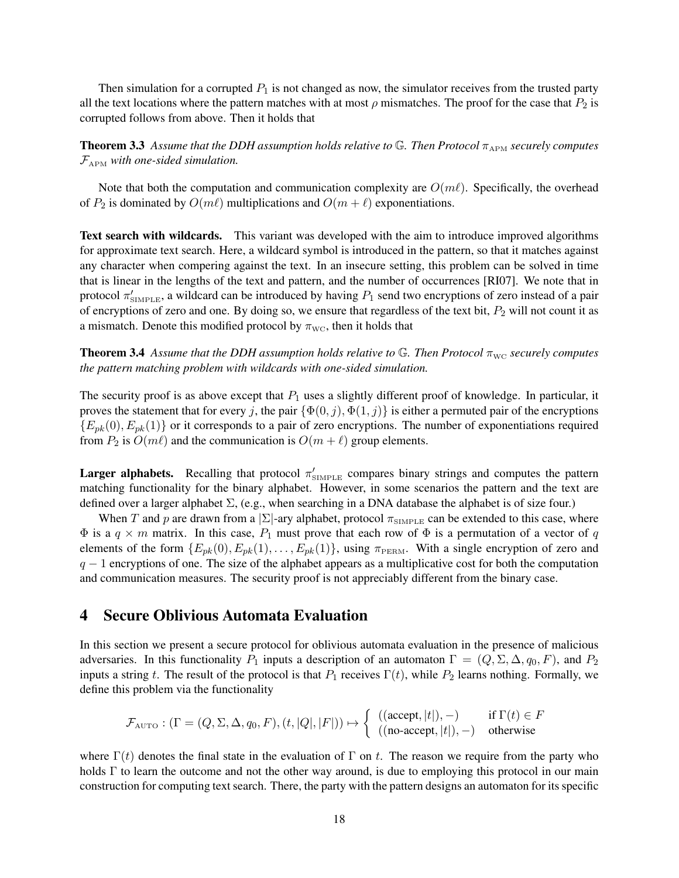Then simulation for a corrupted $P_1$ is not changed as now, the simulator receives from the trusted party all the text locations where the pattern matches with at most $\rho$ mismatches. The proof for the case that $P_2$ is corrupted follows from above. Then it holds that

**Theorem 3.3** *Assume that the DDH assumption holds relative to $\mathbb{G}$. Then Protocol $\pi_{\text{APM}}$ securely computes $\mathcal{F}_{\text{APM}}$ with one-sided simulation.*

Note that both the computation and communication complexity are $O(m\ell)$. Specifically, the overhead of $P_2$ is dominated by $O(m\ell)$ multiplications and $O(m+\ell)$ exponentiations.

**Text search with wildcards.** This variant was developed with the aim to introduce improved algorithms for approximate text search. Here, a wildcard symbol is introduced in the pattern, so that it matches against any character when compering against the text. In an insecure setting, this problem can be solved in time that is linear in the lengths of the text and pattern, and the number of occurrences [RI07]. We note that in protocol $\pi'_{\text{SIMPLE}}$, a wildcard can be introduced by having $P_1$ send two encryptions of zero instead of a pair of encryptions of zero and one. By doing so, we ensure that regardless of the text bit, $P_2$ will not count it as a mismatch. Denote this modified protocol by $\pi_{\text{WC}}$, then it holds that

**Theorem 3.4** *Assume that the DDH assumption holds relative to $\mathbb{G}$. Then Protocol $\pi_{\text{WC}}$ securely computes the pattern matching problem with wildcards with one-sided simulation.*

The security proof is as above except that $P_1$ uses a slightly different proof of knowledge. In particular, it proves the statement that for every $j$, the pair $\{\Phi(0,j), \Phi(1,j)\}$ is either a permuted pair of the encryptions $\{E_{pk}(0), E_{pk}(1)\}$ or it corresponds to a pair of zero encryptions. The number of exponentiations required from $P_2$ is $O(m\ell)$ and the communication is $O(m+\ell)$ group elements.

**Larger alphabets.** Recalling that protocol $\pi'_{\text{SIMPLE}}$ compares binary strings and computes the pattern matching functionality for the binary alphabet. However, in some scenarios the pattern and the text are defined over a larger alphabet $\Sigma$, (e.g., when searching in a DNA database the alphabet is of size four.)

When $T$ and $p$ are drawn from a $|\Sigma|$-ary alphabet, protocol $\pi_{\text{SIMPLE}}$ can be extended to this case, where $\Phi$ is a $q \times m$ matrix. In this case, $P_1$ must prove that each row of $\Phi$ is a permutation of a vector of $q$ elements of the form $\{E_{pk}(0), E_{pk}(1), \ldots, E_{pk}(1)\}$, using $\pi_{\text{PERM}}$. With a single encryption of zero and $q-1$ encryptions of one. The size of the alphabet appears as a multiplicative cost for both the computation and communication measures. The security proof is not appreciably different from the binary case.

## 4 Secure Oblivious Automata Evaluation

In this section we present a secure protocol for oblivious automata evaluation in the presence of malicious adversaries. In this functionality $P_1$ inputs a description of an automaton $\Gamma = (Q, \Sigma, \Delta, q_0, F)$, and $P_2$ inputs a string $t$. The result of the protocol is that $P_1$ receives $\Gamma(t)$, while $P_2$ learns nothing. Formally, we define this problem via the functionality

$$\mathcal{F}_{\text{AUTO}} : (\Gamma = (Q, \Sigma, \Delta, q_0, F), (t, |Q|, |F|)) \mapsto \begin{cases} ((\text{accept}, |t|), -) & \text{if } \Gamma(t) \in F \\ ((\text{no-accept}, |t|), -) & \text{otherwise} \end{cases}$$

where $\Gamma(t)$ denotes the final state in the evaluation of $\Gamma$ on $t$. The reason we require from the party who holds $\Gamma$ to learn the outcome and not the other way around, is due to employing this protocol in our main construction for computing text search. There, the party with the pattern designs an automaton for its specific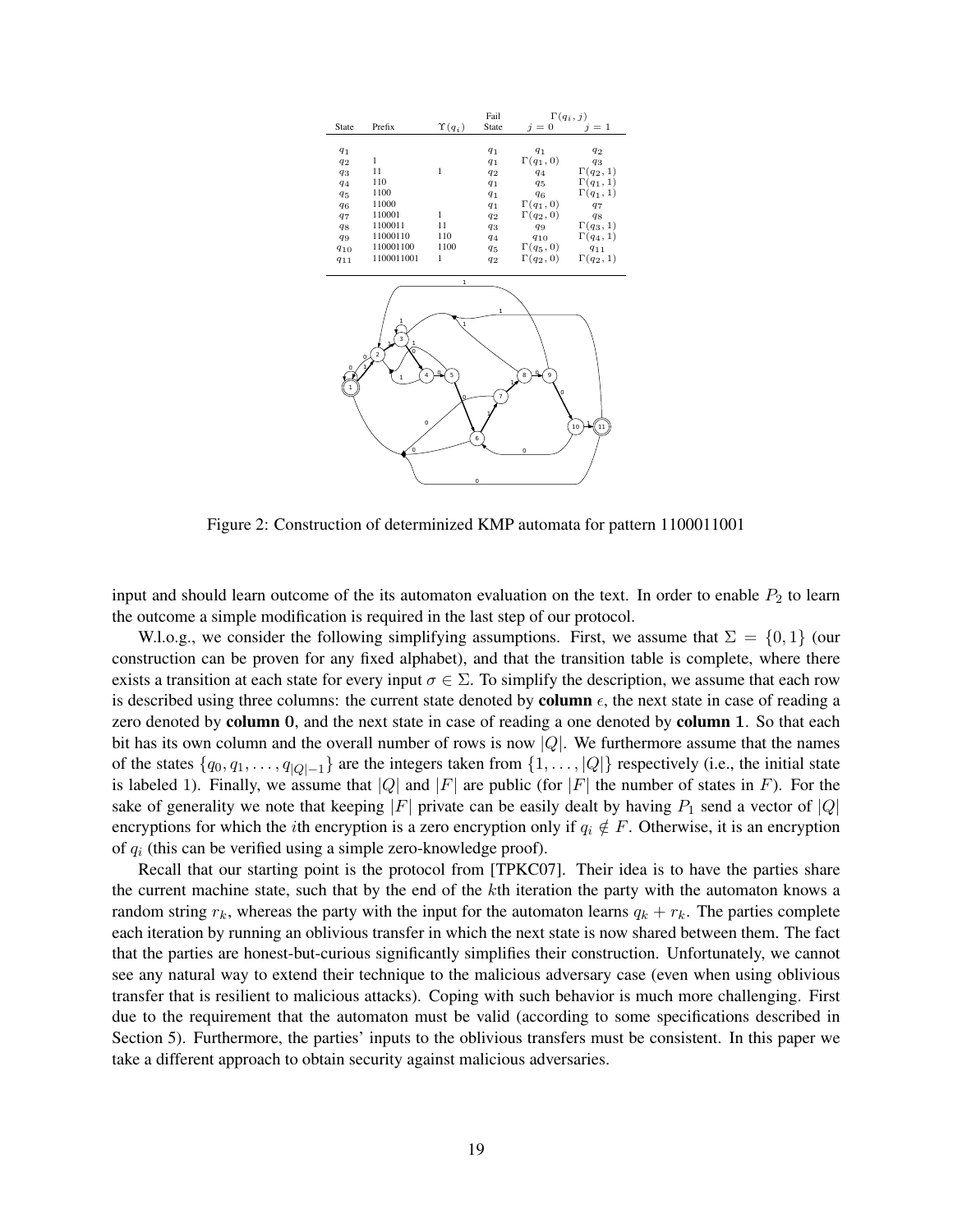| State | Prefix | $\Upsilon(q_i)$ | Fail State | $\Gamma(q_i, j)$ $j = 0$ | $j = 1$ |
|---|---|---|---|---|---|
| $q_1$ | | | $q_1$ | $q_1$ | $q_2$ |
| $q_2$ | 1 | | $q_1$ | $\Gamma(q_1, 0)$ | $q_3$ |
| $q_3$ | 11 | 1 | $q_2$ | $q_4$ | $\Gamma(q_2, 1)$ |
| $q_4$ | 110 | | $q_1$ | $q_5$ | $\Gamma(q_1, 1)$ |
| $q_5$ | 1100 | | $q_1$ | $q_6$ | $\Gamma(q_1, 1)$ |
| $q_6$ | 11000 | | $q_1$ | $\Gamma(q_1, 0)$ | $q_7$ |
| $q_7$ | 110001 | 1 | $q_2$ | $\Gamma(q_2, 0)$ | $q_8$ |
| $q_8$ | 1100011 | 11 | $q_3$ | $q_9$ | $\Gamma(q_3, 1)$ |
| $q_9$ | 11000110 | 110 | $q_4$ | $q_{10}$ | $\Gamma(q_4, 1)$ |
| $q_{10}$ | 110001100 | 1100 | $q_5$ | $\Gamma(q_5, 0)$ | $q_{11}$ |
| $q_{11}$ | 1100011001 | 1 | $q_2$ | $\Gamma(q_2, 0)$ | $\Gamma(q_2, 1)$ |

Figure 2: Construction of determinized KMP automata for pattern 1100011001

input and should learn outcome of the its automaton evaluation on the text. In order to enable $P_2$ to learn the outcome a simple modification is required in the last step of our protocol.

W.l.o.g., we consider the following simplifying assumptions. First, we assume that $\Sigma = \{0, 1\}$ (our construction can be proven for any fixed alphabet), and that the transition table is complete, where there exists a transition at each state for every input $\sigma \in \Sigma$. To simplify the description, we assume that each row is described using three columns: the current state denoted by **column** $\epsilon$, the next state in case of reading a zero denoted by **column 0**, and the next state in case of reading a one denoted by **column 1**. So that each bit has its own column and the overall number of rows is now $|Q|$. We furthermore assume that the names of the states $\{q_0, q_1, \ldots, q_{|Q|-1}\}$ are the integers taken from $\{1, \ldots, |Q|\}$ respectively (i.e., the initial state is labeled 1). Finally, we assume that $|Q|$ and $|F|$ are public (for $|F|$ the number of states in $F$). For the sake of generality we note that keeping $|F|$ private can be easily dealt by having $P_1$ send a vector of $|Q|$ encryptions for which the $i$th encryption is a zero encryption only if $q_i \notin F$. Otherwise, it is an encryption of $q_i$ (this can be verified using a simple zero-knowledge proof).

Recall that our starting point is the protocol from [TPKC07]. Their idea is to have the parties share the current machine state, such that by the end of the $k$th iteration the party with the automaton knows a random string $r_k$, whereas the party with the input for the automaton learns $q_k + r_k$. The parties complete each iteration by running an oblivious transfer in which the next state is now shared between them. The fact that the parties are honest-but-curious significantly simplifies their construction. Unfortunately, we cannot see any natural way to extend their technique to the malicious adversary case (even when using oblivious transfer that is resilient to malicious attacks). Coping with such behavior is much more challenging. First due to the requirement that the automaton must be valid (according to some specifications described in Section 5). Furthermore, the parties' inputs to the oblivious transfers must be consistent. In this paper we take a different approach to obtain security against malicious adversaries.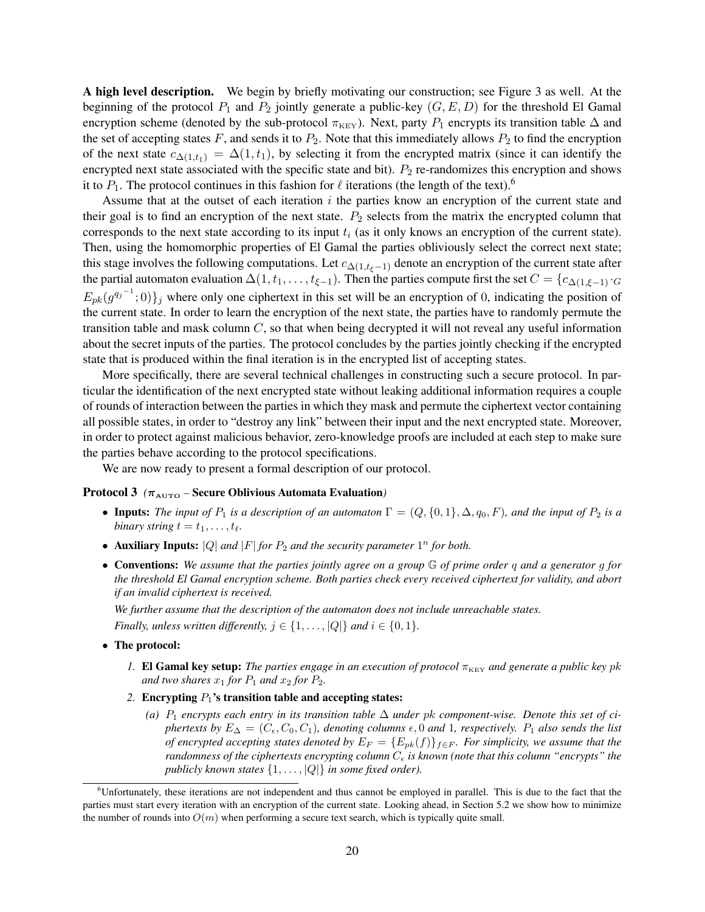**A high level description.** We begin by briefly motivating our construction; see Figure 3 as well. At the beginning of the protocol $P_1$ and $P_2$ jointly generate a public-key $(G, E, D)$ for the threshold El Gamal encryption scheme (denoted by the sub-protocol $\pi_{\text{KEY}}$). Next, party $P_1$ encrypts its transition table $\Delta$ and the set of accepting states $F$, and sends it to $P_2$. Note that this immediately allows $P_2$ to find the encryption of the next state $c_{\Delta(1,t_1)} = \Delta(1, t_1)$, by selecting it from the encrypted matrix (since it can identify the encrypted next state associated with the specific state and bit). $P_2$ re-randomizes this encryption and shows it to $P_1$. The protocol continues in this fashion for $\ell$ iterations (the length of the text).[6]

Assume that at the outset of each iteration $i$ the parties know an encryption of the current state and their goal is to find an encryption of the next state. $P_2$ selects from the matrix the encrypted column that corresponds to the next state according to its input $t_i$ (as it only knows an encryption of the current state). Then, using the homomorphic properties of El Gamal the parties obliviously select the correct next state; this stage involves the following computations. Let $c_{\Delta(1,t_{\xi}-1)}$ denote an encryption of the current state after the partial automaton evaluation $\Delta(1, t_1, \ldots, t_{\xi-1})$. Then the parties compute first the set $C = \{c_{\Delta(1,\xi-1)} \cdot_G E_{pk}(g^{q_j^{-1}}; 0)\}_j$ where only one ciphertext in this set will be an encryption of 0, indicating the position of the current state. In order to learn the encryption of the next state, the parties have to randomly permute the transition table and mask column $C$, so that when being decrypted it will not reveal any useful information about the secret inputs of the parties. The protocol concludes by the parties jointly checking if the encrypted state that is produced within the final iteration is in the encrypted list of accepting states.

More specifically, there are several technical challenges in constructing such a secure protocol. In particular the identification of the next encrypted state without leaking additional information requires a couple of rounds of interaction between the parties in which they mask and permute the ciphertext vector containing all possible states, in order to "destroy any link" between their input and the next encrypted state. Moreover, in order to protect against malicious behavior, zero-knowledge proofs are included at each step to make sure the parties behave according to the protocol specifications.

We are now ready to present a formal description of our protocol.

**Protocol 3** *($\pi_{\text{AUTO}}$ –* **Secure Oblivious Automata Evaluation***)*

- **Inputs:** *The input of $P_1$ is a description of an automaton $\Gamma = (Q, \{0, 1\}, \Delta, q_0, F)$, and the input of $P_2$ is a binary string $t = t_1, \ldots, t_\ell$.*
- **Auxiliary Inputs:** *$|Q|$ and $|F|$ for $P_2$ and the security parameter $1^n$ for both.*
- **Conventions:** *We assume that the parties jointly agree on a group $\mathbb{G}$ of prime order $q$ and a generator $g$ for the threshold El Gamal encryption scheme. Both parties check every received ciphertext for validity, and abort if an invalid ciphertext is received.*

  *We further assume that the description of the automaton does not include unreachable states.*

  *Finally, unless written differently, $j \in \{1, \ldots, |Q|\}$ and $i \in \{0, 1\}$.*
- **The protocol:**
  1. **El Gamal key setup:** *The parties engage in an execution of protocol $\pi_{\text{KEY}}$ and generate a public key $pk$ and two shares $x_1$ for $P_1$ and $x_2$ for $P_2$.*
  2. **Encrypting $P_1$'s transition table and accepting states:**
     (a) *$P_1$ encrypts each entry in its transition table $\Delta$ under $pk$ component-wise. Denote this set of ciphertexts by $E_\Delta = (C_\epsilon, C_0, C_1)$, denoting columns $\epsilon$, 0 and 1, respectively. $P_1$ also sends the list of encrypted accepting states denoted by $E_F = \{E_{pk}(f)\}_{f \in F}$. For simplicity, we assume that the randomness of the ciphertexts encrypting column $C_\epsilon$ is known (note that this column "encrypts" the publicly known states $\{1, \ldots, |Q|\}$ in some fixed order).*

[6] Unfortunately, these iterations are not independent and thus cannot be employed in parallel. This is due to the fact that the parties must start every iteration with an encryption of the current state. Looking ahead, in Section 5.2 we show how to minimize the number of rounds into $O(m)$ when performing a secure text search, which is typically quite small.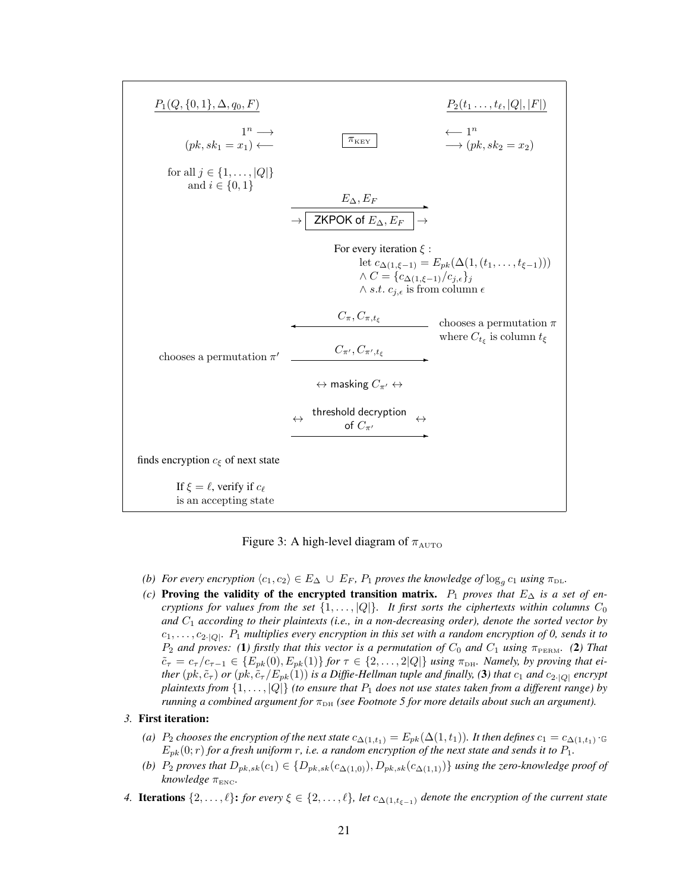| $P_1(Q, \{0,1\}, \Delta, q_0, F)$ | | $P_2(t_1 \ldots, t_\ell, \|Q\|, \|F\|)$ |
|---|---|---|
| $1^n \longrightarrow$ <br> $(pk, sk_1 = x_1) \longleftarrow$ | $\pi_{\text{KEY}}$ | $\longleftarrow 1^n$ <br> $\longrightarrow (pk, sk_2 = x_2)$ |
| for all $j \in \{1, \ldots, \|Q\|\}$ and $i \in \{0,1\}$ | $E_\Delta, E_F$ $\longrightarrow$ <br> $\rightarrow$ ZKPOK of $E_\Delta, E_F$ $\rightarrow$ | |
| | For every iteration $\xi$ : <br> let $c_{\Delta(1,\xi-1)} = E_{pk}(\Delta(1,(t_1,\ldots,t_{\xi-1})))$ <br> $\wedge\, C = \{c_{\Delta(1,\xi-1)}/c_{j,\epsilon}\}_j$ <br> $\wedge\, s.t.\ c_{j,\epsilon}$ is from column $\epsilon$ | |
| | $\longleftarrow$ $C_\pi, C_{\pi,t_\xi}$ | chooses a permutation $\pi$ where $C_{t_\xi}$ is column $t_\xi$ |
| chooses a permutation $\pi'$ | $C_{\pi'}, C_{\pi',t_\xi}$ $\longrightarrow$ | |
| | $\leftrightarrow$ masking $C_{\pi'}$ $\leftrightarrow$ | |
| | $\leftrightarrow$ threshold decryption of $C_{\pi'}$ $\leftrightarrow$ | |
| finds encryption $c_\xi$ of next state | | |
| If $\xi = \ell$, verify if $c_\ell$ is an accepting state | | |

Figure 3: A high-level diagram of $\pi_{\text{AUTO}}$

*(b) For every encryption $\langle c_1, c_2\rangle \in E_\Delta \cup E_F$, $P_1$ proves the knowledge of $\log_g c_1$ using $\pi_{\text{DL}}$.*

*(c)* **Proving the validity of the encrypted transition matrix.** *$P_1$ proves that $E_\Delta$ is a set of encryptions for values from the set $\{1, \ldots, |Q|\}$. It first sorts the ciphertexts within columns $C_0$ and $C_1$ according to their plaintexts (i.e., in a non-decreasing order), denote the sorted vector by $c_1, \ldots, c_{2\cdot|Q|}$. $P_1$ multiplies every encryption in this set with a random encryption of 0, sends it to $P_2$ and proves: (**1**) firstly that this vector is a permutation of $C_0$ and $C_1$ using $\pi_{\text{PERM}}$. (**2**) That $\tilde{c}_\tau = c_\tau/c_{\tau-1} \in \{E_{pk}(0), E_{pk}(1)\}$ for $\tau \in \{2, \ldots, 2|Q|\}$ using $\pi_{\text{DH}}$. Namely, by proving that either $(pk, \tilde{c}_\tau)$ or $(pk, \tilde{c}_\tau/E_{pk}(1))$ is a Diffie-Hellman tuple and finally, (**3**) that $c_1$ and $c_{2\cdot|Q|}$ encrypt plaintexts from $\{1, \ldots, |Q|\}$ (to ensure that $P_1$ does not use states taken from a different range) by running a combined argument for $\pi_{\text{DH}}$ (see Footnote 5 for more details about such an argument).*

*3.* **First iteration:**

*(a) $P_2$ chooses the encryption of the next state $c_{\Delta(1,t_1)} = E_{pk}(\Delta(1, t_1))$. It then defines $c_1 = c_{\Delta(1,t_1)} \cdot_{\mathbb{G}} E_{pk}(0; r)$ for a fresh uniform $r$, i.e. a random encryption of the next state and sends it to $P_1$.*

*(b) $P_2$ proves that $D_{pk,sk}(c_1) \in \{D_{pk,sk}(c_{\Delta(1,0)}), D_{pk,sk}(c_{\Delta(1,1)})\}$ using the zero-knowledge proof of knowledge $\pi_{\text{ENC}}$.*

*4.* **Iterations** $\{2, \ldots, \ell\}$**:** *for every $\xi \in \{2, \ldots, \ell\}$, let $c_{\Delta(1,t_{\xi-1})}$ denote the encryption of the current state*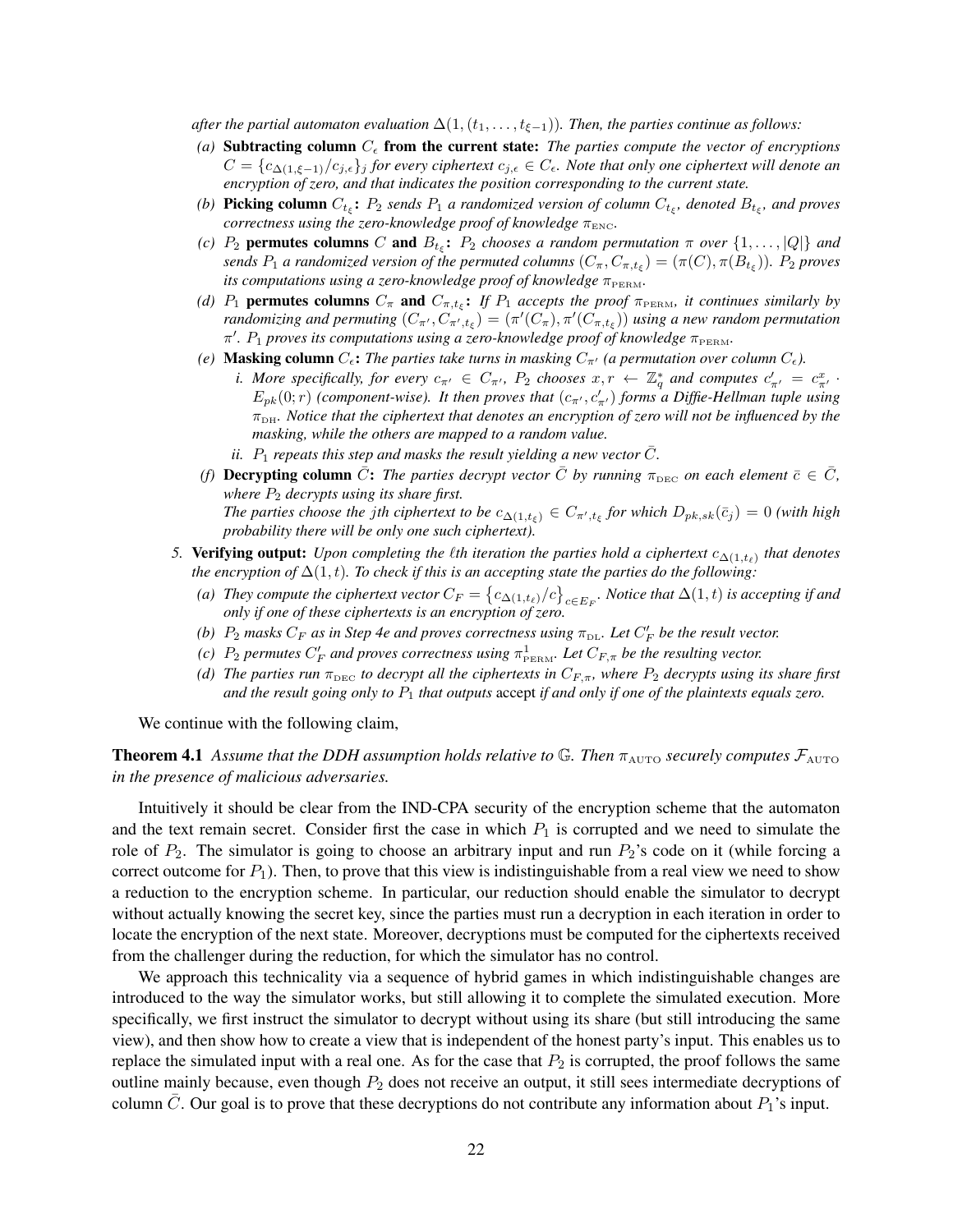*after the partial automaton evaluation $\Delta(1,(t_1,\ldots,t_{\xi-1}))$. Then, the parties continue as follows:*

- *(a)* **Subtracting column $C_\epsilon$ from the current state:** *The parties compute the vector of encryptions $C = \{c_{\Delta(1,\xi-1)}/c_{j,\epsilon}\}_j$ for every ciphertext $c_{j,\epsilon} \in C_\epsilon$. Note that only one ciphertext will denote an encryption of zero, and that indicates the position corresponding to the current state.*
- *(b)* **Picking column $C_{t_\xi}$:** *$P_2$ sends $P_1$ a randomized version of column $C_{t_\xi}$, denoted $B_{t_\xi}$, and proves correctness using the zero-knowledge proof of knowledge $\pi_{\text{ENC}}$.*
- *(c)* *$P_2$* **permutes columns** *$C$* **and** *$B_{t_\xi}$*: *$P_2$ chooses a random permutation $\pi$ over $\{1,\ldots,|Q|\}$ and sends $P_1$ a randomized version of the permuted columns $(C_\pi, C_{\pi,t_\xi}) = (\pi(C), \pi(B_{t_\xi}))$. $P_2$ proves its computations using a zero-knowledge proof of knowledge $\pi_{\text{PERM}}$.*
- *(d)* *$P_1$* **permutes columns** *$C_\pi$* **and** *$C_{\pi,t_\xi}$*: *If $P_1$ accepts the proof $\pi_{\text{PERM}}$, it continues similarly by randomizing and permuting $(C_{\pi'}, C_{\pi',t_\xi}) = (\pi'(C_\pi), \pi'(C_{\pi,t_\xi}))$ using a new random permutation $\pi'$. $P_1$ proves its computations using a zero-knowledge proof of knowledge $\pi_{\text{PERM}}$.*
- *(e)* **Masking column $C_\epsilon$:** *The parties take turns in masking $C_{\pi'}$ (a permutation over column $C_\epsilon$).*
  - *i. More specifically, for every $c_{\pi'} \in C_{\pi'}$, $P_2$ chooses $x, r \leftarrow \mathbb{Z}_q^*$ and computes $c'_{\pi'} = c^x_{\pi'} \cdot E_{pk}(0;r)$ (component-wise). It then proves that $(c_{\pi'}, c'_{\pi'})$ forms a Diffie-Hellman tuple using $\pi_{\text{DH}}$. Notice that the ciphertext that denotes an encryption of zero will not be influenced by the masking, while the others are mapped to a random value.*
  - *ii. $P_1$ repeats this step and masks the result yielding a new vector $\bar{C}$.*
- *(f)* **Decrypting column $\bar{C}$:** *The parties decrypt vector $\bar{C}$ by running $\pi_{\text{DEC}}$ on each element $\bar{c} \in \bar{C}$, where $P_2$ decrypts using its share first.*
  *The parties choose the $j$th ciphertext to be $c_{\Delta(1,t_\xi)} \in C_{\pi',t_\xi}$ for which $D_{pk,sk}(\bar{c}_j) = 0$ (with high probability there will be only one such ciphertext).*

*5.* **Verifying output:** *Upon completing the $\ell$th iteration the parties hold a ciphertext $c_{\Delta(1,t_\ell)}$ that denotes the encryption of $\Delta(1,t)$. To check if this is an accepting state the parties do the following:*

- *(a) They compute the ciphertext vector $C_F = \{c_{\Delta(1,t_\ell)}/c\}_{c \in E_F}$. Notice that $\Delta(1,t)$ is accepting if and only if one of these ciphertexts is an encryption of zero.*
- *(b) $P_2$ masks $C_F$ as in Step 4e and proves correctness using $\pi_{\text{DL}}$. Let $C'_F$ be the result vector.*
- *(c) $P_2$ permutes $C'_F$ and proves correctness using $\pi^1_{\text{PERM}}$. Let $C_{F,\pi}$ be the resulting vector.*
- *(d) The parties run $\pi_{\text{DEC}}$ to decrypt all the ciphertexts in $C_{F,\pi}$, where $P_2$ decrypts using its share first and the result going only to $P_1$ that outputs* accept *if and only if one of the plaintexts equals zero.*

We continue with the following claim,

**Theorem 4.1** *Assume that the DDH assumption holds relative to $\mathbb{G}$. Then $\pi_{\text{AUTO}}$ securely computes $\mathcal{F}_{\text{AUTO}}$ in the presence of malicious adversaries.*

Intuitively it should be clear from the IND-CPA security of the encryption scheme that the automaton and the text remain secret. Consider first the case in which $P_1$ is corrupted and we need to simulate the role of $P_2$. The simulator is going to choose an arbitrary input and run $P_2$'s code on it (while forcing a correct outcome for $P_1$). Then, to prove that this view is indistinguishable from a real view we need to show a reduction to the encryption scheme. In particular, our reduction should enable the simulator to decrypt without actually knowing the secret key, since the parties must run a decryption in each iteration in order to locate the encryption of the next state. Moreover, decryptions must be computed for the ciphertexts received from the challenger during the reduction, for which the simulator has no control.

We approach this technicality via a sequence of hybrid games in which indistinguishable changes are introduced to the way the simulator works, but still allowing it to complete the simulated execution. More specifically, we first instruct the simulator to decrypt without using its share (but still introducing the same view), and then show how to create a view that is independent of the honest party's input. This enables us to replace the simulated input with a real one. As for the case that $P_2$ is corrupted, the proof follows the same outline mainly because, even though $P_2$ does not receive an output, it still sees intermediate decryptions of column $\bar{C}$. Our goal is to prove that these decryptions do not contribute any information about $P_1$'s input.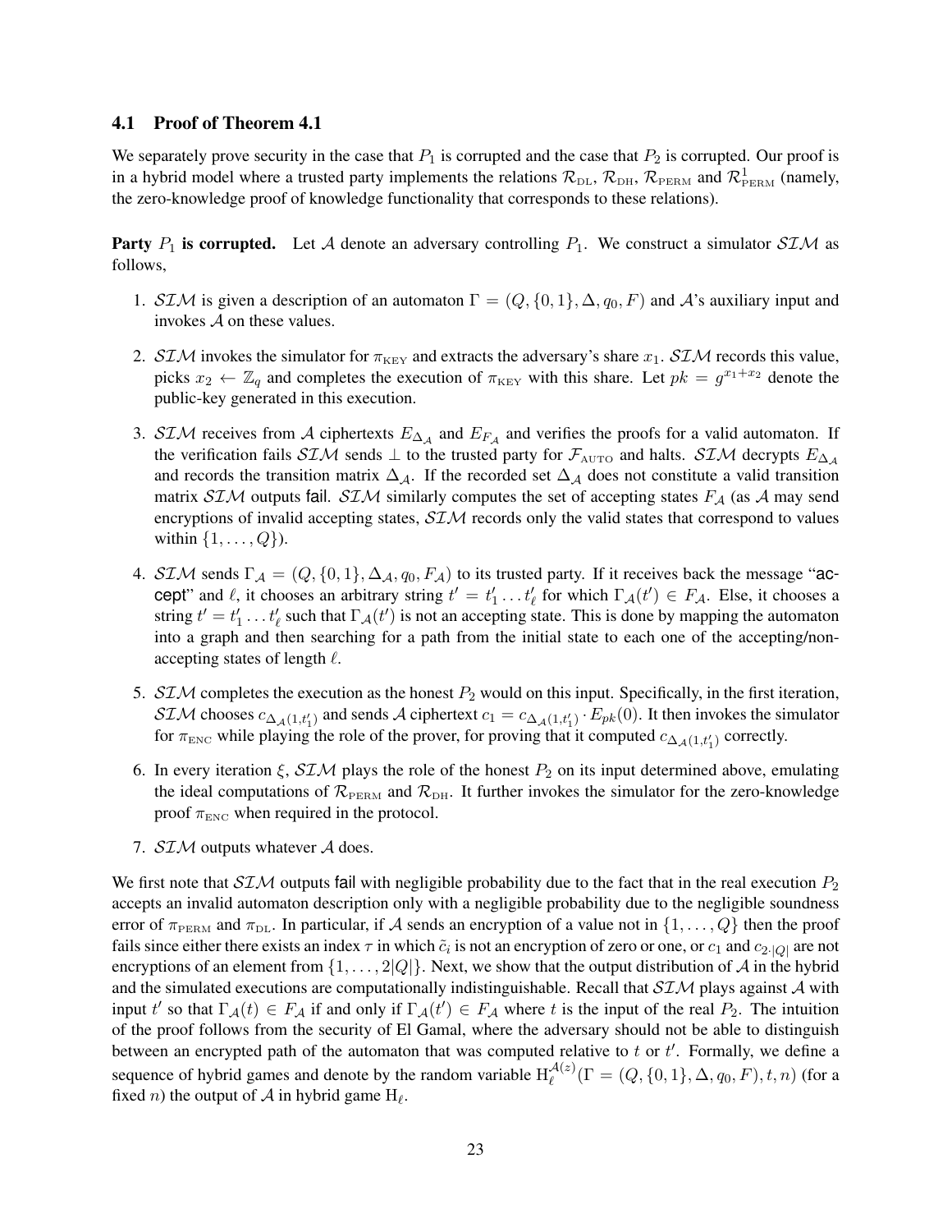### 4.1 Proof of Theorem 4.1

We separately prove security in the case that $P_1$ is corrupted and the case that $P_2$ is corrupted. Our proof is in a hybrid model where a trusted party implements the relations $\mathcal{R}_{\rm DL}$, $\mathcal{R}_{\rm DH}$, $\mathcal{R}_{\rm PERM}$ and $\mathcal{R}^1_{\rm PERM}$ (namely, the zero-knowledge proof of knowledge functionality that corresponds to these relations).

**Party $P_1$ is corrupted.** Let $\mathcal{A}$ denote an adversary controlling $P_1$. We construct a simulator $\mathcal{SIM}$ as follows,

1. $\mathcal{SIM}$ is given a description of an automaton $\Gamma = (Q, \{0,1\}, \Delta, q_0, F)$ and $\mathcal{A}$'s auxiliary input and invokes $\mathcal{A}$ on these values.
2. $\mathcal{SIM}$ invokes the simulator for $\pi_{\rm KEY}$ and extracts the adversary's share $x_1$. $\mathcal{SIM}$ records this value, picks $x_2 \leftarrow \mathbb{Z}_q$ and completes the execution of $\pi_{\rm KEY}$ with this share. Let $pk = g^{x_1+x_2}$ denote the public-key generated in this execution.
3. $\mathcal{SIM}$ receives from $\mathcal{A}$ ciphertexts $E_{\Delta_\mathcal{A}}$ and $E_{F_\mathcal{A}}$ and verifies the proofs for a valid automaton. If the verification fails $\mathcal{SIM}$ sends $\perp$ to the trusted party for $\mathcal{F}_{\rm AUTO}$ and halts. $\mathcal{SIM}$ decrypts $E_{\Delta_\mathcal{A}}$ and records the transition matrix $\Delta_\mathcal{A}$. If the recorded set $\Delta_\mathcal{A}$ does not constitute a valid transition matrix $\mathcal{SIM}$ outputs fail. $\mathcal{SIM}$ similarly computes the set of accepting states $F_\mathcal{A}$ (as $\mathcal{A}$ may send encryptions of invalid accepting states, $\mathcal{SIM}$ records only the valid states that correspond to values within $\{1,\ldots,Q\}$).
4. $\mathcal{SIM}$ sends $\Gamma_\mathcal{A} = (Q, \{0,1\}, \Delta_\mathcal{A}, q_0, F_\mathcal{A})$ to its trusted party. If it receives back the message "accept" and $\ell$, it chooses an arbitrary string $t' = t'_1 \ldots t'_\ell$ for which $\Gamma_\mathcal{A}(t') \in F_\mathcal{A}$. Else, it chooses a string $t' = t'_1 \ldots t'_\ell$ such that $\Gamma_\mathcal{A}(t')$ is not an accepting state. This is done by mapping the automaton into a graph and then searching for a path from the initial state to each one of the accepting/non-accepting states of length $\ell$.
5. $\mathcal{SIM}$ completes the execution as the honest $P_2$ would on this input. Specifically, in the first iteration, $\mathcal{SIM}$ chooses $c_{\Delta_\mathcal{A}(1,t'_1)}$ and sends $\mathcal{A}$ ciphertext $c_1 = c_{\Delta_\mathcal{A}(1,t'_1)} \cdot E_{pk}(0)$. It then invokes the simulator for $\pi_{\rm ENC}$ while playing the role of the prover, for proving that it computed $c_{\Delta_\mathcal{A}(1,t'_1)}$ correctly.
6. In every iteration $\xi$, $\mathcal{SIM}$ plays the role of the honest $P_2$ on its input determined above, emulating the ideal computations of $\mathcal{R}_{\rm PERM}$ and $\mathcal{R}_{\rm DH}$. It further invokes the simulator for the zero-knowledge proof $\pi_{\rm ENC}$ when required in the protocol.
7. $\mathcal{SIM}$ outputs whatever $\mathcal{A}$ does.

We first note that $\mathcal{SIM}$ outputs fail with negligible probability due to the fact that in the real execution $P_2$ accepts an invalid automaton description only with a negligible probability due to the negligible soundness error of $\pi_{\rm PERM}$ and $\pi_{\rm DL}$. In particular, if $\mathcal{A}$ sends an encryption of a value not in $\{1,\ldots,Q\}$ then the proof fails since either there exists an index $\tau$ in which $\tilde{c}_i$ is not an encryption of zero or one, or $c_1$ and $c_{2\cdot|Q|}$ are not encryptions of an element from $\{1,\ldots,2|Q|\}$. Next, we show that the output distribution of $\mathcal{A}$ in the hybrid and the simulated executions are computationally indistinguishable. Recall that $\mathcal{SIM}$ plays against $\mathcal{A}$ with input $t'$ so that $\Gamma_\mathcal{A}(t) \in F_\mathcal{A}$ if and only if $\Gamma_\mathcal{A}(t') \in F_\mathcal{A}$ where $t$ is the input of the real $P_2$. The intuition of the proof follows from the security of El Gamal, where the adversary should not be able to distinguish between an encrypted path of the automaton that was computed relative to $t$ or $t'$. Formally, we define a sequence of hybrid games and denote by the random variable $\mathrm{H}_\ell^{\mathcal{A}(z)}(\Gamma = (Q, \{0,1\}, \Delta, q_0, F), t, n)$ (for a fixed $n$) the output of $\mathcal{A}$ in hybrid game $\mathrm{H}_\ell$.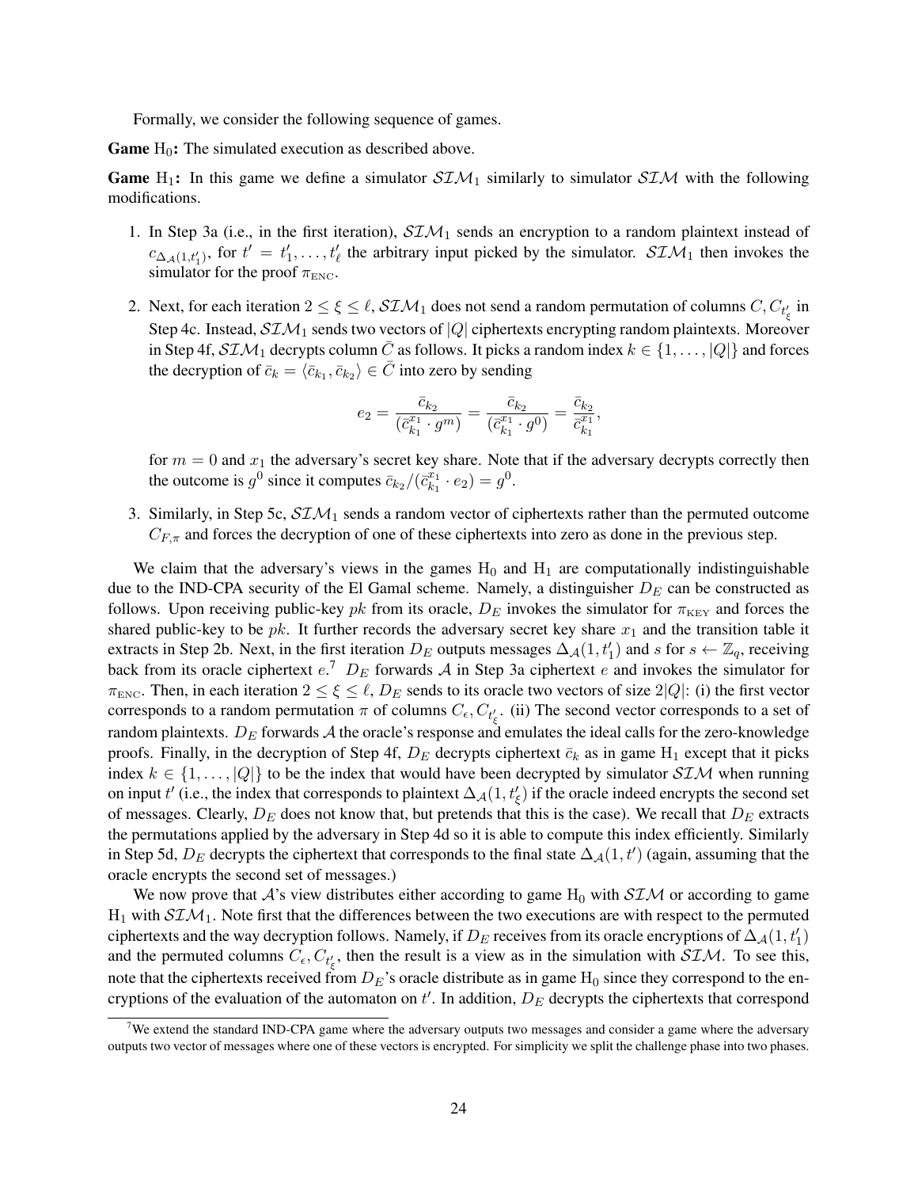Formally, we consider the following sequence of games.

**Game** $H_0$**:** The simulated execution as described above.

**Game** $H_1$**:** In this game we define a simulator $\mathcal{SIM}_1$ similarly to simulator $\mathcal{SIM}$ with the following modifications.

1. In Step 3a (i.e., in the first iteration), $\mathcal{SIM}_1$ sends an encryption to a random plaintext instead of $c_{\Delta_{\mathcal{A}}(1,t'_1)}$, for $t' = t'_1, \ldots, t'_\ell$ the arbitrary input picked by the simulator. $\mathcal{SIM}_1$ then invokes the simulator for the proof $\pi_{\text{ENC}}$.

2. Next, for each iteration $2 \leq \xi \leq \ell$, $\mathcal{SIM}_1$ does not send a random permutation of columns $C, C_{t'_\xi}$ in Step 4c. Instead, $\mathcal{SIM}_1$ sends two vectors of $|Q|$ ciphertexts encrypting random plaintexts. Moreover in Step 4f, $\mathcal{SIM}_1$ decrypts column $\bar{C}$ as follows. It picks a random index $k \in \{1, \ldots, |Q|\}$ and forces the decryption of $\bar{c}_k = \langle \bar{c}_{k_1}, \bar{c}_{k_2} \rangle \in \bar{C}$ into zero by sending

$$e_2 = \frac{\bar{c}_{k_2}}{(\bar{c}_{k_1}^{x_1} \cdot g^m)} = \frac{\bar{c}_{k_2}}{(\bar{c}_{k_1}^{x_1} \cdot g^0)} = \frac{\bar{c}_{k_2}}{\bar{c}_{k_1}^{x_1}},$$

for $m = 0$ and $x_1$ the adversary's secret key share. Note that if the adversary decrypts correctly then the outcome is $g^0$ since it computes $\bar{c}_{k_2}/(\bar{c}_{k_1}^{x_1} \cdot e_2) = g^0$.

3. Similarly, in Step 5c, $\mathcal{SIM}_1$ sends a random vector of ciphertexts rather than the permuted outcome $C_{F,\pi}$ and forces the decryption of one of these ciphertexts into zero as done in the previous step.

We claim that the adversary's views in the games $H_0$ and $H_1$ are computationally indistinguishable due to the IND-CPA security of the El Gamal scheme. Namely, a distinguisher $D_E$ can be constructed as follows. Upon receiving public-key $pk$ from its oracle, $D_E$ invokes the simulator for $\pi_{\text{KEY}}$ and forces the shared public-key to be $pk$. It further records the adversary secret key share $x_1$ and the transition table it extracts in Step 2b. Next, in the first iteration $D_E$ outputs messages $\Delta_{\mathcal{A}}(1, t'_1)$ and $s$ for $s \leftarrow \mathbb{Z}_q$, receiving back from its oracle ciphertext $e$.[7] $D_E$ forwards $\mathcal{A}$ in Step 3a ciphertext $e$ and invokes the simulator for $\pi_{\text{ENC}}$. Then, in each iteration $2 \leq \xi \leq \ell$, $D_E$ sends to its oracle two vectors of size $2|Q|$: (i) the first vector corresponds to a random permutation $\pi$ of columns $C_\epsilon, C_{t'_\xi}$. (ii) The second vector corresponds to a set of random plaintexts. $D_E$ forwards $\mathcal{A}$ the oracle's response and emulates the ideal calls for the zero-knowledge proofs. Finally, in the decryption of Step 4f, $D_E$ decrypts ciphertext $\bar{c}_k$ as in game $H_1$ except that it picks index $k \in \{1, \ldots, |Q|\}$ to be the index that would have been decrypted by simulator $\mathcal{SIM}$ when running on input $t'$ (i.e., the index that corresponds to plaintext $\Delta_{\mathcal{A}}(1, t'_\xi)$ if the oracle indeed encrypts the second set of messages. Clearly, $D_E$ does not know that, but pretends that this is the case). We recall that $D_E$ extracts the permutations applied by the adversary in Step 4d so it is able to compute this index efficiently. Similarly in Step 5d, $D_E$ decrypts the ciphertext that corresponds to the final state $\Delta_{\mathcal{A}}(1, t')$ (again, assuming that the oracle encrypts the second set of messages.)

We now prove that $\mathcal{A}$'s view distributes either according to game $H_0$ with $\mathcal{SIM}$ or according to game $H_1$ with $\mathcal{SIM}_1$. Note first that the differences between the two executions are with respect to the permuted ciphertexts and the way decryption follows. Namely, if $D_E$ receives from its oracle encryptions of $\Delta_{\mathcal{A}}(1, t'_1)$ and the permuted columns $C_\epsilon, C_{t'_\xi}$, then the result is a view as in the simulation with $\mathcal{SIM}$. To see this, note that the ciphertexts received from $D_E$'s oracle distribute as in game $H_0$ since they correspond to the encryptions of the evaluation of the automaton on $t'$. In addition, $D_E$ decrypts the ciphertexts that correspond

---

[7] We extend the standard IND-CPA game where the adversary outputs two messages and consider a game where the adversary outputs two vector of messages where one of these vectors is encrypted. For simplicity we split the challenge phase into two phases.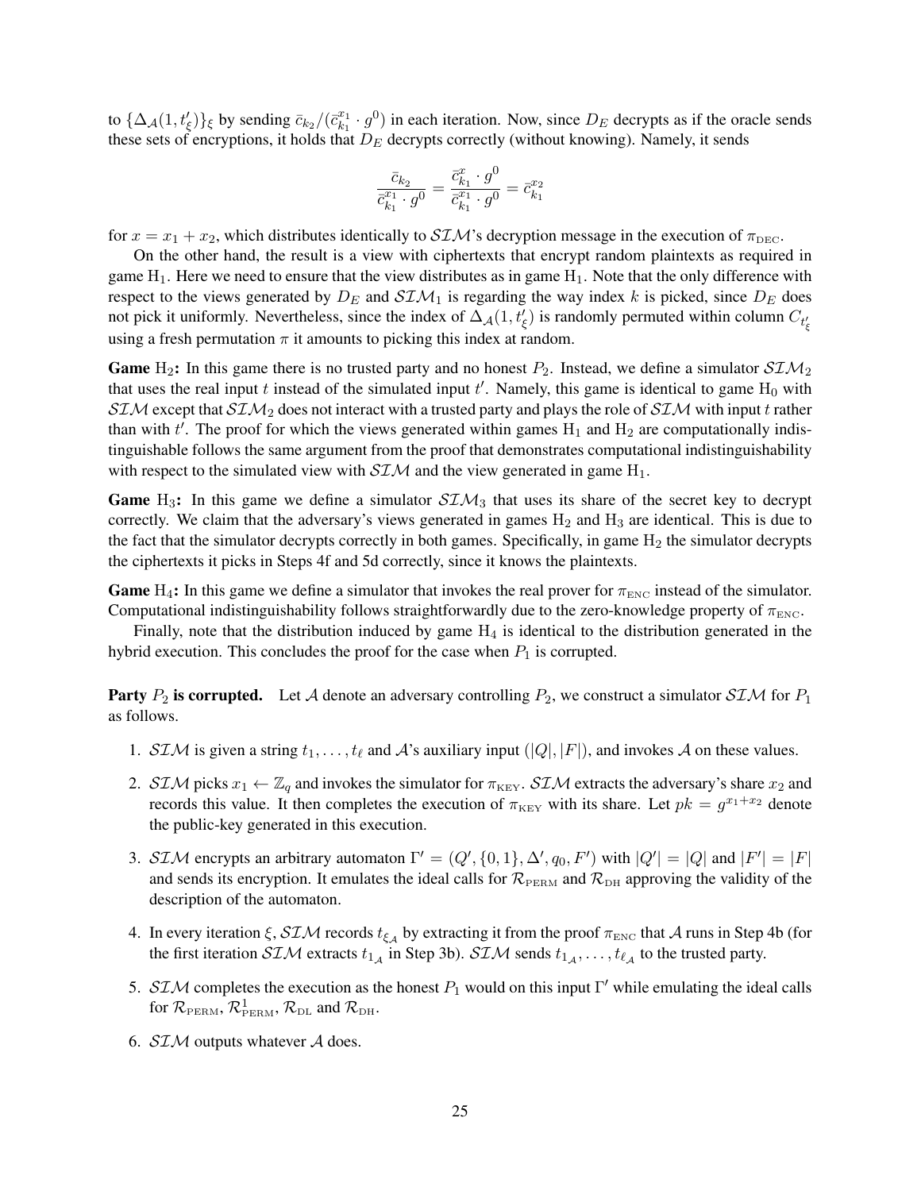to $\{\Delta_{\mathcal{A}}(1, t'_\xi)\}_\xi$ by sending $\bar{c}_{k_2}/(\bar{c}_{k_1}^{x_1} \cdot g^0)$ in each iteration. Now, since $D_E$ decrypts as if the oracle sends these sets of encryptions, it holds that $D_E$ decrypts correctly (without knowing). Namely, it sends

$$\frac{\bar{c}_{k_2}}{\bar{c}_{k_1}^{x_1} \cdot g^0} = \frac{\bar{c}_{k_1}^{x} \cdot g^0}{\bar{c}_{k_1}^{x_1} \cdot g^0} = \bar{c}_{k_1}^{x_2}$$

for $x = x_1 + x_2$, which distributes identically to $\mathcal{SIM}$'s decryption message in the execution of $\pi_{\rm DEC}$.

On the other hand, the result is a view with ciphertexts that encrypt random plaintexts as required in game $\mathrm{H}_1$. Here we need to ensure that the view distributes as in game $\mathrm{H}_1$. Note that the only difference with respect to the views generated by $D_E$ and $\mathcal{SIM}_1$ is regarding the way index $k$ is picked, since $D_E$ does not pick it uniformly. Nevertheless, since the index of $\Delta_{\mathcal{A}}(1, t'_\xi)$ is randomly permuted within column $C_{t'_\xi}$ using a fresh permutation $\pi$ it amounts to picking this index at random.

**Game $\mathrm{H}_2$:** In this game there is no trusted party and no honest $P_2$. Instead, we define a simulator $\mathcal{SIM}_2$ that uses the real input $t$ instead of the simulated input $t'$. Namely, this game is identical to game $\mathrm{H}_0$ with $\mathcal{SIM}$ except that $\mathcal{SIM}_2$ does not interact with a trusted party and plays the role of $\mathcal{SIM}$ with input $t$ rather than with $t'$. The proof for which the views generated within games $\mathrm{H}_1$ and $\mathrm{H}_2$ are computationally indistinguishable follows the same argument from the proof that demonstrates computational indistinguishability with respect to the simulated view with $\mathcal{SIM}$ and the view generated in game $\mathrm{H}_1$.

**Game $\mathrm{H}_3$:** In this game we define a simulator $\mathcal{SIM}_3$ that uses its share of the secret key to decrypt correctly. We claim that the adversary's views generated in games $\mathrm{H}_2$ and $\mathrm{H}_3$ are identical. This is due to the fact that the simulator decrypts correctly in both games. Specifically, in game $\mathrm{H}_2$ the simulator decrypts the ciphertexts it picks in Steps 4f and 5d correctly, since it knows the plaintexts.

**Game $\mathrm{H}_4$:** In this game we define a simulator that invokes the real prover for $\pi_{\rm ENC}$ instead of the simulator. Computational indistinguishability follows straightforwardly due to the zero-knowledge property of $\pi_{\rm ENC}$.

Finally, note that the distribution induced by game $\mathrm{H}_4$ is identical to the distribution generated in the hybrid execution. This concludes the proof for the case when $P_1$ is corrupted.

**Party $P_2$ is corrupted.** Let $\mathcal{A}$ denote an adversary controlling $P_2$, we construct a simulator $\mathcal{SIM}$ for $P_1$ as follows.

1. $\mathcal{SIM}$ is given a string $t_1, \ldots, t_\ell$ and $\mathcal{A}$'s auxiliary input $(|Q|, |F|)$, and invokes $\mathcal{A}$ on these values.
2. $\mathcal{SIM}$ picks $x_1 \leftarrow \mathbb{Z}_q$ and invokes the simulator for $\pi_{\rm KEY}$. $\mathcal{SIM}$ extracts the adversary's share $x_2$ and records this value. It then completes the execution of $\pi_{\rm KEY}$ with its share. Let $pk = g^{x_1+x_2}$ denote the public-key generated in this execution.
3. $\mathcal{SIM}$ encrypts an arbitrary automaton $\Gamma' = (Q', \{0,1\}, \Delta', q_0, F')$ with $|Q'| = |Q|$ and $|F'| = |F|$ and sends its encryption. It emulates the ideal calls for $\mathcal{R}_{\rm PERM}$ and $\mathcal{R}_{\rm DH}$ approving the validity of the description of the automaton.
4. In every iteration $\xi$, $\mathcal{SIM}$ records $t_{\xi_{\mathcal{A}}}$ by extracting it from the proof $\pi_{\rm ENC}$ that $\mathcal{A}$ runs in Step 4b (for the first iteration $\mathcal{SIM}$ extracts $t_{1_{\mathcal{A}}}$ in Step 3b). $\mathcal{SIM}$ sends $t_{1_{\mathcal{A}}}, \ldots, t_{\ell_{\mathcal{A}}}$ to the trusted party.
5. $\mathcal{SIM}$ completes the execution as the honest $P_1$ would on this input $\Gamma'$ while emulating the ideal calls for $\mathcal{R}_{\rm PERM}$, $\mathcal{R}^1_{\rm PERM}$, $\mathcal{R}_{\rm DL}$ and $\mathcal{R}_{\rm DH}$.
6. $\mathcal{SIM}$ outputs whatever $\mathcal{A}$ does.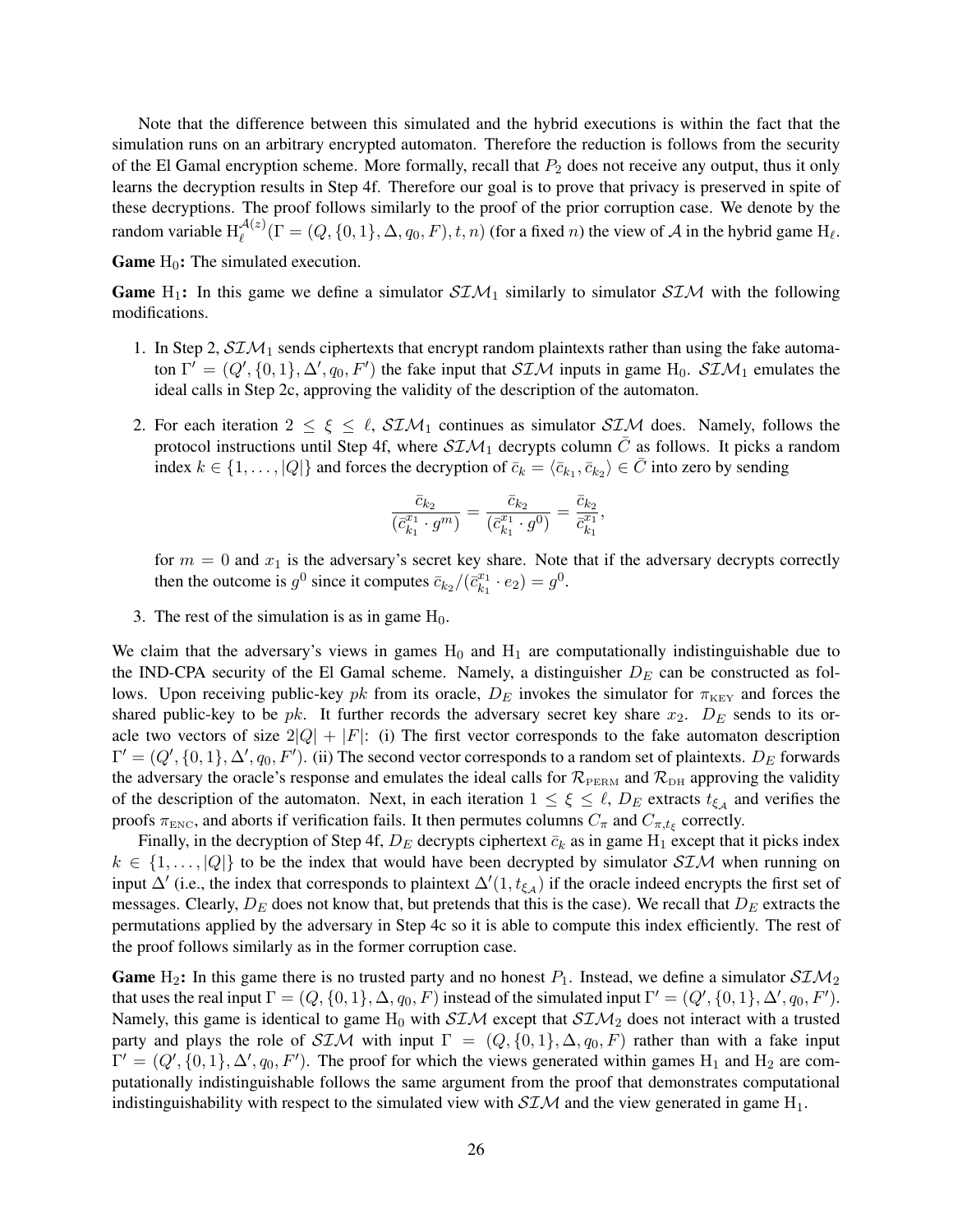Note that the difference between this simulated and the hybrid executions is within the fact that the simulation runs on an arbitrary encrypted automaton. Therefore the reduction is follows from the security of the El Gamal encryption scheme. More formally, recall that $P_2$ does not receive any output, thus it only learns the decryption results in Step 4f. Therefore our goal is to prove that privacy is preserved in spite of these decryptions. The proof follows similarly to the proof of the prior corruption case. We denote by the random variable $\mathrm{H}_\ell^{\mathcal{A}(z)}(\Gamma = (Q, \{0,1\}, \Delta, q_0, F), t, n)$ (for a fixed $n$) the view of $\mathcal{A}$ in the hybrid game $\mathrm{H}_\ell$.

**Game** $\mathrm{H}_0$**:** The simulated execution.

**Game** $\mathrm{H}_1$**:** In this game we define a simulator $\mathcal{SIM}_1$ similarly to simulator $\mathcal{SIM}$ with the following modifications.

1. In Step 2, $\mathcal{SIM}_1$ sends ciphertexts that encrypt random plaintexts rather than using the fake automaton $\Gamma' = (Q', \{0,1\}, \Delta', q_0, F')$ the fake input that $\mathcal{SIM}$ inputs in game $\mathrm{H}_0$. $\mathcal{SIM}_1$ emulates the ideal calls in Step 2c, approving the validity of the description of the automaton.

2. For each iteration $2 \leq \xi \leq \ell$, $\mathcal{SIM}_1$ continues as simulator $\mathcal{SIM}$ does. Namely, follows the protocol instructions until Step 4f, where $\mathcal{SIM}_1$ decrypts column $\bar{C}$ as follows. It picks a random index $k \in \{1, \ldots, |Q|\}$ and forces the decryption of $\bar{c}_k = \langle \bar{c}_{k_1}, \bar{c}_{k_2} \rangle \in \bar{C}$ into zero by sending

$$\frac{\bar{c}_{k_2}}{(\bar{c}_{k_1}^{x_1} \cdot g^m)} = \frac{\bar{c}_{k_2}}{(\bar{c}_{k_1}^{x_1} \cdot g^0)} = \frac{\bar{c}_{k_2}}{\bar{c}_{k_1}^{x_1}},$$

   for $m = 0$ and $x_1$ is the adversary's secret key share. Note that if the adversary decrypts correctly then the outcome is $g^0$ since it computes $\bar{c}_{k_2}/(\bar{c}_{k_1}^{x_1} \cdot e_2) = g^0$.

3. The rest of the simulation is as in game $\mathrm{H}_0$.

We claim that the adversary's views in games $\mathrm{H}_0$ and $\mathrm{H}_1$ are computationally indistinguishable due to the IND-CPA security of the El Gamal scheme. Namely, a distinguisher $D_E$ can be constructed as follows. Upon receiving public-key $pk$ from its oracle, $D_E$ invokes the simulator for $\pi_{\text{KEY}}$ and forces the shared public-key to be $pk$. It further records the adversary secret key share $x_2$. $D_E$ sends to its oracle two vectors of size $2|Q| + |F|$: (i) The first vector corresponds to the fake automaton description $\Gamma' = (Q', \{0,1\}, \Delta', q_0, F')$. (ii) The second vector corresponds to a random set of plaintexts. $D_E$ forwards the adversary the oracle's response and emulates the ideal calls for $\mathcal{R}_{\text{PERM}}$ and $\mathcal{R}_{\text{DH}}$ approving the validity of the description of the automaton. Next, in each iteration $1 \leq \xi \leq \ell$, $D_E$ extracts $t_{\xi_\mathcal{A}}$ and verifies the proofs $\pi_{\text{ENC}}$, and aborts if verification fails. It then permutes columns $C_\pi$ and $C_{\pi, t_\xi}$ correctly.

Finally, in the decryption of Step 4f, $D_E$ decrypts ciphertext $\bar{c}_k$ as in game $\mathrm{H}_1$ except that it picks index $k \in \{1, \ldots, |Q|\}$ to be the index that would have been decrypted by simulator $\mathcal{SIM}$ when running on input $\Delta'$ (i.e., the index that corresponds to plaintext $\Delta'(1, t_{\xi_\mathcal{A}})$ if the oracle indeed encrypts the first set of messages. Clearly, $D_E$ does not know that, but pretends that this is the case). We recall that $D_E$ extracts the permutations applied by the adversary in Step 4c so it is able to compute this index efficiently. The rest of the proof follows similarly as in the former corruption case.

**Game** $\mathrm{H}_2$**:** In this game there is no trusted party and no honest $P_1$. Instead, we define a simulator $\mathcal{SIM}_2$ that uses the real input $\Gamma = (Q, \{0,1\}, \Delta, q_0, F)$ instead of the simulated input $\Gamma' = (Q', \{0,1\}, \Delta', q_0, F')$. Namely, this game is identical to game $\mathrm{H}_0$ with $\mathcal{SIM}$ except that $\mathcal{SIM}_2$ does not interact with a trusted party and plays the role of $\mathcal{SIM}$ with input $\Gamma = (Q, \{0,1\}, \Delta, q_0, F)$ rather than with a fake input $\Gamma' = (Q', \{0,1\}, \Delta', q_0, F')$. The proof for which the views generated within games $\mathrm{H}_1$ and $\mathrm{H}_2$ are computationally indistinguishable follows the same argument from the proof that demonstrates computational indistinguishability with respect to the simulated view with $\mathcal{SIM}$ and the view generated in game $\mathrm{H}_1$.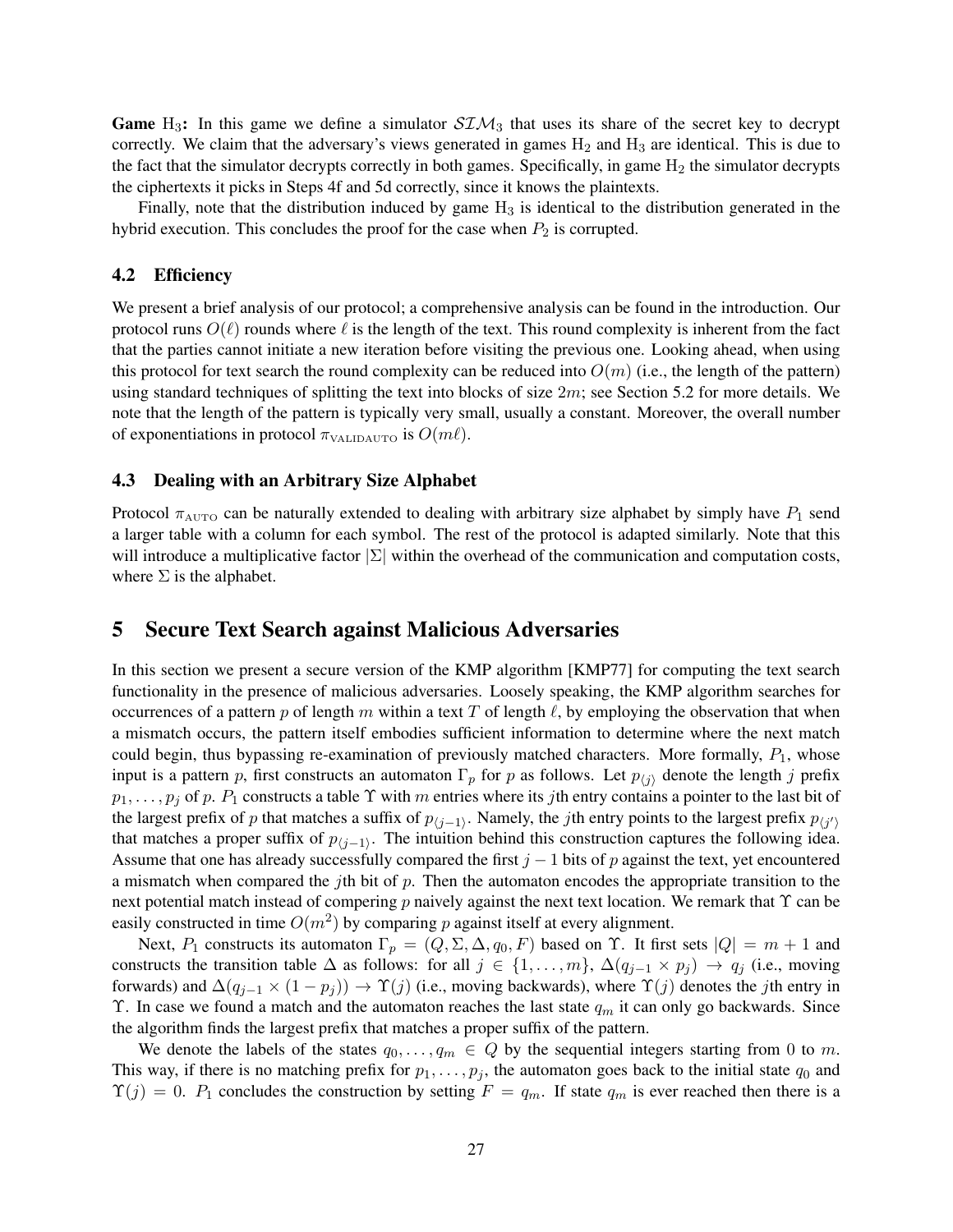**Game** $H_3$**:** In this game we define a simulator $\mathcal{SIM}_3$ that uses its share of the secret key to decrypt correctly. We claim that the adversary's views generated in games $H_2$ and $H_3$ are identical. This is due to the fact that the simulator decrypts correctly in both games. Specifically, in game $H_2$ the simulator decrypts the ciphertexts it picks in Steps 4f and 5d correctly, since it knows the plaintexts.

Finally, note that the distribution induced by game $H_3$ is identical to the distribution generated in the hybrid execution. This concludes the proof for the case when $P_2$ is corrupted.

### 4.2 Efficiency

We present a brief analysis of our protocol; a comprehensive analysis can be found in the introduction. Our protocol runs $O(\ell)$ rounds where $\ell$ is the length of the text. This round complexity is inherent from the fact that the parties cannot initiate a new iteration before visiting the previous one. Looking ahead, when using this protocol for text search the round complexity can be reduced into $O(m)$ (i.e., the length of the pattern) using standard techniques of splitting the text into blocks of size $2m$; see Section 5.2 for more details. We note that the length of the pattern is typically very small, usually a constant. Moreover, the overall number of exponentiations in protocol $\pi_{\text{VALIDAUTO}}$ is $O(m\ell)$.

### 4.3 Dealing with an Arbitrary Size Alphabet

Protocol $\pi_{\text{AUTO}}$ can be naturally extended to dealing with arbitrary size alphabet by simply have $P_1$ send a larger table with a column for each symbol. The rest of the protocol is adapted similarly. Note that this will introduce a multiplicative factor $|\Sigma|$ within the overhead of the communication and computation costs, where $\Sigma$ is the alphabet.

## 5 Secure Text Search against Malicious Adversaries

In this section we present a secure version of the KMP algorithm [KMP77] for computing the text search functionality in the presence of malicious adversaries. Loosely speaking, the KMP algorithm searches for occurrences of a pattern $p$ of length $m$ within a text $T$ of length $\ell$, by employing the observation that when a mismatch occurs, the pattern itself embodies sufficient information to determine where the next match could begin, thus bypassing re-examination of previously matched characters. More formally, $P_1$, whose input is a pattern $p$, first constructs an automaton $\Gamma_p$ for $p$ as follows. Let $p_{\langle j \rangle}$ denote the length $j$ prefix $p_1, \ldots, p_j$ of $p$. $P_1$ constructs a table $\Upsilon$ with $m$ entries where its $j$th entry contains a pointer to the last bit of the largest prefix of $p$ that matches a suffix of $p_{\langle j-1 \rangle}$. Namely, the $j$th entry points to the largest prefix $p_{\langle j' \rangle}$ that matches a proper suffix of $p_{\langle j-1 \rangle}$. The intuition behind this construction captures the following idea. Assume that one has already successfully compared the first $j-1$ bits of $p$ against the text, yet encountered a mismatch when compared the $j$th bit of $p$. Then the automaton encodes the appropriate transition to the next potential match instead of compering $p$ naively against the next text location. We remark that $\Upsilon$ can be easily constructed in time $O(m^2)$ by comparing $p$ against itself at every alignment.

Next, $P_1$ constructs its automaton $\Gamma_p = (Q, \Sigma, \Delta, q_0, F)$ based on $\Upsilon$. It first sets $|Q| = m+1$ and constructs the transition table $\Delta$ as follows: for all $j \in \{1, \ldots, m\}$, $\Delta(q_{j-1} \times p_j) \rightarrow q_j$ (i.e., moving forwards) and $\Delta(q_{j-1} \times (1-p_j)) \rightarrow \Upsilon(j)$ (i.e., moving backwards), where $\Upsilon(j)$ denotes the $j$th entry in $\Upsilon$. In case we found a match and the automaton reaches the last state $q_m$ it can only go backwards. Since the algorithm finds the largest prefix that matches a proper suffix of the pattern.

We denote the labels of the states $q_0, \ldots, q_m \in Q$ by the sequential integers starting from 0 to $m$. This way, if there is no matching prefix for $p_1, \ldots, p_j$, the automaton goes back to the initial state $q_0$ and $\Upsilon(j) = 0$. $P_1$ concludes the construction by setting $F = q_m$. If state $q_m$ is ever reached then there is a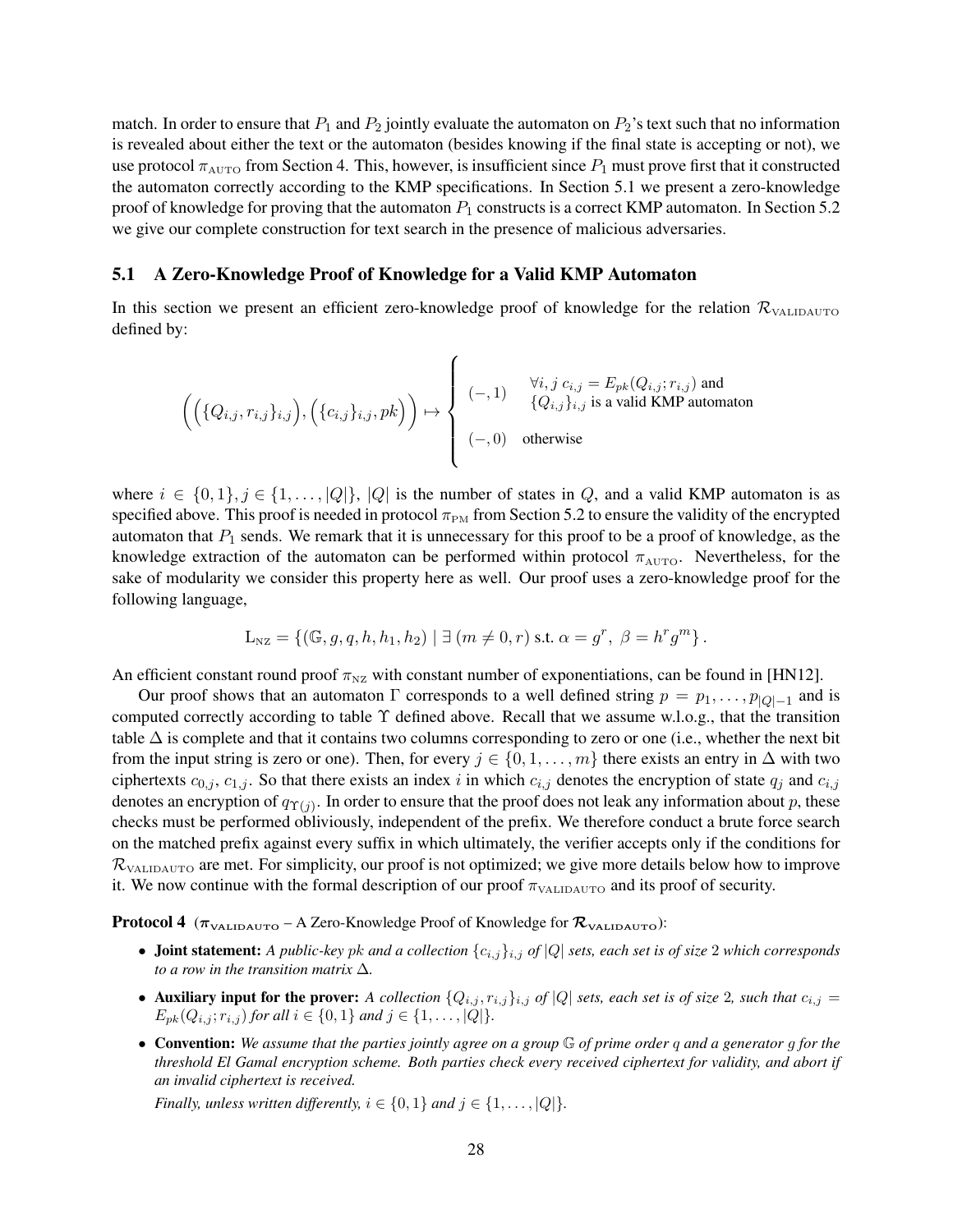match. In order to ensure that $P_1$ and $P_2$ jointly evaluate the automaton on $P_2$'s text such that no information is revealed about either the text or the automaton (besides knowing if the final state is accepting or not), we use protocol $\pi_{\text{AUTO}}$ from Section 4. This, however, is insufficient since $P_1$ must prove first that it constructed the automaton correctly according to the KMP specifications. In Section 5.1 we present a zero-knowledge proof of knowledge for proving that the automaton $P_1$ constructs is a correct KMP automaton. In Section 5.2 we give our complete construction for text search in the presence of malicious adversaries.

## 5.1 A Zero-Knowledge Proof of Knowledge for a Valid KMP Automaton

In this section we present an efficient zero-knowledge proof of knowledge for the relation $\mathcal{R}_{\text{VALIDAUTO}}$ defined by:

$$\Big(\Big(\{Q_{i,j}, r_{i,j}\}_{i,j}\Big), \Big(\{c_{i,j}\}_{i,j}, pk\Big)\Big) \mapsto \begin{cases} (-,1) & \forall i,j \; c_{i,j} = E_{pk}(Q_{i,j}; r_{i,j}) \text{ and} \\ & \{Q_{i,j}\}_{i,j} \text{ is a valid KMP automaton} \\ (-,0) & \text{otherwise} \end{cases}$$

where $i \in \{0,1\}, j \in \{1, \ldots, |Q|\}$, $|Q|$ is the number of states in $Q$, and a valid KMP automaton is as specified above. This proof is needed in protocol $\pi_{\text{PM}}$ from Section 5.2 to ensure the validity of the encrypted automaton that $P_1$ sends. We remark that it is unnecessary for this proof to be a proof of knowledge, as the knowledge extraction of the automaton can be performed within protocol $\pi_{\text{AUTO}}$. Nevertheless, for the sake of modularity we consider this property here as well. Our proof uses a zero-knowledge proof for the following language,

$$\text{L}_{\text{NZ}} = \{(\mathbb{G}, g, q, h, h_1, h_2) \mid \exists \, (m \neq 0, r) \text{ s.t. } \alpha = g^r, \; \beta = h^r g^m\}.$$

An efficient constant round proof $\pi_{\text{NZ}}$ with constant number of exponentiations, can be found in [HN12].

Our proof shows that an automaton $\Gamma$ corresponds to a well defined string $p = p_1, \ldots, p_{|Q|-1}$ and is computed correctly according to table $\Upsilon$ defined above. Recall that we assume w.l.o.g., that the transition table $\Delta$ is complete and that it contains two columns corresponding to zero or one (i.e., whether the next bit from the input string is zero or one). Then, for every $j \in \{0, 1, \ldots, m\}$ there exists an entry in $\Delta$ with two ciphertexts $c_{0,j}$, $c_{1,j}$. So that there exists an index $i$ in which $c_{i,j}$ denotes the encryption of state $q_j$ and $c_{i,j}$ denotes an encryption of $q_{\Upsilon(j)}$. In order to ensure that the proof does not leak any information about $p$, these checks must be performed obliviously, independent of the prefix. We therefore conduct a brute force search on the matched prefix against every suffix in which ultimately, the verifier accepts only if the conditions for $\mathcal{R}_{\text{VALIDAUTO}}$ are met. For simplicity, our proof is not optimized; we give more details below how to improve it. We now continue with the formal description of our proof $\pi_{\text{VALIDAUTO}}$ and its proof of security.

**Protocol 4** ($\boldsymbol{\pi_{\text{VALIDAUTO}}}$ – A Zero-Knowledge Proof of Knowledge for $\boldsymbol{\mathcal{R}_{\text{VALIDAUTO}}}$):

- **Joint statement:** *A public-key $pk$ and a collection $\{c_{i,j}\}_{i,j}$ of $|Q|$ sets, each set is of size $2$ which corresponds to a row in the transition matrix $\Delta$.*
- **Auxiliary input for the prover:** *A collection $\{Q_{i,j}, r_{i,j}\}_{i,j}$ of $|Q|$ sets, each set is of size $2$, such that $c_{i,j} = E_{pk}(Q_{i,j}; r_{i,j})$ for all $i \in \{0,1\}$ and $j \in \{1, \ldots, |Q|\}$.*
- **Convention:** *We assume that the parties jointly agree on a group $\mathbb{G}$ of prime order $q$ and a generator $g$ for the threshold El Gamal encryption scheme. Both parties check every received ciphertext for validity, and abort if an invalid ciphertext is received.*

  *Finally, unless written differently, $i \in \{0,1\}$ and $j \in \{1, \ldots, |Q|\}$.*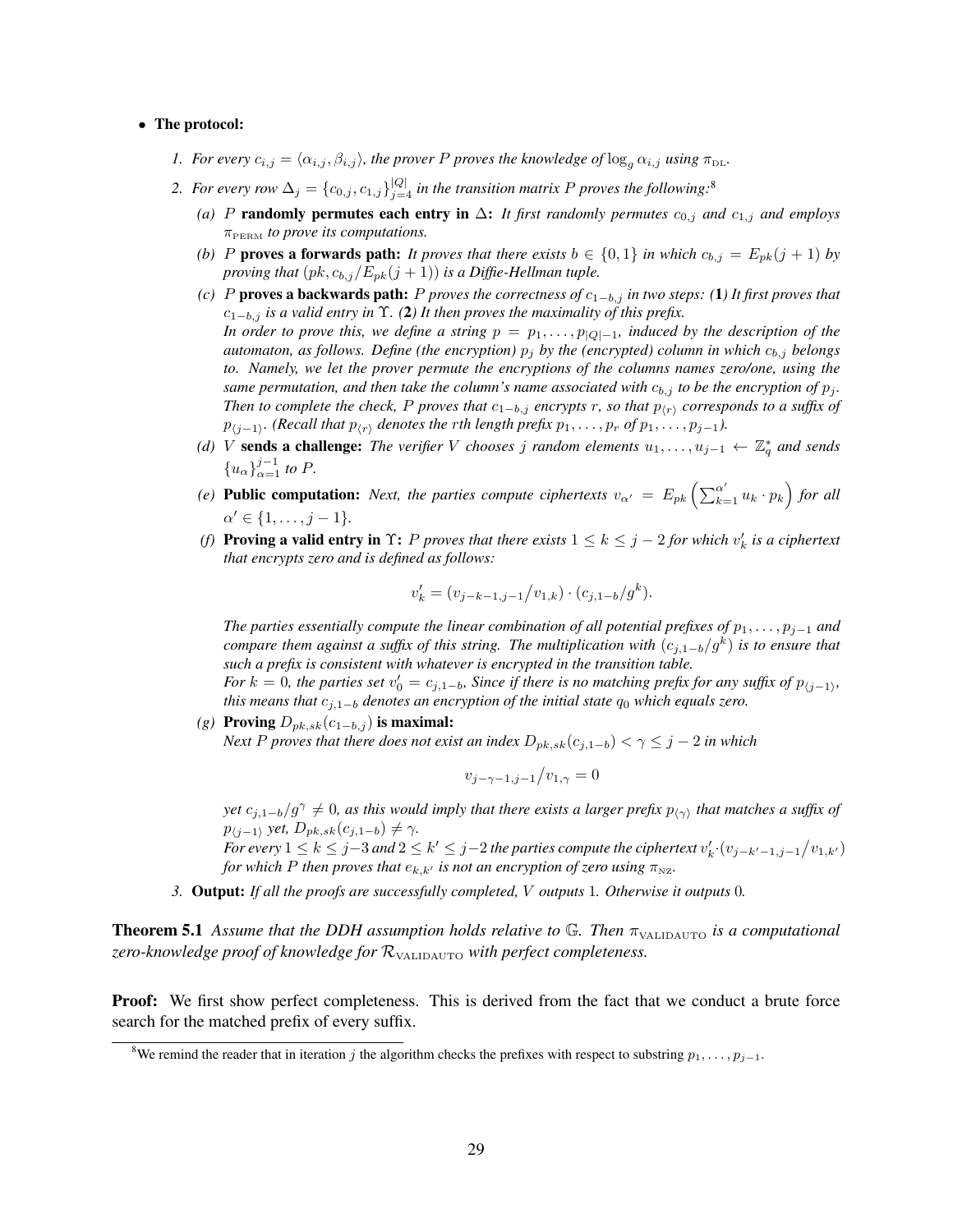- **The protocol:**

  1. *For every $c_{i,j} = \langle \alpha_{i,j}, \beta_{i,j} \rangle$, the prover $P$ proves the knowledge of $\log_g \alpha_{i,j}$ using $\pi_{\rm DL}$.*
  2. *For every row $\Delta_j = \{c_{0,j}, c_{1,j}\}_{j=4}^{|Q|}$ in the transition matrix $P$ proves the following:*[8]
     (a) *$P$* **randomly permutes each entry in $\Delta$:** *It first randomly permutes $c_{0,j}$ and $c_{1,j}$ and employs $\pi_{\rm PERM}$ to prove its computations.*

     (b) *$P$* **proves a forwards path:** *It proves that there exists $b \in \{0,1\}$ in which $c_{b,j} = E_{pk}(j+1)$ by proving that $(pk, c_{b,j}/E_{pk}(j+1))$ is a Diffie-Hellman tuple.*

     (c) *$P$* **proves a backwards path:** *$P$ proves the correctness of $c_{1-b,j}$ in two steps: (**1**) It first proves that $c_{1-b,j}$ is a valid entry in $\Upsilon$. (**2**) It then proves the maximality of this prefix.*
     *In order to prove this, we define a string $p = p_1, \ldots, p_{|Q|-1}$, induced by the description of the automaton, as follows. Define (the encryption) $p_j$ by the (encrypted) column in which $c_{b,j}$ belongs to. Namely, we let the prover permute the encryptions of the columns names zero/one, using the same permutation, and then take the column's name associated with $c_{b,j}$ to be the encryption of $p_j$. Then to complete the check, $P$ proves that $c_{1-b,j}$ encrypts $r$, so that $p_{\langle r \rangle}$ corresponds to a suffix of $p_{\langle j-1 \rangle}$. (Recall that $p_{\langle r \rangle}$ denotes the $r$th length prefix $p_1, \ldots, p_r$ of $p_1, \ldots, p_{j-1}$).*

     (d) *$V$* **sends a challenge:** *The verifier $V$ chooses $j$ random elements $u_1, \ldots, u_{j-1} \leftarrow \mathbb{Z}_q^*$ and sends $\{u_\alpha\}_{\alpha=1}^{j-1}$ to $P$.*

     (e) **Public computation:** *Next, the parties compute ciphertexts $v_{\alpha'} = E_{pk}\left(\sum_{k=1}^{\alpha'} u_k \cdot p_k\right)$ for all $\alpha' \in \{1, \ldots, j-1\}$.*

     (f) **Proving a valid entry in $\Upsilon$:** *$P$ proves that there exists $1 \leq k \leq j-2$ for which $v'_k$ is a ciphertext that encrypts zero and is defined as follows:*

     $$v'_k = (v_{j-k-1,j-1}/v_{1,k}) \cdot (c_{j,1-b}/g^k).$$

     *The parties essentially compute the linear combination of all potential prefixes of $p_1, \ldots, p_{j-1}$ and compare them against a suffix of this string. The multiplication with $(c_{j,1-b}/g^k)$ is to ensure that such a prefix is consistent with whatever is encrypted in the transition table.*
     *For $k = 0$, the parties set $v'_0 = c_{j,1-b}$, Since if there is no matching prefix for any suffix of $p_{\langle j-1 \rangle}$, this means that $c_{j,1-b}$ denotes an encryption of the initial state $q_0$ which equals zero.*

     (g) **Proving $D_{pk,sk}(c_{1-b,j})$ is maximal:**
     *Next $P$ proves that there does not exist an index $D_{pk,sk}(c_{j,1-b}) < \gamma \leq j-2$ in which*

     $$v_{j-\gamma-1,j-1}/v_{1,\gamma} = 0$$

     *yet $c_{j,1-b}/g^\gamma \neq 0$, as this would imply that there exists a larger prefix $p_{\langle \gamma \rangle}$ that matches a suffix of $p_{\langle j-1 \rangle}$ yet, $D_{pk,sk}(c_{j,1-b}) \neq \gamma$.*
     *For every $1 \leq k \leq j-3$ and $2 \leq k' \leq j-2$ the parties compute the ciphertext $v'_k \cdot (v_{j-k'-1,j-1}/v_{1,k'})$ for which $P$ then proves that $e_{k,k'}$ is not an encryption of zero using $\pi_{\rm NZ}$.*
  3. **Output:** *If all the proofs are successfully completed, $V$ outputs 1. Otherwise it outputs 0.*

**Theorem 5.1** *Assume that the DDH assumption holds relative to $\mathbb{G}$. Then $\pi_{\rm VALIDAUTO}$ is a computational zero-knowledge proof of knowledge for $\mathcal{R}_{\rm VALIDAUTO}$ with perfect completeness.*

**Proof:** We first show perfect completeness. This is derived from the fact that we conduct a brute force search for the matched prefix of every suffix.

[8] We remind the reader that in iteration $j$ the algorithm checks the prefixes with respect to substring $p_1, \ldots, p_{j-1}$.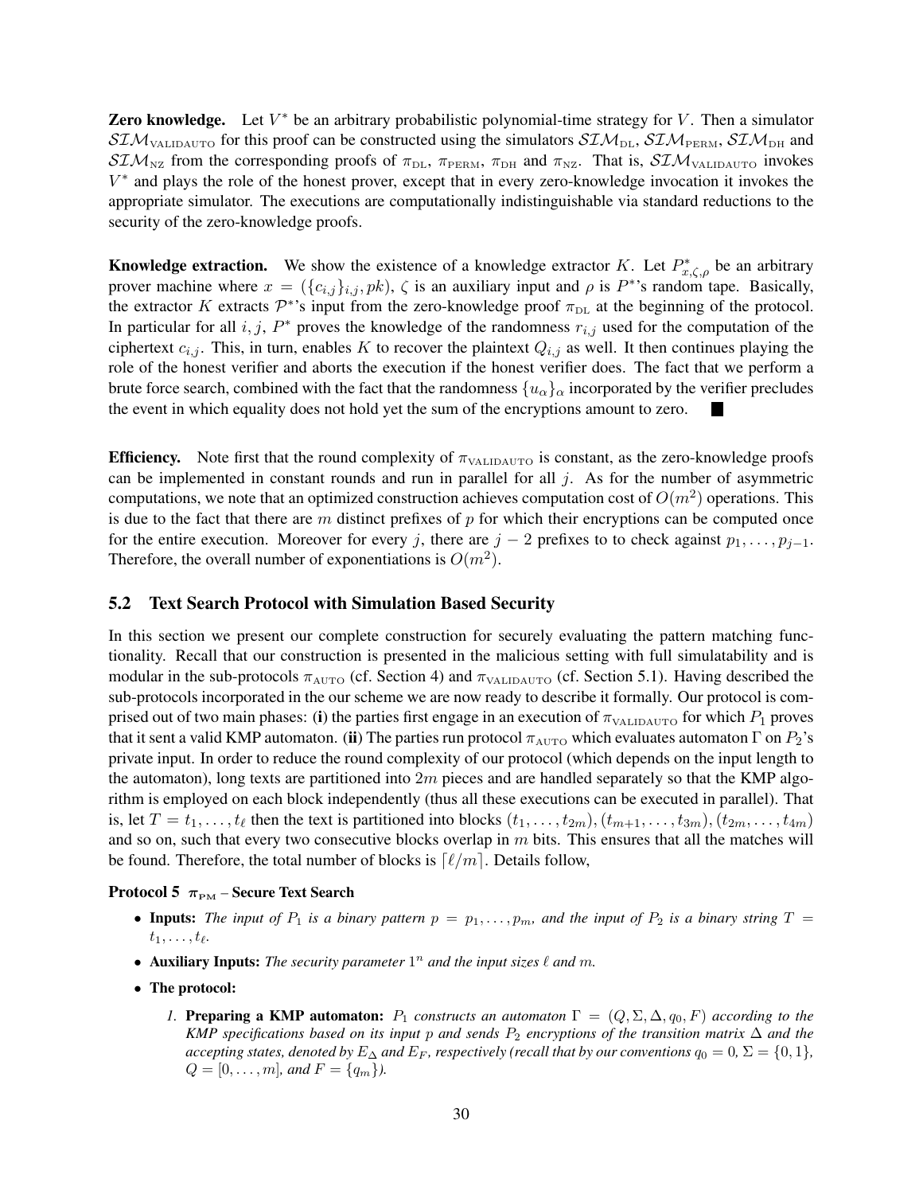**Zero knowledge.** Let $V^*$ be an arbitrary probabilistic polynomial-time strategy for $V$. Then a simulator $\mathcal{SIM}_{\text{VALIDAUTO}}$ for this proof can be constructed using the simulators $\mathcal{SIM}_{\text{DL}}$, $\mathcal{SIM}_{\text{PERM}}$, $\mathcal{SIM}_{\text{DH}}$ and $\mathcal{SIM}_{\text{NZ}}$ from the corresponding proofs of $\pi_{\text{DL}}$, $\pi_{\text{PERM}}$, $\pi_{\text{DH}}$ and $\pi_{\text{NZ}}$. That is, $\mathcal{SIM}_{\text{VALIDAUTO}}$ invokes $V^*$ and plays the role of the honest prover, except that in every zero-knowledge invocation it invokes the appropriate simulator. The executions are computationally indistinguishable via standard reductions to the security of the zero-knowledge proofs.

**Knowledge extraction.** We show the existence of a knowledge extractor $K$. Let $P^*_{x,\zeta,\rho}$ be an arbitrary prover machine where $x = (\{c_{i,j}\}_{i,j}, pk)$, $\zeta$ is an auxiliary input and $\rho$ is $P^*$'s random tape. Basically, the extractor $K$ extracts $\mathcal{P}^*$'s input from the zero-knowledge proof $\pi_{\text{DL}}$ at the beginning of the protocol. In particular for all $i, j$, $P^*$ proves the knowledge of the randomness $r_{i,j}$ used for the computation of the ciphertext $c_{i,j}$. This, in turn, enables $K$ to recover the plaintext $Q_{i,j}$ as well. It then continues playing the role of the honest verifier and aborts the execution if the honest verifier does. The fact that we perform a brute force search, combined with the fact that the randomness $\{u_\alpha\}_\alpha$ incorporated by the verifier precludes the event in which equality does not hold yet the sum of the encryptions amount to zero. ■

**Efficiency.** Note first that the round complexity of $\pi_{\text{VALIDAUTO}}$ is constant, as the zero-knowledge proofs can be implemented in constant rounds and run in parallel for all $j$. As for the number of asymmetric computations, we note that an optimized construction achieves computation cost of $O(m^2)$ operations. This is due to the fact that there are $m$ distinct prefixes of $p$ for which their encryptions can be computed once for the entire execution. Moreover for every $j$, there are $j-2$ prefixes to to check against $p_1, \ldots, p_{j-1}$. Therefore, the overall number of exponentiations is $O(m^2)$.

### 5.2 Text Search Protocol with Simulation Based Security

In this section we present our complete construction for securely evaluating the pattern matching functionality. Recall that our construction is presented in the malicious setting with full simulatability and is modular in the sub-protocols $\pi_{\text{AUTO}}$ (cf. Section 4) and $\pi_{\text{VALIDAUTO}}$ (cf. Section 5.1). Having described the sub-protocols incorporated in our scheme we are now ready to describe it formally. Our protocol is comprised out of two main phases: (**i**) the parties first engage in an execution of $\pi_{\text{VALIDAUTO}}$ for which $P_1$ proves that it sent a valid KMP automaton. (**ii**) The parties run protocol $\pi_{\text{AUTO}}$ which evaluates automaton $\Gamma$ on $P_2$'s private input. In order to reduce the round complexity of our protocol (which depends on the input length to the automaton), long texts are partitioned into $2m$ pieces and are handled separately so that the KMP algorithm is employed on each block independently (thus all these executions can be executed in parallel). That is, let $T = t_1, \ldots, t_\ell$ then the text is partitioned into blocks $(t_1, \ldots, t_{2m}), (t_{m+1}, \ldots, t_{3m}), (t_{2m}, \ldots, t_{4m})$ and so on, such that every two consecutive blocks overlap in $m$ bits. This ensures that all the matches will be found. Therefore, the total number of blocks is $\lceil \ell/m \rceil$. Details follow,

**Protocol 5** $\pi_{\text{PM}}$ **– Secure Text Search**

- **Inputs:** *The input of $P_1$ is a binary pattern $p = p_1, \ldots, p_m$, and the input of $P_2$ is a binary string $T = t_1, \ldots, t_\ell$.*
- **Auxiliary Inputs:** *The security parameter $1^n$ and the input sizes $\ell$ and $m$.*
- **The protocol:**
  1. **Preparing a KMP automaton:** *$P_1$ constructs an automaton $\Gamma = (Q, \Sigma, \Delta, q_0, F)$ according to the KMP specifications based on its input $p$ and sends $P_2$ encryptions of the transition matrix $\Delta$ and the accepting states, denoted by $E_\Delta$ and $E_F$, respectively (recall that by our conventions $q_0 = 0$, $\Sigma = \{0, 1\}$, $Q = [0, \ldots, m]$, and $F = \{q_m\}$).*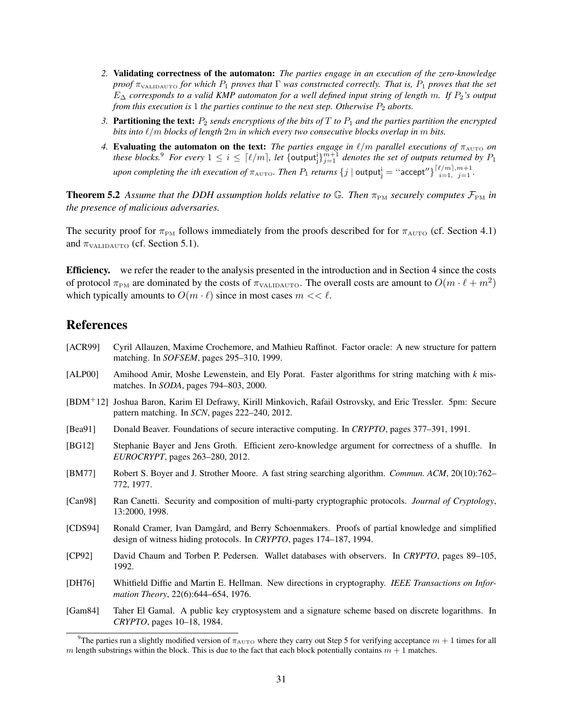2. **Validating correctness of the automaton:** *The parties engage in an execution of the zero-knowledge proof $\pi_{\text{VALIDAUTO}}$ for which $P_1$ proves that $\Gamma$ was constructed correctly. That is, $P_1$ proves that the set $E_\Delta$ corresponds to a valid KMP automaton for a well defined input string of length $m$. If $P_2$'s output from this execution is 1 the parties continue to the next step. Otherwise $P_2$ aborts.*

3. **Partitioning the text:** *$P_2$ sends encryptions of the bits of $T$ to $P_1$ and the parties partition the encrypted bits into $\ell/m$ blocks of length $2m$ in which every two consecutive blocks overlap in $m$ bits.*

4. **Evaluating the automaton on the text:** *The parties engage in $\ell/m$ parallel executions of $\pi_{\text{AUTO}}$ on these blocks.*[9] *For every $1 \leq i \leq \lceil \ell/m \rceil$, let $\{\mathsf{output}^i_j\}_{j=1}^{m+1}$ denotes the set of outputs returned by $P_1$ upon completing the ith execution of $\pi_{\text{AUTO}}$. Then $P_1$ returns $\{j \mid \mathsf{output}^i_j = \text{``accept''}\}_{i=1,\ j=1}^{\lceil \ell/m \rceil, m+1}$.*

**Theorem 5.2** *Assume that the DDH assumption holds relative to $\mathbb{G}$. Then $\pi_{\text{PM}}$ securely computes $\mathcal{F}_{\text{PM}}$ in the presence of malicious adversaries.*

The security proof for $\pi_{\text{PM}}$ follows immediately from the proofs described for for $\pi_{\text{AUTO}}$ (cf. Section 4.1) and $\pi_{\text{VALIDAUTO}}$ (cf. Section 5.1).

**Efficiency.** we refer the reader to the analysis presented in the introduction and in Section 4 since the costs of protocol $\pi_{\text{PM}}$ are dominated by the costs of $\pi_{\text{VALIDAUTO}}$. The overall costs are amount to $O(m \cdot \ell + m^2)$ which typically amounts to $O(m \cdot \ell)$ since in most cases $m << \ell$.

# References

[ACR99] Cyril Allauzen, Maxime Crochemore, and Mathieu Raffinot. Factor oracle: A new structure for pattern matching. In *SOFSEM*, pages 295–310, 1999.

[ALP00] Amihood Amir, Moshe Lewenstein, and Ely Porat. Faster algorithms for string matching with *k* mismatches. In *SODA*, pages 794–803, 2000.

[BDM+12] Joshua Baron, Karim El Defrawy, Kirill Minkovich, Rafail Ostrovsky, and Eric Tressler. 5pm: Secure pattern matching. In *SCN*, pages 222–240, 2012.

[Bea91] Donald Beaver. Foundations of secure interactive computing. In *CRYPTO*, pages 377–391, 1991.

[BG12] Stephanie Bayer and Jens Groth. Efficient zero-knowledge argument for correctness of a shuffle. In *EUROCRYPT*, pages 263–280, 2012.

[BM77] Robert S. Boyer and J. Strother Moore. A fast string searching algorithm. *Commun. ACM*, 20(10):762–772, 1977.

[Can98] Ran Canetti. Security and composition of multi-party cryptographic protocols. *Journal of Cryptology*, 13:2000, 1998.

[CDS94] Ronald Cramer, Ivan Damgård, and Berry Schoenmakers. Proofs of partial knowledge and simplified design of witness hiding protocols. In *CRYPTO*, pages 174–187, 1994.

[CP92] David Chaum and Torben P. Pedersen. Wallet databases with observers. In *CRYPTO*, pages 89–105, 1992.

[DH76] Whitfield Diffie and Martin E. Hellman. New directions in cryptography. *IEEE Transactions on Information Theory*, 22(6):644–654, 1976.

[Gam84] Taher El Gamal. A public key cryptosystem and a signature scheme based on discrete logarithms. In *CRYPTO*, pages 10–18, 1984.

[9] The parties run a slightly modified version of $\pi_{\text{AUTO}}$ where they carry out Step 5 for verifying acceptance $m+1$ times for all $m$ length substrings within the block. This is due to the fact that each block potentially contains $m+1$ matches.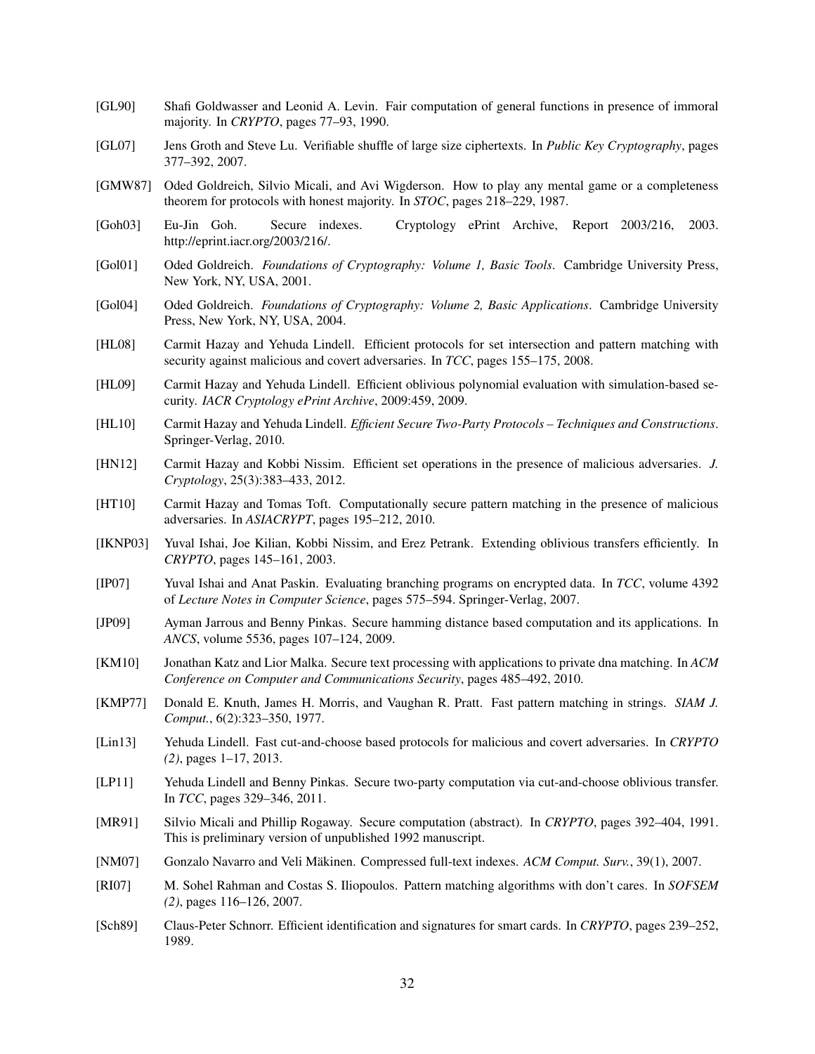[GL90] Shafi Goldwasser and Leonid A. Levin. Fair computation of general functions in presence of immoral majority. In *CRYPTO*, pages 77–93, 1990.

[GL07] Jens Groth and Steve Lu. Verifiable shuffle of large size ciphertexts. In *Public Key Cryptography*, pages 377–392, 2007.

[GMW87] Oded Goldreich, Silvio Micali, and Avi Wigderson. How to play any mental game or a completeness theorem for protocols with honest majority. In *STOC*, pages 218–229, 1987.

[Goh03] Eu-Jin Goh. Secure indexes. Cryptology ePrint Archive, Report 2003/216, 2003. http://eprint.iacr.org/2003/216/.

[Gol01] Oded Goldreich. *Foundations of Cryptography: Volume 1, Basic Tools*. Cambridge University Press, New York, NY, USA, 2001.

[Gol04] Oded Goldreich. *Foundations of Cryptography: Volume 2, Basic Applications*. Cambridge University Press, New York, NY, USA, 2004.

[HL08] Carmit Hazay and Yehuda Lindell. Efficient protocols for set intersection and pattern matching with security against malicious and covert adversaries. In *TCC*, pages 155–175, 2008.

[HL09] Carmit Hazay and Yehuda Lindell. Efficient oblivious polynomial evaluation with simulation-based security. *IACR Cryptology ePrint Archive*, 2009:459, 2009.

[HL10] Carmit Hazay and Yehuda Lindell. *Efficient Secure Two-Party Protocols – Techniques and Constructions*. Springer-Verlag, 2010.

[HN12] Carmit Hazay and Kobbi Nissim. Efficient set operations in the presence of malicious adversaries. *J. Cryptology*, 25(3):383–433, 2012.

[HT10] Carmit Hazay and Tomas Toft. Computationally secure pattern matching in the presence of malicious adversaries. In *ASIACRYPT*, pages 195–212, 2010.

[IKNP03] Yuval Ishai, Joe Kilian, Kobbi Nissim, and Erez Petrank. Extending oblivious transfers efficiently. In *CRYPTO*, pages 145–161, 2003.

[IP07] Yuval Ishai and Anat Paskin. Evaluating branching programs on encrypted data. In *TCC*, volume 4392 of *Lecture Notes in Computer Science*, pages 575–594. Springer-Verlag, 2007.

[JP09] Ayman Jarrous and Benny Pinkas. Secure hamming distance based computation and its applications. In *ANCS*, volume 5536, pages 107–124, 2009.

[KM10] Jonathan Katz and Lior Malka. Secure text processing with applications to private dna matching. In *ACM Conference on Computer and Communications Security*, pages 485–492, 2010.

[KMP77] Donald E. Knuth, James H. Morris, and Vaughan R. Pratt. Fast pattern matching in strings. *SIAM J. Comput.*, 6(2):323–350, 1977.

[Lin13] Yehuda Lindell. Fast cut-and-choose based protocols for malicious and covert adversaries. In *CRYPTO (2)*, pages 1–17, 2013.

[LP11] Yehuda Lindell and Benny Pinkas. Secure two-party computation via cut-and-choose oblivious transfer. In *TCC*, pages 329–346, 2011.

[MR91] Silvio Micali and Phillip Rogaway. Secure computation (abstract). In *CRYPTO*, pages 392–404, 1991. This is preliminary version of unpublished 1992 manuscript.

[NM07] Gonzalo Navarro and Veli Mäkinen. Compressed full-text indexes. *ACM Comput. Surv.*, 39(1), 2007.

[RI07] M. Sohel Rahman and Costas S. Iliopoulos. Pattern matching algorithms with don't cares. In *SOFSEM (2)*, pages 116–126, 2007.

[Sch89] Claus-Peter Schnorr. Efficient identification and signatures for smart cards. In *CRYPTO*, pages 239–252, 1989.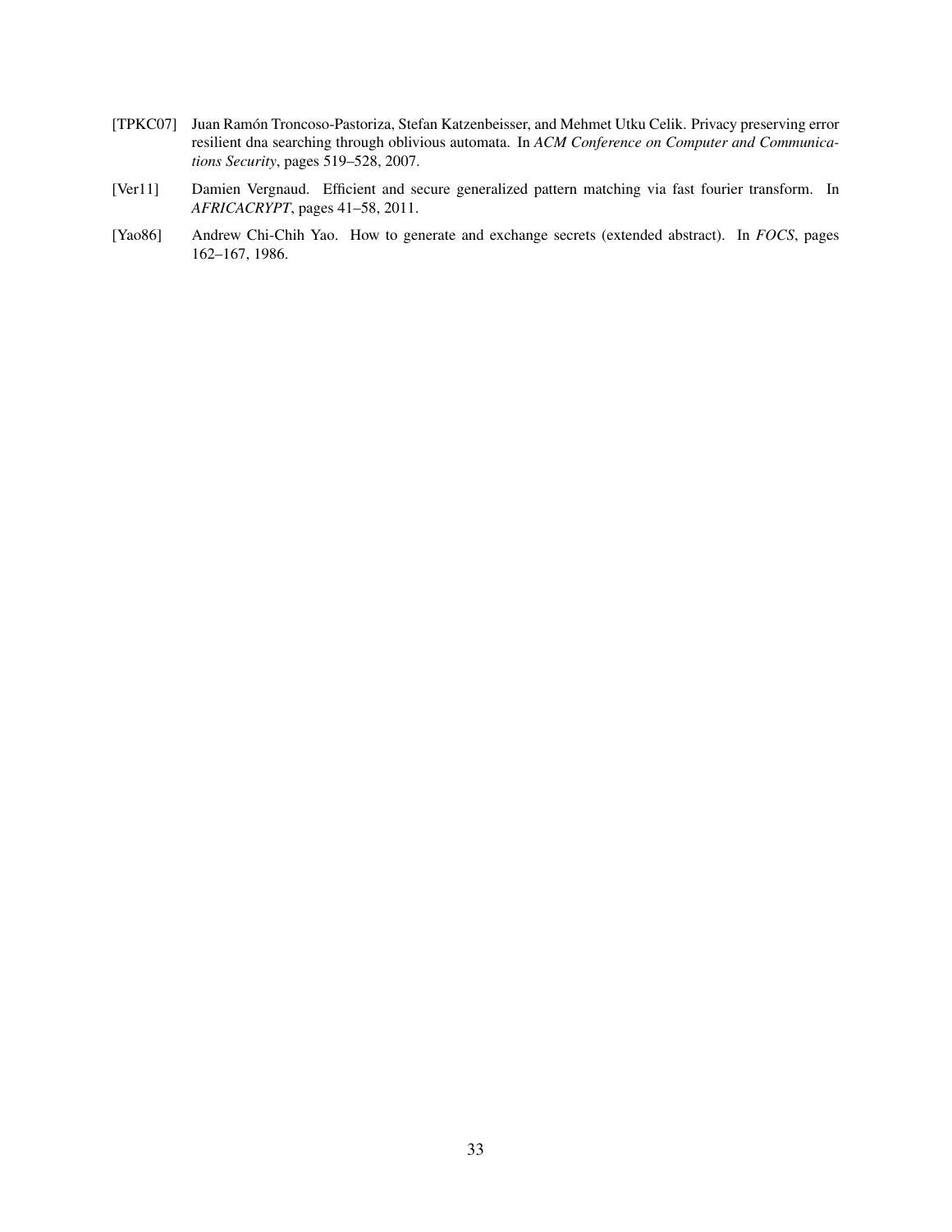[TPKC07] Juan Ramón Troncoso-Pastoriza, Stefan Katzenbeisser, and Mehmet Utku Celik. Privacy preserving error resilient dna searching through oblivious automata. In *ACM Conference on Computer and Communications Security*, pages 519–528, 2007.

[Ver11] Damien Vergnaud. Efficient and secure generalized pattern matching via fast fourier transform. In *AFRICACRYPT*, pages 41–58, 2011.

[Yao86] Andrew Chi-Chih Yao. How to generate and exchange secrets (extended abstract). In *FOCS*, pages 162–167, 1986.